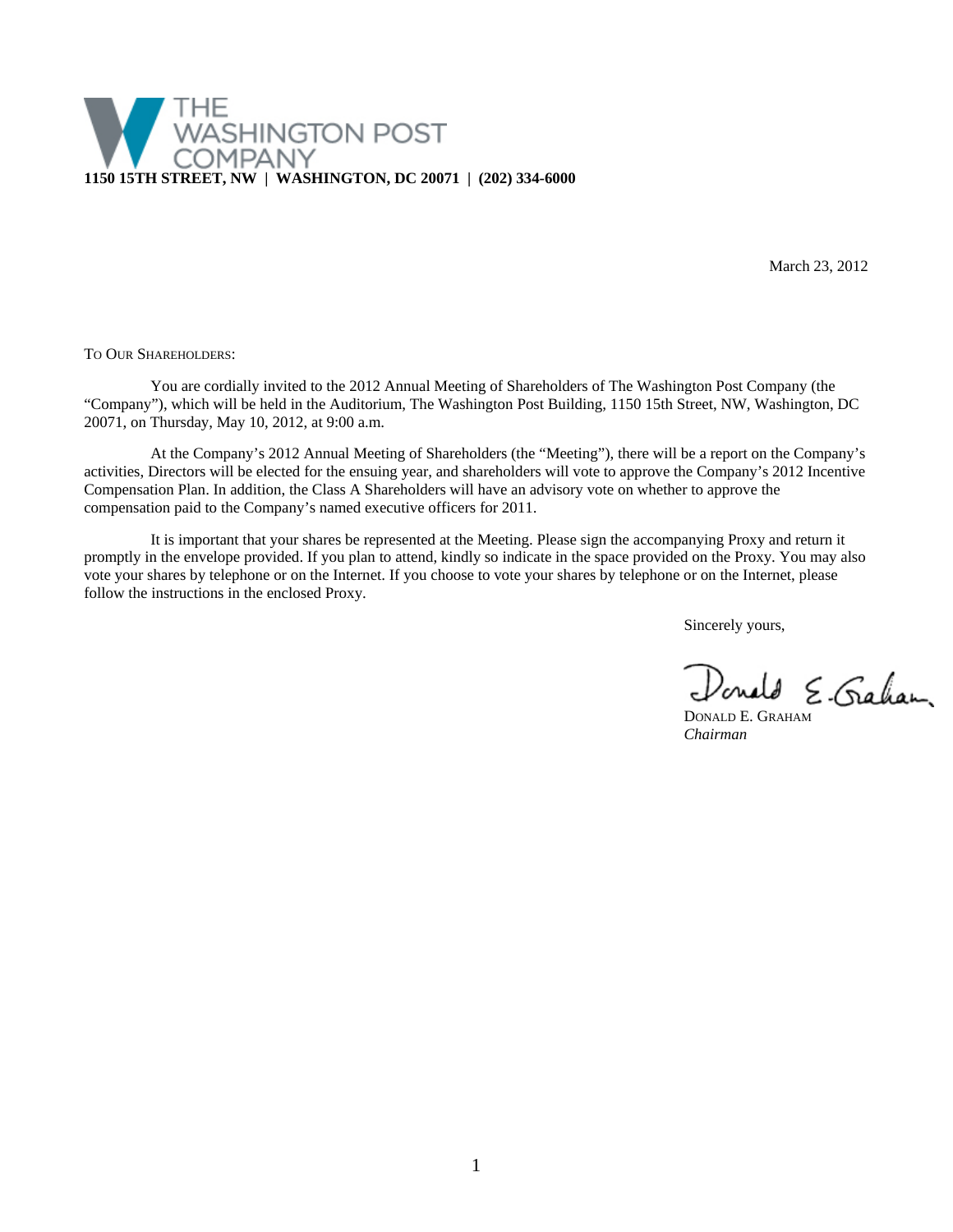THE WASHINGTON POST COMPANY

**1150 15TH STREET, NW | WASHINGTON, DC 20071 | (202) 334-6000**

March 23, 2012

TO OUR SHAREHOLDERS:

You are cordially invited to the 2012 Annual Meeting of Shareholders of The Washington Post Company (the "Company"), which will be held in the Auditorium, The Washington Post Building, 1150 15th Street, NW, Washington, DC 20071, on Thursday, May 10, 2012, at 9:00 a.m.

At the Company's 2012 Annual Meeting of Shareholders (the "Meeting"), there will be a report on the Company's activities, Directors will be elected for the ensuing year, and shareholders will vote to approve the Company's 2012 Incentive Compensation Plan. In addition, the Class A Shareholders will have an advisory vote on whether to approve the compensation paid to the Company's named executive officers for 2011.

It is important that your shares be represented at the Meeting. Please sign the accompanying Proxy and return it promptly in the envelope provided. If you plan to attend, kindly so indicate in the space provided on the Proxy. You may also vote your shares by telephone or on the Internet. If you choose to vote your shares by telephone or on the Internet, please follow the instructions in the enclosed Proxy.

Sincerely yours,

DONALD E. GRAHAM
*Chairman*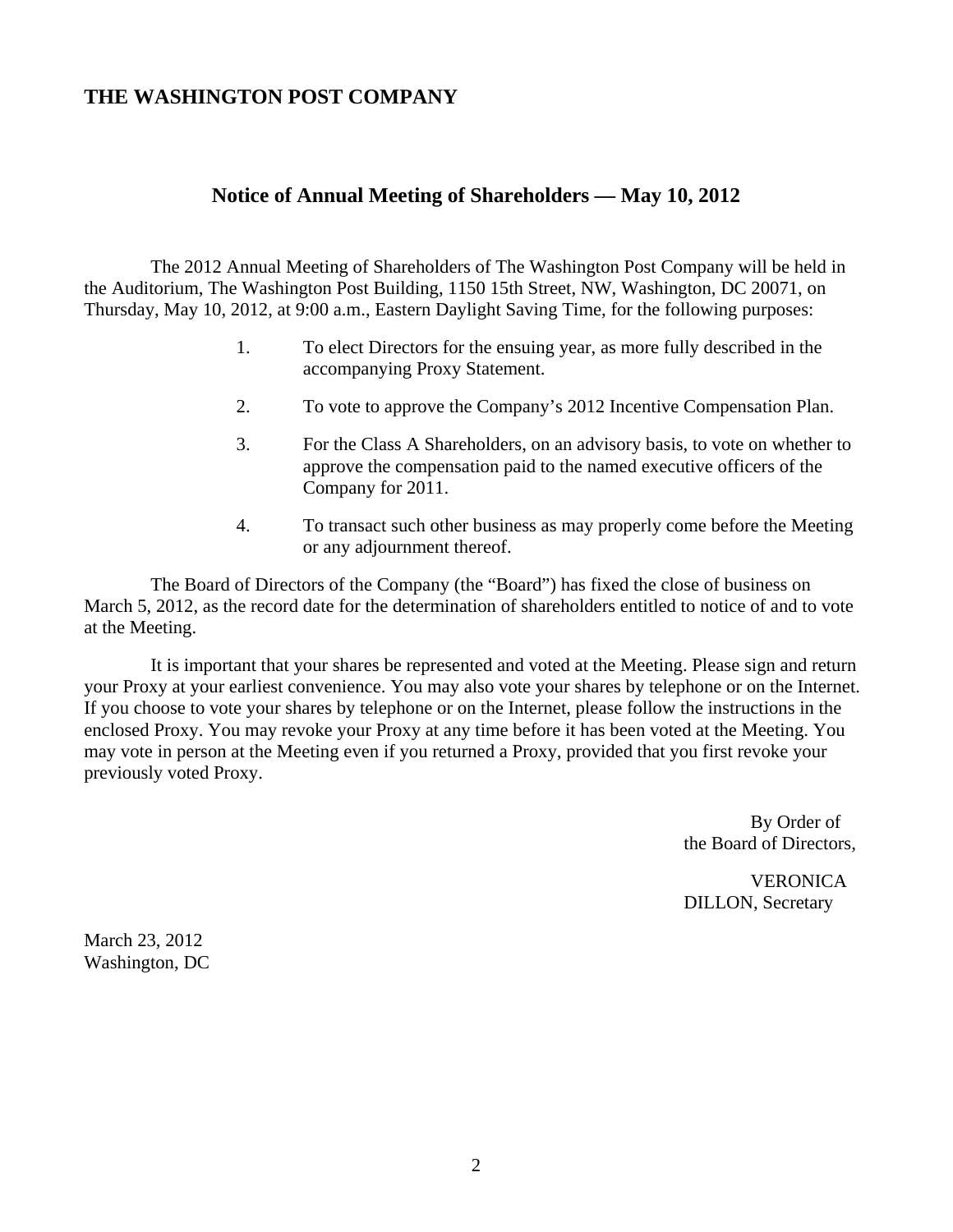# THE WASHINGTON POST COMPANY

## Notice of Annual Meeting of Shareholders — May 10, 2012

The 2012 Annual Meeting of Shareholders of The Washington Post Company will be held in the Auditorium, The Washington Post Building, 1150 15th Street, NW, Washington, DC 20071, on Thursday, May 10, 2012, at 9:00 a.m., Eastern Daylight Saving Time, for the following purposes:

1. To elect Directors for the ensuing year, as more fully described in the accompanying Proxy Statement.
2. To vote to approve the Company's 2012 Incentive Compensation Plan.
3. For the Class A Shareholders, on an advisory basis, to vote on whether to approve the compensation paid to the named executive officers of the Company for 2011.
4. To transact such other business as may properly come before the Meeting or any adjournment thereof.

The Board of Directors of the Company (the "Board") has fixed the close of business on March 5, 2012, as the record date for the determination of shareholders entitled to notice of and to vote at the Meeting.

It is important that your shares be represented and voted at the Meeting. Please sign and return your Proxy at your earliest convenience. You may also vote your shares by telephone or on the Internet. If you choose to vote your shares by telephone or on the Internet, please follow the instructions in the enclosed Proxy. You may revoke your Proxy at any time before it has been voted at the Meeting. You may vote in person at the Meeting even if you returned a Proxy, provided that you first revoke your previously voted Proxy.

By Order of
the Board of Directors,

VERONICA
DILLON, Secretary

March 23, 2012
Washington, DC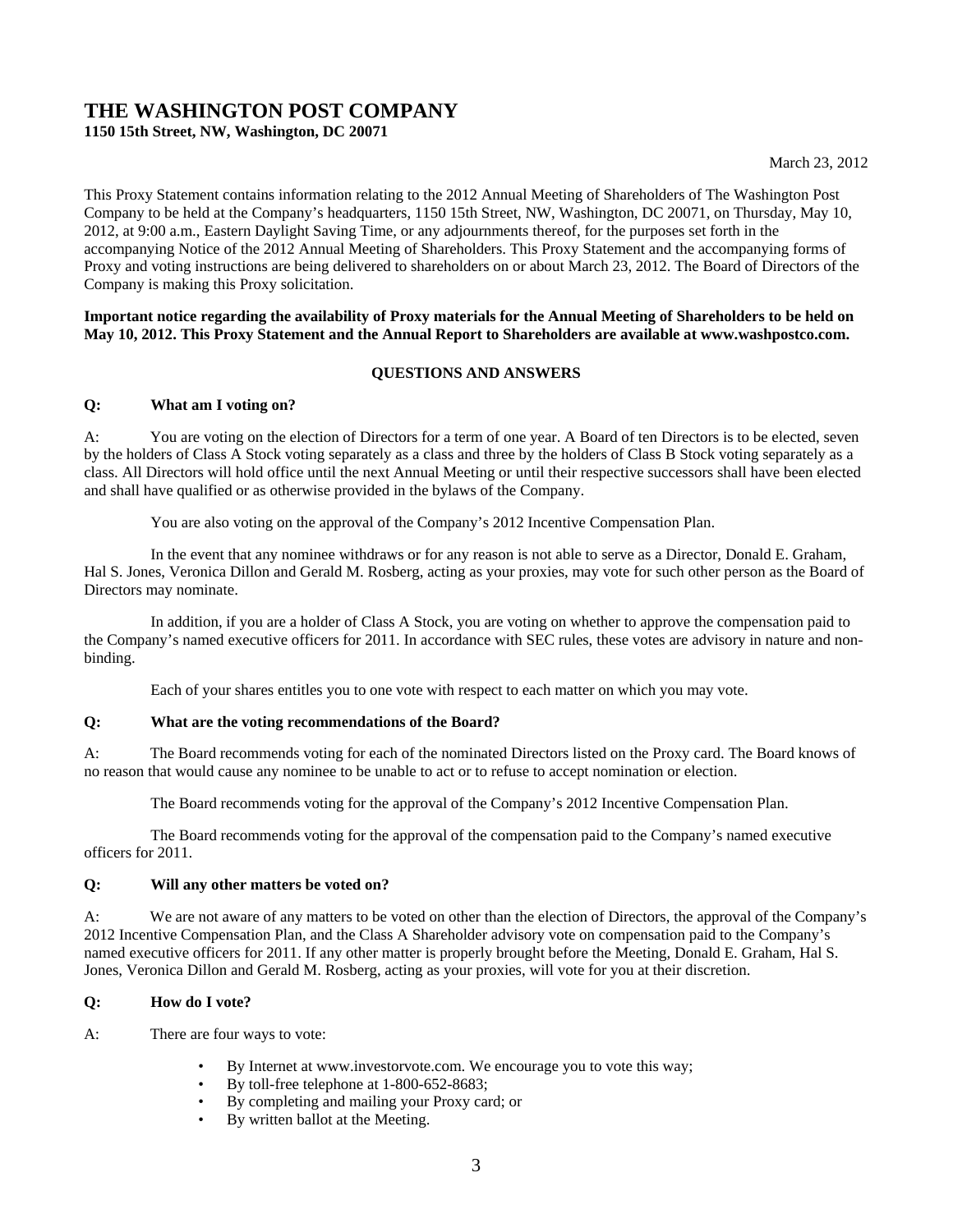# THE WASHINGTON POST COMPANY

**1150 15th Street, NW, Washington, DC 20071**

March 23, 2012

This Proxy Statement contains information relating to the 2012 Annual Meeting of Shareholders of The Washington Post Company to be held at the Company's headquarters, 1150 15th Street, NW, Washington, DC 20071, on Thursday, May 10, 2012, at 9:00 a.m., Eastern Daylight Saving Time, or any adjournments thereof, for the purposes set forth in the accompanying Notice of the 2012 Annual Meeting of Shareholders. This Proxy Statement and the accompanying forms of Proxy and voting instructions are being delivered to shareholders on or about March 23, 2012. The Board of Directors of the Company is making this Proxy solicitation.

**Important notice regarding the availability of Proxy materials for the Annual Meeting of Shareholders to be held on May 10, 2012. This Proxy Statement and the Annual Report to Shareholders are available at www.washpostco.com.**

## QUESTIONS AND ANSWERS

**Q: What am I voting on?**

A: You are voting on the election of Directors for a term of one year. A Board of ten Directors is to be elected, seven by the holders of Class A Stock voting separately as a class and three by the holders of Class B Stock voting separately as a class. All Directors will hold office until the next Annual Meeting or until their respective successors shall have been elected and shall have qualified or as otherwise provided in the bylaws of the Company.

You are also voting on the approval of the Company's 2012 Incentive Compensation Plan.

In the event that any nominee withdraws or for any reason is not able to serve as a Director, Donald E. Graham, Hal S. Jones, Veronica Dillon and Gerald M. Rosberg, acting as your proxies, may vote for such other person as the Board of Directors may nominate.

In addition, if you are a holder of Class A Stock, you are voting on whether to approve the compensation paid to the Company's named executive officers for 2011. In accordance with SEC rules, these votes are advisory in nature and non-binding.

Each of your shares entitles you to one vote with respect to each matter on which you may vote.

**Q: What are the voting recommendations of the Board?**

A: The Board recommends voting for each of the nominated Directors listed on the Proxy card. The Board knows of no reason that would cause any nominee to be unable to act or to refuse to accept nomination or election.

The Board recommends voting for the approval of the Company's 2012 Incentive Compensation Plan.

The Board recommends voting for the approval of the compensation paid to the Company's named executive officers for 2011.

**Q: Will any other matters be voted on?**

A: We are not aware of any matters to be voted on other than the election of Directors, the approval of the Company's 2012 Incentive Compensation Plan, and the Class A Shareholder advisory vote on compensation paid to the Company's named executive officers for 2011. If any other matter is properly brought before the Meeting, Donald E. Graham, Hal S. Jones, Veronica Dillon and Gerald M. Rosberg, acting as your proxies, will vote for you at their discretion.

**Q: How do I vote?**

A: There are four ways to vote:

- By Internet at www.investorvote.com. We encourage you to vote this way;
- By toll-free telephone at 1-800-652-8683;
- By completing and mailing your Proxy card; or
- By written ballot at the Meeting.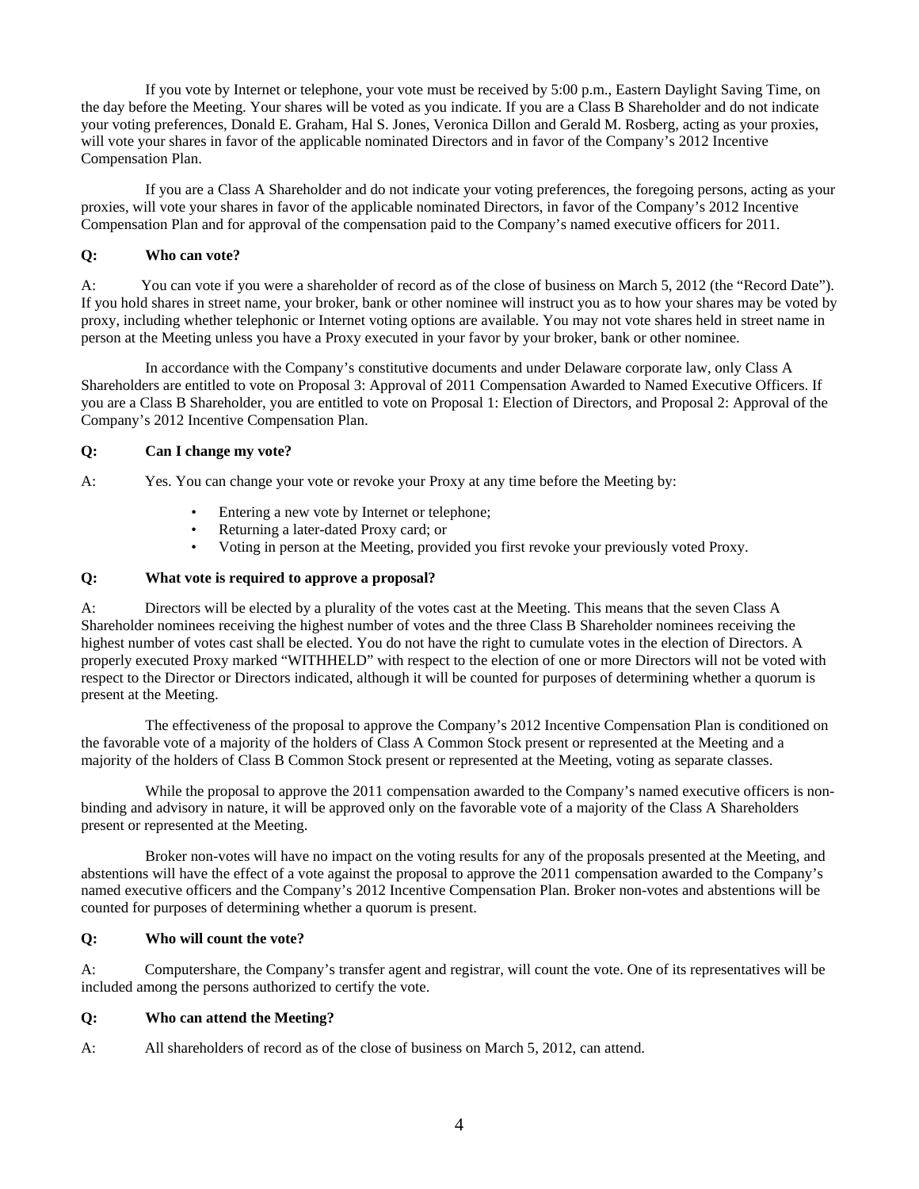If you vote by Internet or telephone, your vote must be received by 5:00 p.m., Eastern Daylight Saving Time, on the day before the Meeting. Your shares will be voted as you indicate. If you are a Class B Shareholder and do not indicate your voting preferences, Donald E. Graham, Hal S. Jones, Veronica Dillon and Gerald M. Rosberg, acting as your proxies, will vote your shares in favor of the applicable nominated Directors and in favor of the Company's 2012 Incentive Compensation Plan.

If you are a Class A Shareholder and do not indicate your voting preferences, the foregoing persons, acting as your proxies, will vote your shares in favor of the applicable nominated Directors, in favor of the Company's 2012 Incentive Compensation Plan and for approval of the compensation paid to the Company's named executive officers for 2011.

**Q: Who can vote?**

A: You can vote if you were a shareholder of record as of the close of business on March 5, 2012 (the "Record Date"). If you hold shares in street name, your broker, bank or other nominee will instruct you as to how your shares may be voted by proxy, including whether telephonic or Internet voting options are available. You may not vote shares held in street name in person at the Meeting unless you have a Proxy executed in your favor by your broker, bank or other nominee.

In accordance with the Company's constitutive documents and under Delaware corporate law, only Class A Shareholders are entitled to vote on Proposal 3: Approval of 2011 Compensation Awarded to Named Executive Officers. If you are a Class B Shareholder, you are entitled to vote on Proposal 1: Election of Directors, and Proposal 2: Approval of the Company's 2012 Incentive Compensation Plan.

**Q: Can I change my vote?**

A: Yes. You can change your vote or revoke your Proxy at any time before the Meeting by:

- Entering a new vote by Internet or telephone;
- Returning a later-dated Proxy card; or
- Voting in person at the Meeting, provided you first revoke your previously voted Proxy.

**Q: What vote is required to approve a proposal?**

A: Directors will be elected by a plurality of the votes cast at the Meeting. This means that the seven Class A Shareholder nominees receiving the highest number of votes and the three Class B Shareholder nominees receiving the highest number of votes cast shall be elected. You do not have the right to cumulate votes in the election of Directors. A properly executed Proxy marked "WITHHELD" with respect to the election of one or more Directors will not be voted with respect to the Director or Directors indicated, although it will be counted for purposes of determining whether a quorum is present at the Meeting.

The effectiveness of the proposal to approve the Company's 2012 Incentive Compensation Plan is conditioned on the favorable vote of a majority of the holders of Class A Common Stock present or represented at the Meeting and a majority of the holders of Class B Common Stock present or represented at the Meeting, voting as separate classes.

While the proposal to approve the 2011 compensation awarded to the Company's named executive officers is non-binding and advisory in nature, it will be approved only on the favorable vote of a majority of the Class A Shareholders present or represented at the Meeting.

Broker non-votes will have no impact on the voting results for any of the proposals presented at the Meeting, and abstentions will have the effect of a vote against the proposal to approve the 2011 compensation awarded to the Company's named executive officers and the Company's 2012 Incentive Compensation Plan. Broker non-votes and abstentions will be counted for purposes of determining whether a quorum is present.

**Q: Who will count the vote?**

A: Computershare, the Company's transfer agent and registrar, will count the vote. One of its representatives will be included among the persons authorized to certify the vote.

**Q: Who can attend the Meeting?**

A: All shareholders of record as of the close of business on March 5, 2012, can attend.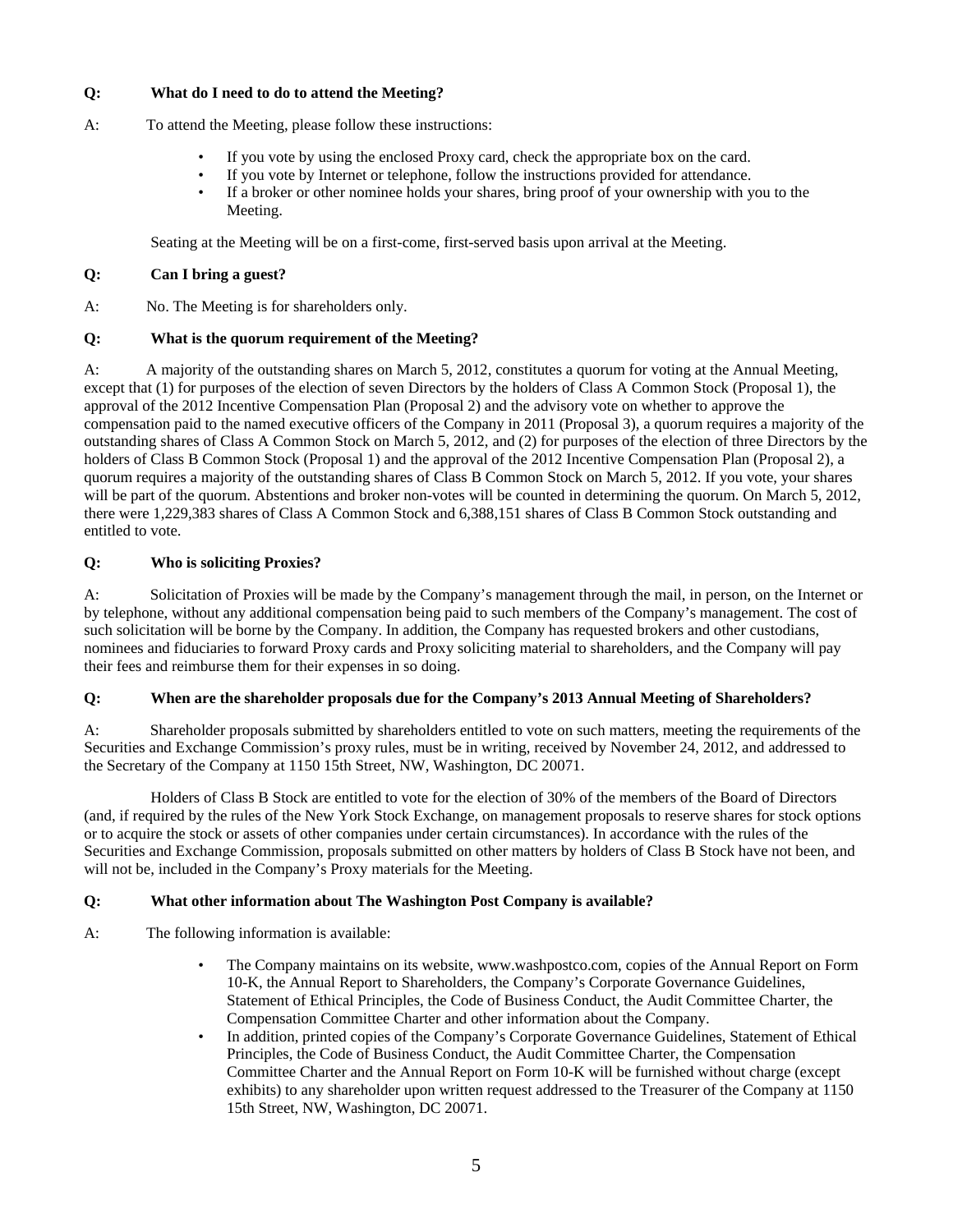**Q: What do I need to do to attend the Meeting?**

A: To attend the Meeting, please follow these instructions:

- If you vote by using the enclosed Proxy card, check the appropriate box on the card.
- If you vote by Internet or telephone, follow the instructions provided for attendance.
- If a broker or other nominee holds your shares, bring proof of your ownership with you to the Meeting.

Seating at the Meeting will be on a first-come, first-served basis upon arrival at the Meeting.

**Q: Can I bring a guest?**

A: No. The Meeting is for shareholders only.

**Q: What is the quorum requirement of the Meeting?**

A: A majority of the outstanding shares on March 5, 2012, constitutes a quorum for voting at the Annual Meeting, except that (1) for purposes of the election of seven Directors by the holders of Class A Common Stock (Proposal 1), the approval of the 2012 Incentive Compensation Plan (Proposal 2) and the advisory vote on whether to approve the compensation paid to the named executive officers of the Company in 2011 (Proposal 3), a quorum requires a majority of the outstanding shares of Class A Common Stock on March 5, 2012, and (2) for purposes of the election of three Directors by the holders of Class B Common Stock (Proposal 1) and the approval of the 2012 Incentive Compensation Plan (Proposal 2), a quorum requires a majority of the outstanding shares of Class B Common Stock on March 5, 2012. If you vote, your shares will be part of the quorum. Abstentions and broker non-votes will be counted in determining the quorum. On March 5, 2012, there were 1,229,383 shares of Class A Common Stock and 6,388,151 shares of Class B Common Stock outstanding and entitled to vote.

**Q: Who is soliciting Proxies?**

A: Solicitation of Proxies will be made by the Company's management through the mail, in person, on the Internet or by telephone, without any additional compensation being paid to such members of the Company's management. The cost of such solicitation will be borne by the Company. In addition, the Company has requested brokers and other custodians, nominees and fiduciaries to forward Proxy cards and Proxy soliciting material to shareholders, and the Company will pay their fees and reimburse them for their expenses in so doing.

**Q: When are the shareholder proposals due for the Company's 2013 Annual Meeting of Shareholders?**

A: Shareholder proposals submitted by shareholders entitled to vote on such matters, meeting the requirements of the Securities and Exchange Commission's proxy rules, must be in writing, received by November 24, 2012, and addressed to the Secretary of the Company at 1150 15th Street, NW, Washington, DC 20071.

Holders of Class B Stock are entitled to vote for the election of 30% of the members of the Board of Directors (and, if required by the rules of the New York Stock Exchange, on management proposals to reserve shares for stock options or to acquire the stock or assets of other companies under certain circumstances). In accordance with the rules of the Securities and Exchange Commission, proposals submitted on other matters by holders of Class B Stock have not been, and will not be, included in the Company's Proxy materials for the Meeting.

**Q: What other information about The Washington Post Company is available?**

A: The following information is available:

- The Company maintains on its website, www.washpostco.com, copies of the Annual Report on Form 10-K, the Annual Report to Shareholders, the Company's Corporate Governance Guidelines, Statement of Ethical Principles, the Code of Business Conduct, the Audit Committee Charter, the Compensation Committee Charter and other information about the Company.
- In addition, printed copies of the Company's Corporate Governance Guidelines, Statement of Ethical Principles, the Code of Business Conduct, the Audit Committee Charter, the Compensation Committee Charter and the Annual Report on Form 10-K will be furnished without charge (except exhibits) to any shareholder upon written request addressed to the Treasurer of the Company at 1150 15th Street, NW, Washington, DC 20071.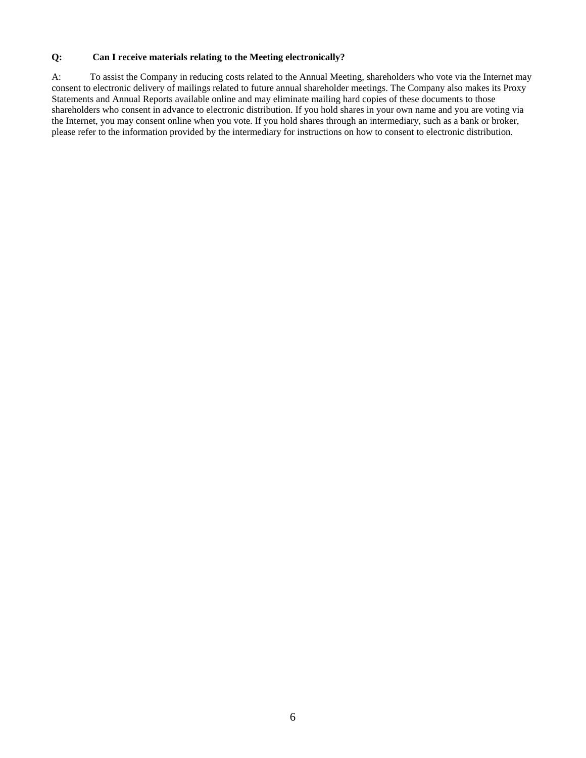**Q: Can I receive materials relating to the Meeting electronically?**

A: To assist the Company in reducing costs related to the Annual Meeting, shareholders who vote via the Internet may consent to electronic delivery of mailings related to future annual shareholder meetings. The Company also makes its Proxy Statements and Annual Reports available online and may eliminate mailing hard copies of these documents to those shareholders who consent in advance to electronic distribution. If you hold shares in your own name and you are voting via the Internet, you may consent online when you vote. If you hold shares through an intermediary, such as a bank or broker, please refer to the information provided by the intermediary for instructions on how to consent to electronic distribution.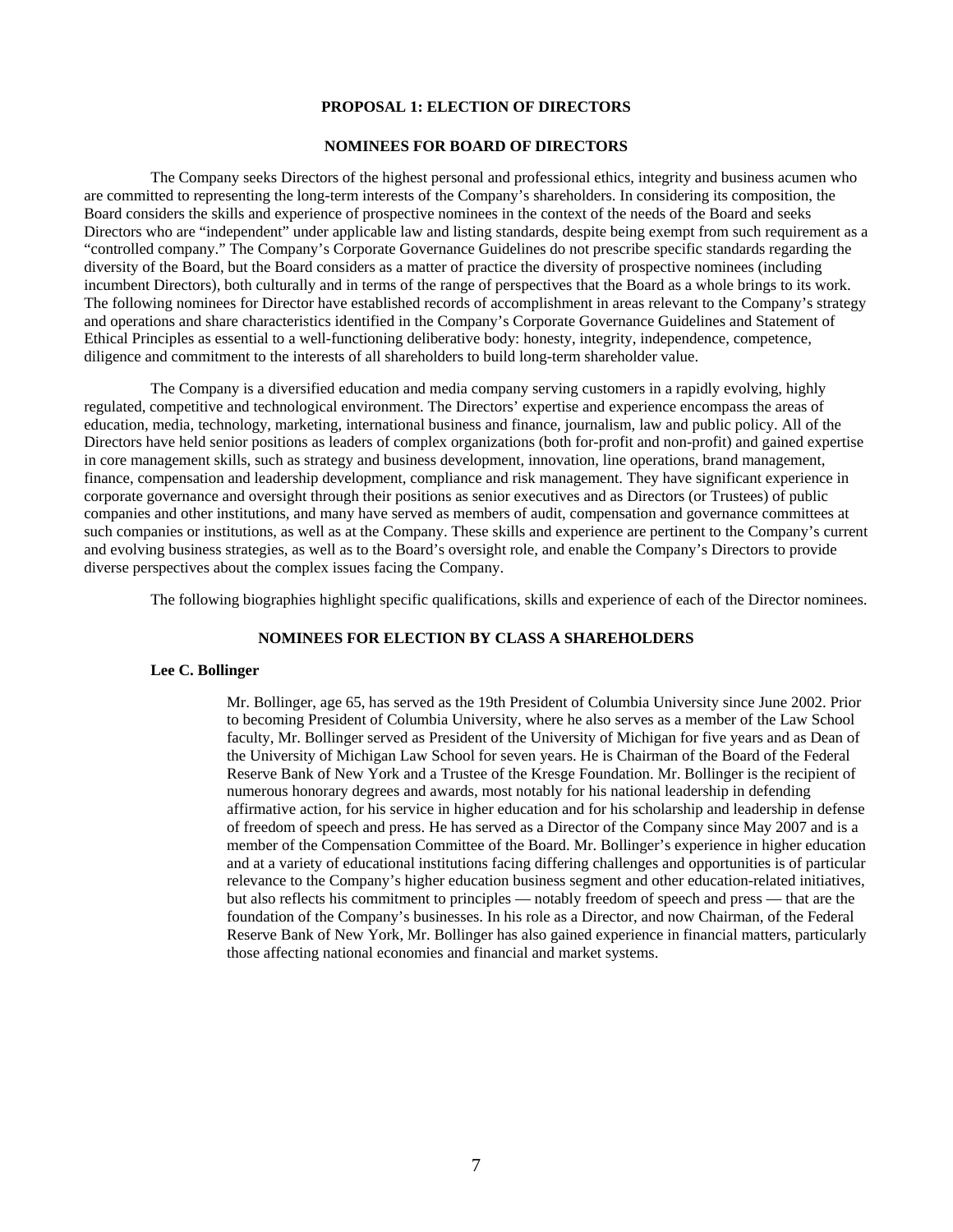## PROPOSAL 1: ELECTION OF DIRECTORS

## NOMINEES FOR BOARD OF DIRECTORS

The Company seeks Directors of the highest personal and professional ethics, integrity and business acumen who are committed to representing the long-term interests of the Company's shareholders. In considering its composition, the Board considers the skills and experience of prospective nominees in the context of the needs of the Board and seeks Directors who are "independent" under applicable law and listing standards, despite being exempt from such requirement as a "controlled company." The Company's Corporate Governance Guidelines do not prescribe specific standards regarding the diversity of the Board, but the Board considers as a matter of practice the diversity of prospective nominees (including incumbent Directors), both culturally and in terms of the range of perspectives that the Board as a whole brings to its work. The following nominees for Director have established records of accomplishment in areas relevant to the Company's strategy and operations and share characteristics identified in the Company's Corporate Governance Guidelines and Statement of Ethical Principles as essential to a well-functioning deliberative body: honesty, integrity, independence, competence, diligence and commitment to the interests of all shareholders to build long-term shareholder value.

The Company is a diversified education and media company serving customers in a rapidly evolving, highly regulated, competitive and technological environment. The Directors' expertise and experience encompass the areas of education, media, technology, marketing, international business and finance, journalism, law and public policy. All of the Directors have held senior positions as leaders of complex organizations (both for-profit and non-profit) and gained expertise in core management skills, such as strategy and business development, innovation, line operations, brand management, finance, compensation and leadership development, compliance and risk management. They have significant experience in corporate governance and oversight through their positions as senior executives and as Directors (or Trustees) of public companies and other institutions, and many have served as members of audit, compensation and governance committees at such companies or institutions, as well as at the Company. These skills and experience are pertinent to the Company's current and evolving business strategies, as well as to the Board's oversight role, and enable the Company's Directors to provide diverse perspectives about the complex issues facing the Company.

The following biographies highlight specific qualifications, skills and experience of each of the Director nominees.

## NOMINEES FOR ELECTION BY CLASS A SHAREHOLDERS

**Lee C. Bollinger**

Mr. Bollinger, age 65, has served as the 19th President of Columbia University since June 2002. Prior to becoming President of Columbia University, where he also serves as a member of the Law School faculty, Mr. Bollinger served as President of the University of Michigan for five years and as Dean of the University of Michigan Law School for seven years. He is Chairman of the Board of the Federal Reserve Bank of New York and a Trustee of the Kresge Foundation. Mr. Bollinger is the recipient of numerous honorary degrees and awards, most notably for his national leadership in defending affirmative action, for his service in higher education and for his scholarship and leadership in defense of freedom of speech and press. He has served as a Director of the Company since May 2007 and is a member of the Compensation Committee of the Board. Mr. Bollinger's experience in higher education and at a variety of educational institutions facing differing challenges and opportunities is of particular relevance to the Company's higher education business segment and other education-related initiatives, but also reflects his commitment to principles — notably freedom of speech and press — that are the foundation of the Company's businesses. In his role as a Director, and now Chairman, of the Federal Reserve Bank of New York, Mr. Bollinger has also gained experience in financial matters, particularly those affecting national economies and financial and market systems.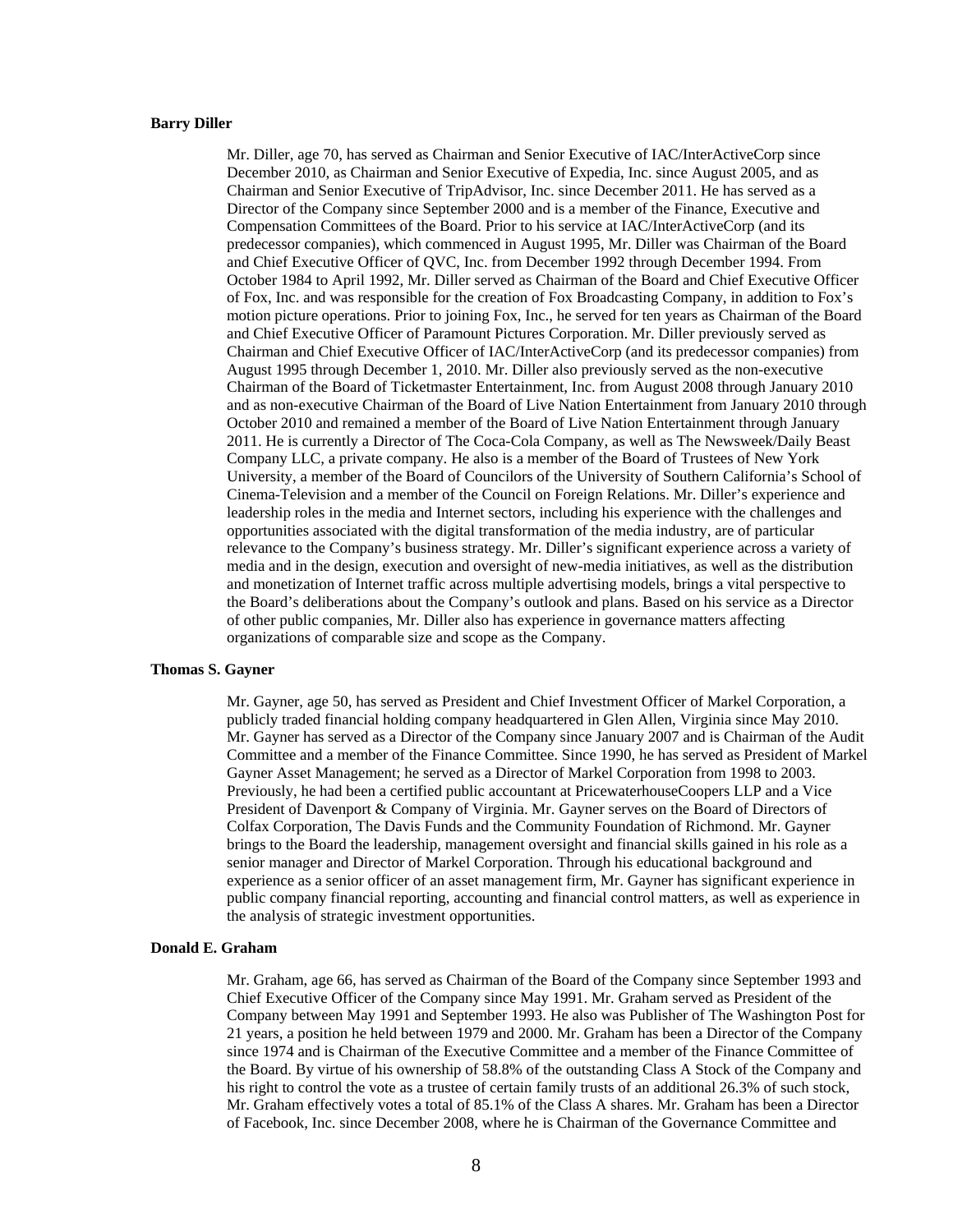**Barry Diller**

Mr. Diller, age 70, has served as Chairman and Senior Executive of IAC/InterActiveCorp since December 2010, as Chairman and Senior Executive of Expedia, Inc. since August 2005, and as Chairman and Senior Executive of TripAdvisor, Inc. since December 2011. He has served as a Director of the Company since September 2000 and is a member of the Finance, Executive and Compensation Committees of the Board. Prior to his service at IAC/InterActiveCorp (and its predecessor companies), which commenced in August 1995, Mr. Diller was Chairman of the Board and Chief Executive Officer of QVC, Inc. from December 1992 through December 1994. From October 1984 to April 1992, Mr. Diller served as Chairman of the Board and Chief Executive Officer of Fox, Inc. and was responsible for the creation of Fox Broadcasting Company, in addition to Fox's motion picture operations. Prior to joining Fox, Inc., he served for ten years as Chairman of the Board and Chief Executive Officer of Paramount Pictures Corporation. Mr. Diller previously served as Chairman and Chief Executive Officer of IAC/InterActiveCorp (and its predecessor companies) from August 1995 through December 1, 2010. Mr. Diller also previously served as the non-executive Chairman of the Board of Ticketmaster Entertainment, Inc. from August 2008 through January 2010 and as non-executive Chairman of the Board of Live Nation Entertainment from January 2010 through October 2010 and remained a member of the Board of Live Nation Entertainment through January 2011. He is currently a Director of The Coca-Cola Company, as well as The Newsweek/Daily Beast Company LLC, a private company. He also is a member of the Board of Trustees of New York University, a member of the Board of Councilors of the University of Southern California's School of Cinema-Television and a member of the Council on Foreign Relations. Mr. Diller's experience and leadership roles in the media and Internet sectors, including his experience with the challenges and opportunities associated with the digital transformation of the media industry, are of particular relevance to the Company's business strategy. Mr. Diller's significant experience across a variety of media and in the design, execution and oversight of new-media initiatives, as well as the distribution and monetization of Internet traffic across multiple advertising models, brings a vital perspective to the Board's deliberations about the Company's outlook and plans. Based on his service as a Director of other public companies, Mr. Diller also has experience in governance matters affecting organizations of comparable size and scope as the Company.

**Thomas S. Gayner**

Mr. Gayner, age 50, has served as President and Chief Investment Officer of Markel Corporation, a publicly traded financial holding company headquartered in Glen Allen, Virginia since May 2010. Mr. Gayner has served as a Director of the Company since January 2007 and is Chairman of the Audit Committee and a member of the Finance Committee. Since 1990, he has served as President of Markel Gayner Asset Management; he served as a Director of Markel Corporation from 1998 to 2003. Previously, he had been a certified public accountant at PricewaterhouseCoopers LLP and a Vice President of Davenport & Company of Virginia. Mr. Gayner serves on the Board of Directors of Colfax Corporation, The Davis Funds and the Community Foundation of Richmond. Mr. Gayner brings to the Board the leadership, management oversight and financial skills gained in his role as a senior manager and Director of Markel Corporation. Through his educational background and experience as a senior officer of an asset management firm, Mr. Gayner has significant experience in public company financial reporting, accounting and financial control matters, as well as experience in the analysis of strategic investment opportunities.

**Donald E. Graham**

Mr. Graham, age 66, has served as Chairman of the Board of the Company since September 1993 and Chief Executive Officer of the Company since May 1991. Mr. Graham served as President of the Company between May 1991 and September 1993. He also was Publisher of The Washington Post for 21 years, a position he held between 1979 and 2000. Mr. Graham has been a Director of the Company since 1974 and is Chairman of the Executive Committee and a member of the Finance Committee of the Board. By virtue of his ownership of 58.8% of the outstanding Class A Stock of the Company and his right to control the vote as a trustee of certain family trusts of an additional 26.3% of such stock, Mr. Graham effectively votes a total of 85.1% of the Class A shares. Mr. Graham has been a Director of Facebook, Inc. since December 2008, where he is Chairman of the Governance Committee and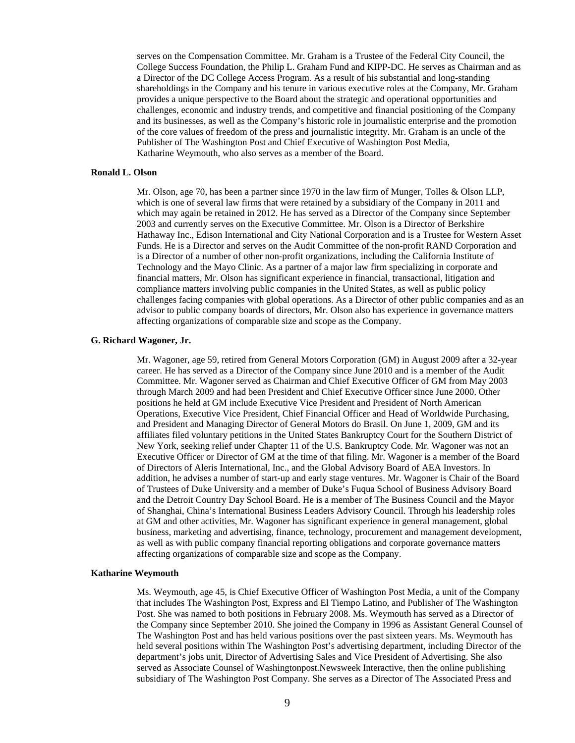serves on the Compensation Committee. Mr. Graham is a Trustee of the Federal City Council, the College Success Foundation, the Philip L. Graham Fund and KIPP-DC. He serves as Chairman and as a Director of the DC College Access Program. As a result of his substantial and long-standing shareholdings in the Company and his tenure in various executive roles at the Company, Mr. Graham provides a unique perspective to the Board about the strategic and operational opportunities and challenges, economic and industry trends, and competitive and financial positioning of the Company and its businesses, as well as the Company's historic role in journalistic enterprise and the promotion of the core values of freedom of the press and journalistic integrity. Mr. Graham is an uncle of the Publisher of The Washington Post and Chief Executive of Washington Post Media, Katharine Weymouth, who also serves as a member of the Board.

**Ronald L. Olson**

Mr. Olson, age 70, has been a partner since 1970 in the law firm of Munger, Tolles & Olson LLP, which is one of several law firms that were retained by a subsidiary of the Company in 2011 and which may again be retained in 2012. He has served as a Director of the Company since September 2003 and currently serves on the Executive Committee. Mr. Olson is a Director of Berkshire Hathaway Inc., Edison International and City National Corporation and is a Trustee for Western Asset Funds. He is a Director and serves on the Audit Committee of the non-profit RAND Corporation and is a Director of a number of other non-profit organizations, including the California Institute of Technology and the Mayo Clinic. As a partner of a major law firm specializing in corporate and financial matters, Mr. Olson has significant experience in financial, transactional, litigation and compliance matters involving public companies in the United States, as well as public policy challenges facing companies with global operations. As a Director of other public companies and as an advisor to public company boards of directors, Mr. Olson also has experience in governance matters affecting organizations of comparable size and scope as the Company.

**G. Richard Wagoner, Jr.**

Mr. Wagoner, age 59, retired from General Motors Corporation (GM) in August 2009 after a 32-year career. He has served as a Director of the Company since June 2010 and is a member of the Audit Committee. Mr. Wagoner served as Chairman and Chief Executive Officer of GM from May 2003 through March 2009 and had been President and Chief Executive Officer since June 2000. Other positions he held at GM include Executive Vice President and President of North American Operations, Executive Vice President, Chief Financial Officer and Head of Worldwide Purchasing, and President and Managing Director of General Motors do Brasil. On June 1, 2009, GM and its affiliates filed voluntary petitions in the United States Bankruptcy Court for the Southern District of New York, seeking relief under Chapter 11 of the U.S. Bankruptcy Code. Mr. Wagoner was not an Executive Officer or Director of GM at the time of that filing. Mr. Wagoner is a member of the Board of Directors of Aleris International, Inc., and the Global Advisory Board of AEA Investors. In addition, he advises a number of start-up and early stage ventures. Mr. Wagoner is Chair of the Board of Trustees of Duke University and a member of Duke's Fuqua School of Business Advisory Board and the Detroit Country Day School Board. He is a member of The Business Council and the Mayor of Shanghai, China's International Business Leaders Advisory Council. Through his leadership roles at GM and other activities, Mr. Wagoner has significant experience in general management, global business, marketing and advertising, finance, technology, procurement and management development, as well as with public company financial reporting obligations and corporate governance matters affecting organizations of comparable size and scope as the Company.

**Katharine Weymouth**

Ms. Weymouth, age 45, is Chief Executive Officer of Washington Post Media, a unit of the Company that includes The Washington Post, Express and El Tiempo Latino, and Publisher of The Washington Post. She was named to both positions in February 2008. Ms. Weymouth has served as a Director of the Company since September 2010. She joined the Company in 1996 as Assistant General Counsel of The Washington Post and has held various positions over the past sixteen years. Ms. Weymouth has held several positions within The Washington Post's advertising department, including Director of the department's jobs unit, Director of Advertising Sales and Vice President of Advertising. She also served as Associate Counsel of Washingtonpost.Newsweek Interactive, then the online publishing subsidiary of The Washington Post Company. She serves as a Director of The Associated Press and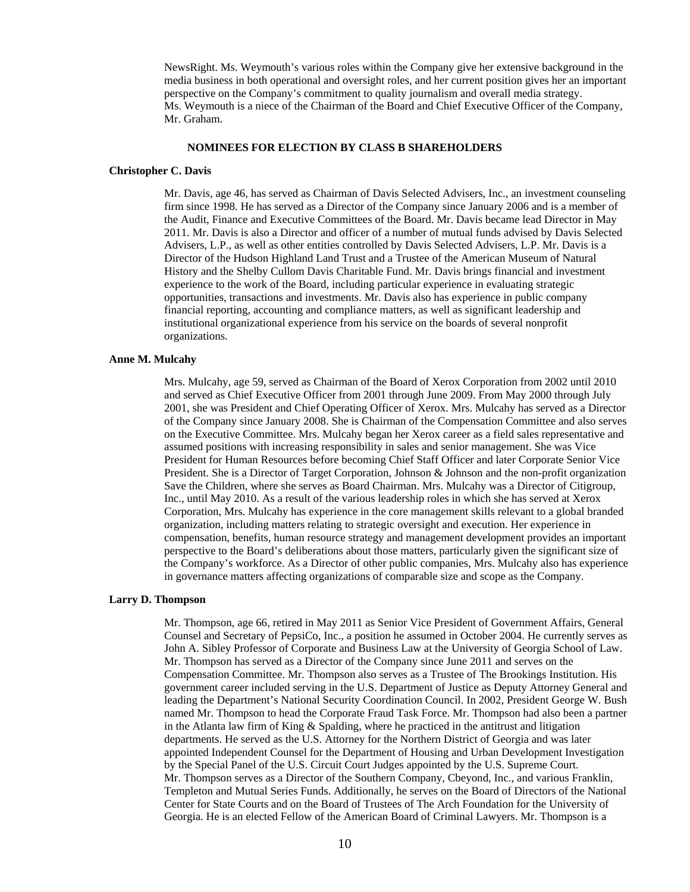NewsRight. Ms. Weymouth's various roles within the Company give her extensive background in the media business in both operational and oversight roles, and her current position gives her an important perspective on the Company's commitment to quality journalism and overall media strategy. Ms. Weymouth is a niece of the Chairman of the Board and Chief Executive Officer of the Company, Mr. Graham.

## NOMINEES FOR ELECTION BY CLASS B SHAREHOLDERS

### Christopher C. Davis

Mr. Davis, age 46, has served as Chairman of Davis Selected Advisers, Inc., an investment counseling firm since 1998. He has served as a Director of the Company since January 2006 and is a member of the Audit, Finance and Executive Committees of the Board. Mr. Davis became lead Director in May 2011. Mr. Davis is also a Director and officer of a number of mutual funds advised by Davis Selected Advisers, L.P., as well as other entities controlled by Davis Selected Advisers, L.P. Mr. Davis is a Director of the Hudson Highland Land Trust and a Trustee of the American Museum of Natural History and the Shelby Cullom Davis Charitable Fund. Mr. Davis brings financial and investment experience to the work of the Board, including particular experience in evaluating strategic opportunities, transactions and investments. Mr. Davis also has experience in public company financial reporting, accounting and compliance matters, as well as significant leadership and institutional organizational experience from his service on the boards of several nonprofit organizations.

### Anne M. Mulcahy

Mrs. Mulcahy, age 59, served as Chairman of the Board of Xerox Corporation from 2002 until 2010 and served as Chief Executive Officer from 2001 through June 2009. From May 2000 through July 2001, she was President and Chief Operating Officer of Xerox. Mrs. Mulcahy has served as a Director of the Company since January 2008. She is Chairman of the Compensation Committee and also serves on the Executive Committee. Mrs. Mulcahy began her Xerox career as a field sales representative and assumed positions with increasing responsibility in sales and senior management. She was Vice President for Human Resources before becoming Chief Staff Officer and later Corporate Senior Vice President. She is a Director of Target Corporation, Johnson & Johnson and the non-profit organization Save the Children, where she serves as Board Chairman. Mrs. Mulcahy was a Director of Citigroup, Inc., until May 2010. As a result of the various leadership roles in which she has served at Xerox Corporation, Mrs. Mulcahy has experience in the core management skills relevant to a global branded organization, including matters relating to strategic oversight and execution. Her experience in compensation, benefits, human resource strategy and management development provides an important perspective to the Board's deliberations about those matters, particularly given the significant size of the Company's workforce. As a Director of other public companies, Mrs. Mulcahy also has experience in governance matters affecting organizations of comparable size and scope as the Company.

### Larry D. Thompson

Mr. Thompson, age 66, retired in May 2011 as Senior Vice President of Government Affairs, General Counsel and Secretary of PepsiCo, Inc., a position he assumed in October 2004. He currently serves as John A. Sibley Professor of Corporate and Business Law at the University of Georgia School of Law. Mr. Thompson has served as a Director of the Company since June 2011 and serves on the Compensation Committee. Mr. Thompson also serves as a Trustee of The Brookings Institution. His government career included serving in the U.S. Department of Justice as Deputy Attorney General and leading the Department's National Security Coordination Council. In 2002, President George W. Bush named Mr. Thompson to head the Corporate Fraud Task Force. Mr. Thompson had also been a partner in the Atlanta law firm of King & Spalding, where he practiced in the antitrust and litigation departments. He served as the U.S. Attorney for the Northern District of Georgia and was later appointed Independent Counsel for the Department of Housing and Urban Development Investigation by the Special Panel of the U.S. Circuit Court Judges appointed by the U.S. Supreme Court. Mr. Thompson serves as a Director of the Southern Company, Cbeyond, Inc., and various Franklin, Templeton and Mutual Series Funds. Additionally, he serves on the Board of Directors of the National Center for State Courts and on the Board of Trustees of The Arch Foundation for the University of Georgia. He is an elected Fellow of the American Board of Criminal Lawyers. Mr. Thompson is a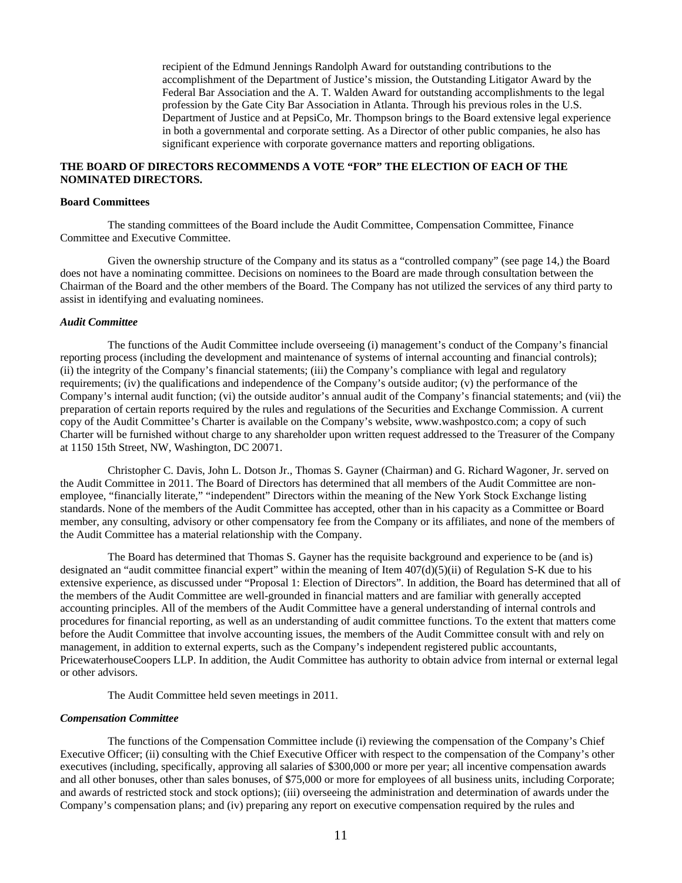recipient of the Edmund Jennings Randolph Award for outstanding contributions to the accomplishment of the Department of Justice's mission, the Outstanding Litigator Award by the Federal Bar Association and the A. T. Walden Award for outstanding accomplishments to the legal profession by the Gate City Bar Association in Atlanta. Through his previous roles in the U.S. Department of Justice and at PepsiCo, Mr. Thompson brings to the Board extensive legal experience in both a governmental and corporate setting. As a Director of other public companies, he also has significant experience with corporate governance matters and reporting obligations.

**THE BOARD OF DIRECTORS RECOMMENDS A VOTE "FOR" THE ELECTION OF EACH OF THE NOMINATED DIRECTORS.**

**Board Committees**

The standing committees of the Board include the Audit Committee, Compensation Committee, Finance Committee and Executive Committee.

Given the ownership structure of the Company and its status as a "controlled company" (see page 14,) the Board does not have a nominating committee. Decisions on nominees to the Board are made through consultation between the Chairman of the Board and the other members of the Board. The Company has not utilized the services of any third party to assist in identifying and evaluating nominees.

***Audit Committee***

The functions of the Audit Committee include overseeing (i) management's conduct of the Company's financial reporting process (including the development and maintenance of systems of internal accounting and financial controls); (ii) the integrity of the Company's financial statements; (iii) the Company's compliance with legal and regulatory requirements; (iv) the qualifications and independence of the Company's outside auditor; (v) the performance of the Company's internal audit function; (vi) the outside auditor's annual audit of the Company's financial statements; and (vii) the preparation of certain reports required by the rules and regulations of the Securities and Exchange Commission. A current copy of the Audit Committee's Charter is available on the Company's website, www.washpostco.com; a copy of such Charter will be furnished without charge to any shareholder upon written request addressed to the Treasurer of the Company at 1150 15th Street, NW, Washington, DC 20071.

Christopher C. Davis, John L. Dotson Jr., Thomas S. Gayner (Chairman) and G. Richard Wagoner, Jr. served on the Audit Committee in 2011. The Board of Directors has determined that all members of the Audit Committee are non-employee, "financially literate," "independent" Directors within the meaning of the New York Stock Exchange listing standards. None of the members of the Audit Committee has accepted, other than in his capacity as a Committee or Board member, any consulting, advisory or other compensatory fee from the Company or its affiliates, and none of the members of the Audit Committee has a material relationship with the Company.

The Board has determined that Thomas S. Gayner has the requisite background and experience to be (and is) designated an "audit committee financial expert" within the meaning of Item 407(d)(5)(ii) of Regulation S-K due to his extensive experience, as discussed under "Proposal 1: Election of Directors". In addition, the Board has determined that all of the members of the Audit Committee are well-grounded in financial matters and are familiar with generally accepted accounting principles. All of the members of the Audit Committee have a general understanding of internal controls and procedures for financial reporting, as well as an understanding of audit committee functions. To the extent that matters come before the Audit Committee that involve accounting issues, the members of the Audit Committee consult with and rely on management, in addition to external experts, such as the Company's independent registered public accountants, PricewaterhouseCoopers LLP. In addition, the Audit Committee has authority to obtain advice from internal or external legal or other advisors.

The Audit Committee held seven meetings in 2011.

***Compensation Committee***

The functions of the Compensation Committee include (i) reviewing the compensation of the Company's Chief Executive Officer; (ii) consulting with the Chief Executive Officer with respect to the compensation of the Company's other executives (including, specifically, approving all salaries of $300,000 or more per year; all incentive compensation awards and all other bonuses, other than sales bonuses, of $75,000 or more for employees of all business units, including Corporate; and awards of restricted stock and stock options); (iii) overseeing the administration and determination of awards under the Company's compensation plans; and (iv) preparing any report on executive compensation required by the rules and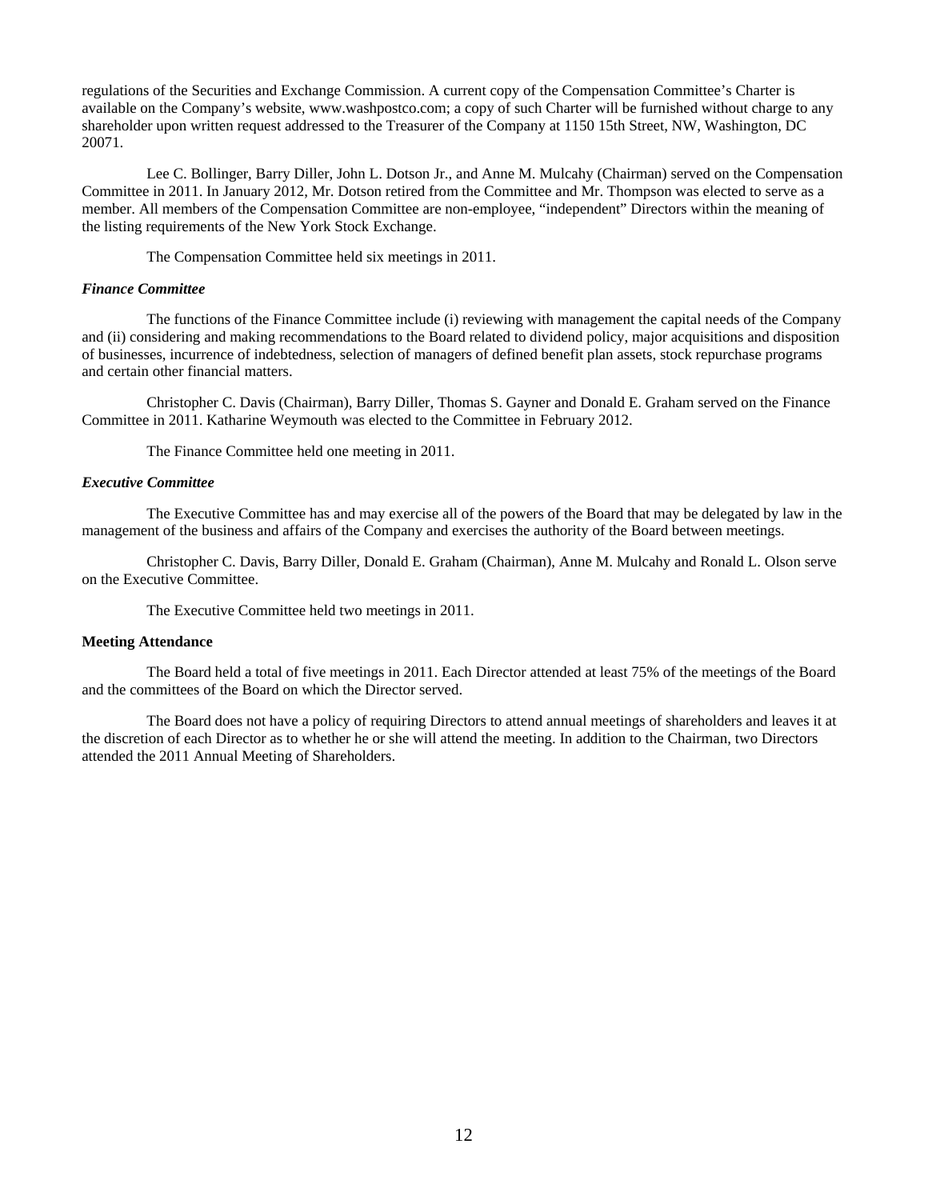regulations of the Securities and Exchange Commission. A current copy of the Compensation Committee's Charter is available on the Company's website, www.washpostco.com; a copy of such Charter will be furnished without charge to any shareholder upon written request addressed to the Treasurer of the Company at 1150 15th Street, NW, Washington, DC 20071.

Lee C. Bollinger, Barry Diller, John L. Dotson Jr., and Anne M. Mulcahy (Chairman) served on the Compensation Committee in 2011. In January 2012, Mr. Dotson retired from the Committee and Mr. Thompson was elected to serve as a member. All members of the Compensation Committee are non-employee, "independent" Directors within the meaning of the listing requirements of the New York Stock Exchange.

The Compensation Committee held six meetings in 2011.

***Finance Committee***

The functions of the Finance Committee include (i) reviewing with management the capital needs of the Company and (ii) considering and making recommendations to the Board related to dividend policy, major acquisitions and disposition of businesses, incurrence of indebtedness, selection of managers of defined benefit plan assets, stock repurchase programs and certain other financial matters.

Christopher C. Davis (Chairman), Barry Diller, Thomas S. Gayner and Donald E. Graham served on the Finance Committee in 2011. Katharine Weymouth was elected to the Committee in February 2012.

The Finance Committee held one meeting in 2011.

***Executive Committee***

The Executive Committee has and may exercise all of the powers of the Board that may be delegated by law in the management of the business and affairs of the Company and exercises the authority of the Board between meetings.

Christopher C. Davis, Barry Diller, Donald E. Graham (Chairman), Anne M. Mulcahy and Ronald L. Olson serve on the Executive Committee.

The Executive Committee held two meetings in 2011.

**Meeting Attendance**

The Board held a total of five meetings in 2011. Each Director attended at least 75% of the meetings of the Board and the committees of the Board on which the Director served.

The Board does not have a policy of requiring Directors to attend annual meetings of shareholders and leaves it at the discretion of each Director as to whether he or she will attend the meeting. In addition to the Chairman, two Directors attended the 2011 Annual Meeting of Shareholders.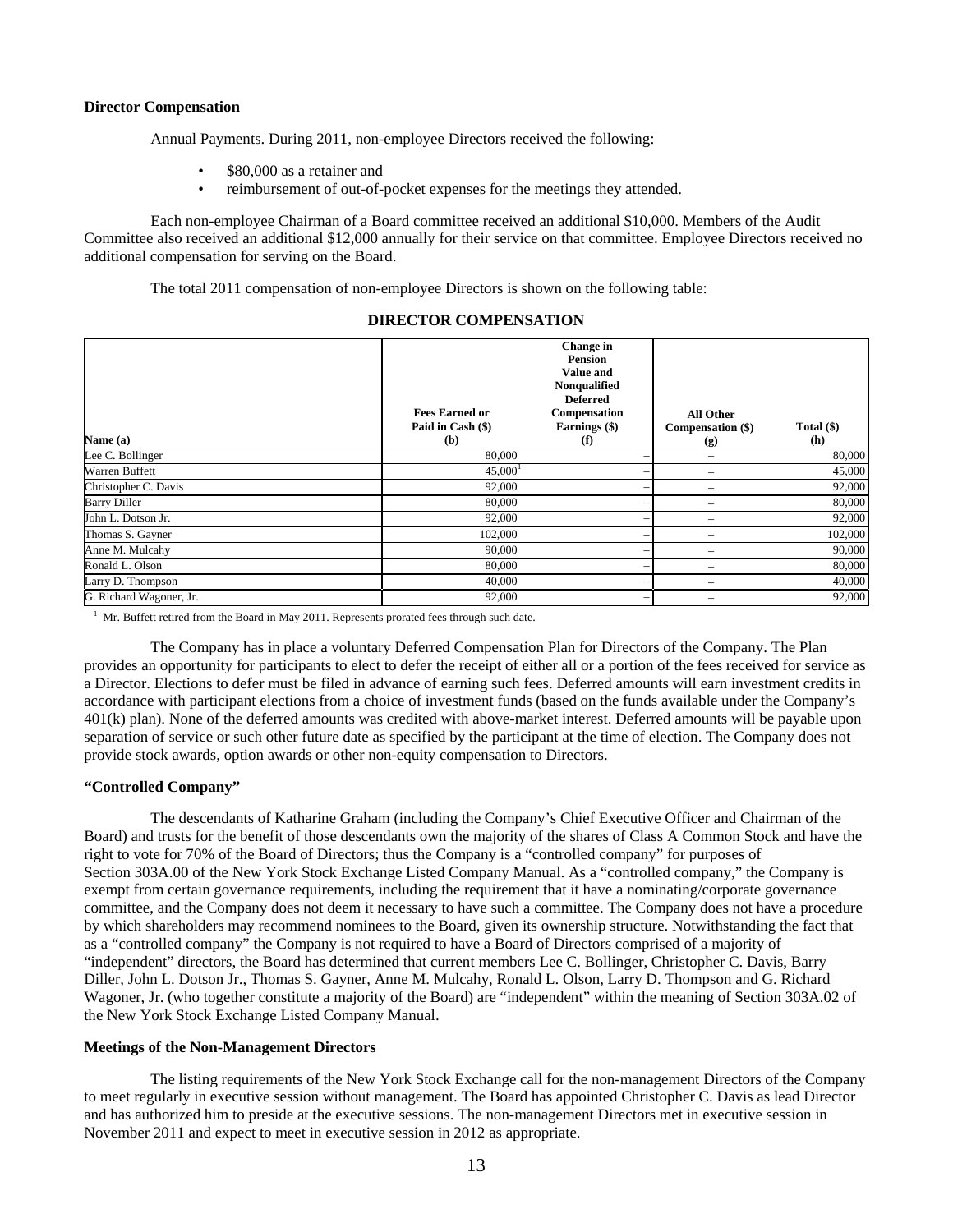**Director Compensation**

Annual Payments. During 2011, non-employee Directors received the following:

- \$80,000 as a retainer and
- reimbursement of out-of-pocket expenses for the meetings they attended.

Each non-employee Chairman of a Board committee received an additional \$10,000. Members of the Audit Committee also received an additional \$12,000 annually for their service on that committee. Employee Directors received no additional compensation for serving on the Board.

The total 2011 compensation of non-employee Directors is shown on the following table:

**DIRECTOR COMPENSATION**

| Name (a) | Fees Earned or Paid in Cash (\$) (b) | Change in Pension Value and Nonqualified Deferred Compensation Earnings (\$) (f) | All Other Compensation (\$) (g) | Total (\$) (h) |
|---|---|---|---|---|
| Lee C. Bollinger | 80,000 | – | – | 80,000 |
| Warren Buffett | 45,000[1] | – | – | 45,000 |
| Christopher C. Davis | 92,000 | – | – | 92,000 |
| Barry Diller | 80,000 | – | – | 80,000 |
| John L. Dotson Jr. | 92,000 | – | – | 92,000 |
| Thomas S. Gayner | 102,000 | – | – | 102,000 |
| Anne M. Mulcahy | 90,000 | – | – | 90,000 |
| Ronald L. Olson | 80,000 | – | – | 80,000 |
| Larry D. Thompson | 40,000 | – | – | 40,000 |
| G. Richard Wagoner, Jr. | 92,000 | – | – | 92,000 |

[1] Mr. Buffett retired from the Board in May 2011. Represents prorated fees through such date.

The Company has in place a voluntary Deferred Compensation Plan for Directors of the Company. The Plan provides an opportunity for participants to elect to defer the receipt of either all or a portion of the fees received for service as a Director. Elections to defer must be filed in advance of earning such fees. Deferred amounts will earn investment credits in accordance with participant elections from a choice of investment funds (based on the funds available under the Company's 401(k) plan). None of the deferred amounts was credited with above-market interest. Deferred amounts will be payable upon separation of service or such other future date as specified by the participant at the time of election. The Company does not provide stock awards, option awards or other non-equity compensation to Directors.

**"Controlled Company"**

The descendants of Katharine Graham (including the Company's Chief Executive Officer and Chairman of the Board) and trusts for the benefit of those descendants own the majority of the shares of Class A Common Stock and have the right to vote for 70% of the Board of Directors; thus the Company is a "controlled company" for purposes of Section 303A.00 of the New York Stock Exchange Listed Company Manual. As a "controlled company," the Company is exempt from certain governance requirements, including the requirement that it have a nominating/corporate governance committee, and the Company does not deem it necessary to have such a committee. The Company does not have a procedure by which shareholders may recommend nominees to the Board, given its ownership structure. Notwithstanding the fact that as a "controlled company" the Company is not required to have a Board of Directors comprised of a majority of "independent" directors, the Board has determined that current members Lee C. Bollinger, Christopher C. Davis, Barry Diller, John L. Dotson Jr., Thomas S. Gayner, Anne M. Mulcahy, Ronald L. Olson, Larry D. Thompson and G. Richard Wagoner, Jr. (who together constitute a majority of the Board) are "independent" within the meaning of Section 303A.02 of the New York Stock Exchange Listed Company Manual.

**Meetings of the Non-Management Directors**

The listing requirements of the New York Stock Exchange call for the non-management Directors of the Company to meet regularly in executive session without management. The Board has appointed Christopher C. Davis as lead Director and has authorized him to preside at the executive sessions. The non-management Directors met in executive session in November 2011 and expect to meet in executive session in 2012 as appropriate.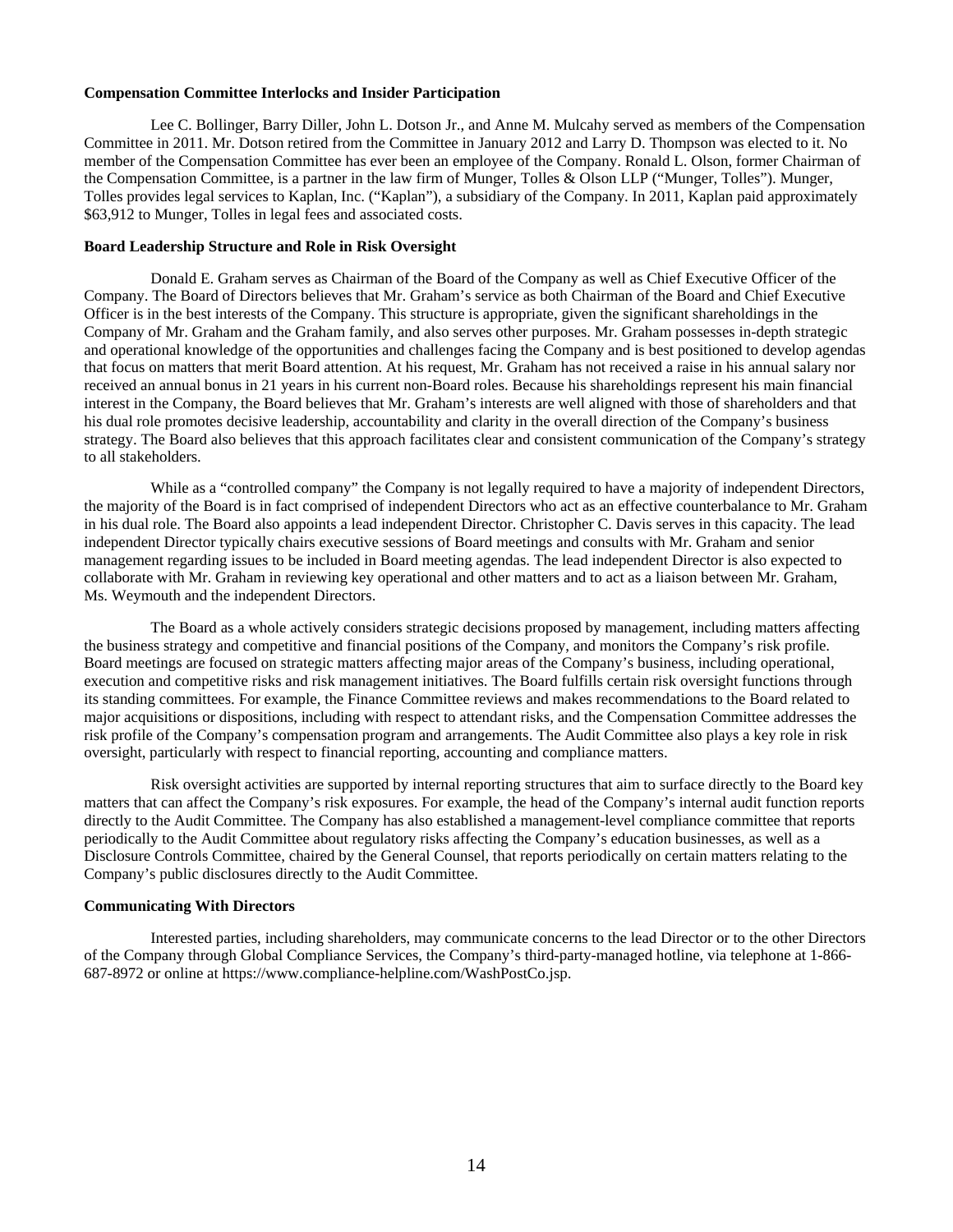**Compensation Committee Interlocks and Insider Participation**

Lee C. Bollinger, Barry Diller, John L. Dotson Jr., and Anne M. Mulcahy served as members of the Compensation Committee in 2011. Mr. Dotson retired from the Committee in January 2012 and Larry D. Thompson was elected to it. No member of the Compensation Committee has ever been an employee of the Company. Ronald L. Olson, former Chairman of the Compensation Committee, is a partner in the law firm of Munger, Tolles & Olson LLP ("Munger, Tolles"). Munger, Tolles provides legal services to Kaplan, Inc. ("Kaplan"), a subsidiary of the Company. In 2011, Kaplan paid approximately $63,912 to Munger, Tolles in legal fees and associated costs.

**Board Leadership Structure and Role in Risk Oversight**

Donald E. Graham serves as Chairman of the Board of the Company as well as Chief Executive Officer of the Company. The Board of Directors believes that Mr. Graham's service as both Chairman of the Board and Chief Executive Officer is in the best interests of the Company. This structure is appropriate, given the significant shareholdings in the Company of Mr. Graham and the Graham family, and also serves other purposes. Mr. Graham possesses in-depth strategic and operational knowledge of the opportunities and challenges facing the Company and is best positioned to develop agendas that focus on matters that merit Board attention. At his request, Mr. Graham has not received a raise in his annual salary nor received an annual bonus in 21 years in his current non-Board roles. Because his shareholdings represent his main financial interest in the Company, the Board believes that Mr. Graham's interests are well aligned with those of shareholders and that his dual role promotes decisive leadership, accountability and clarity in the overall direction of the Company's business strategy. The Board also believes that this approach facilitates clear and consistent communication of the Company's strategy to all stakeholders.

While as a "controlled company" the Company is not legally required to have a majority of independent Directors, the majority of the Board is in fact comprised of independent Directors who act as an effective counterbalance to Mr. Graham in his dual role. The Board also appoints a lead independent Director. Christopher C. Davis serves in this capacity. The lead independent Director typically chairs executive sessions of Board meetings and consults with Mr. Graham and senior management regarding issues to be included in Board meeting agendas. The lead independent Director is also expected to collaborate with Mr. Graham in reviewing key operational and other matters and to act as a liaison between Mr. Graham, Ms. Weymouth and the independent Directors.

The Board as a whole actively considers strategic decisions proposed by management, including matters affecting the business strategy and competitive and financial positions of the Company, and monitors the Company's risk profile. Board meetings are focused on strategic matters affecting major areas of the Company's business, including operational, execution and competitive risks and risk management initiatives. The Board fulfills certain risk oversight functions through its standing committees. For example, the Finance Committee reviews and makes recommendations to the Board related to major acquisitions or dispositions, including with respect to attendant risks, and the Compensation Committee addresses the risk profile of the Company's compensation program and arrangements. The Audit Committee also plays a key role in risk oversight, particularly with respect to financial reporting, accounting and compliance matters.

Risk oversight activities are supported by internal reporting structures that aim to surface directly to the Board key matters that can affect the Company's risk exposures. For example, the head of the Company's internal audit function reports directly to the Audit Committee. The Company has also established a management-level compliance committee that reports periodically to the Audit Committee about regulatory risks affecting the Company's education businesses, as well as a Disclosure Controls Committee, chaired by the General Counsel, that reports periodically on certain matters relating to the Company's public disclosures directly to the Audit Committee.

**Communicating With Directors**

Interested parties, including shareholders, may communicate concerns to the lead Director or to the other Directors of the Company through Global Compliance Services, the Company's third-party-managed hotline, via telephone at 1-866-687-8972 or online at https://www.compliance-helpline.com/WashPostCo.jsp.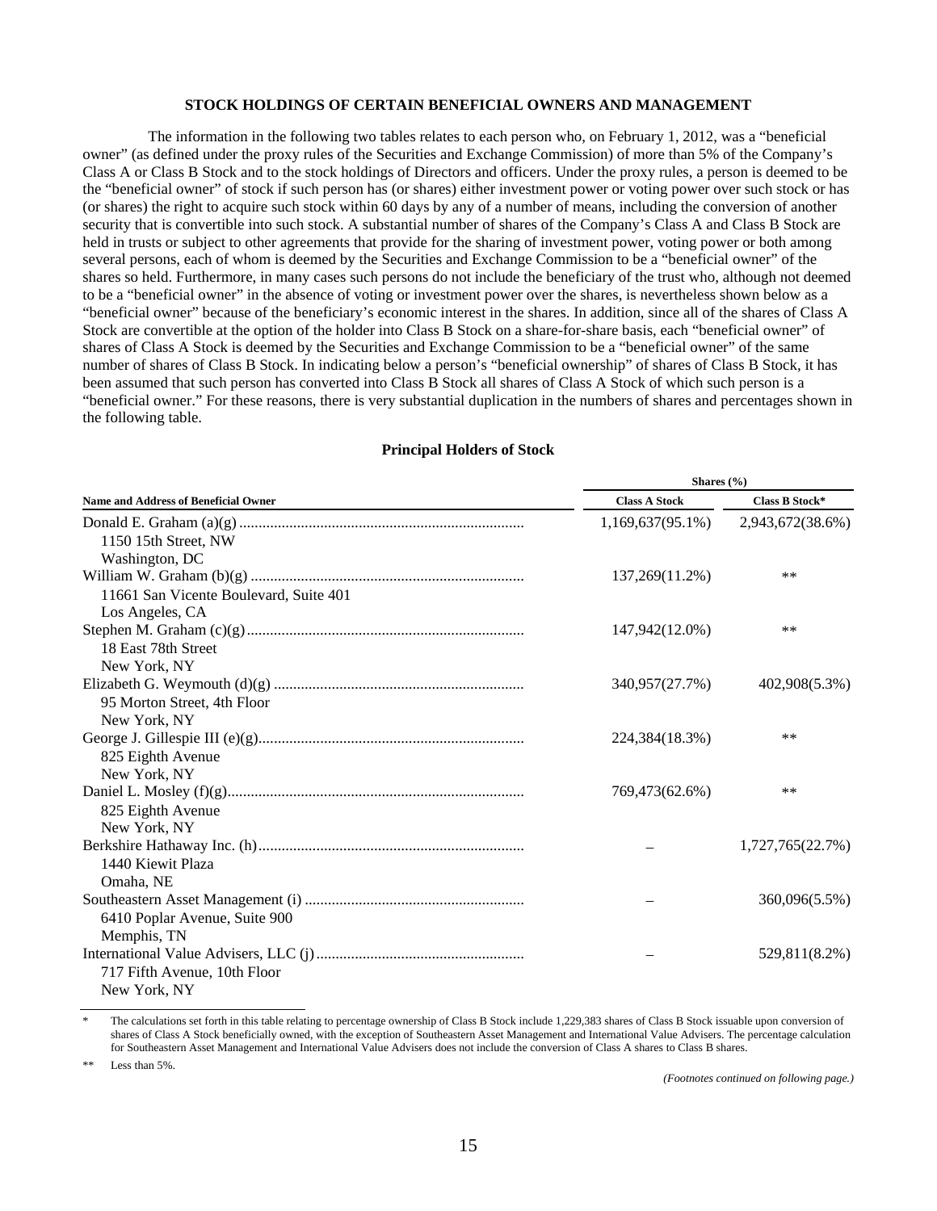## STOCK HOLDINGS OF CERTAIN BENEFICIAL OWNERS AND MANAGEMENT

The information in the following two tables relates to each person who, on February 1, 2012, was a "beneficial owner" (as defined under the proxy rules of the Securities and Exchange Commission) of more than 5% of the Company's Class A or Class B Stock and to the stock holdings of Directors and officers. Under the proxy rules, a person is deemed to be the "beneficial owner" of stock if such person has (or shares) either investment power or voting power over such stock or has (or shares) the right to acquire such stock within 60 days by any of a number of means, including the conversion of another security that is convertible into such stock. A substantial number of shares of the Company's Class A and Class B Stock are held in trusts or subject to other agreements that provide for the sharing of investment power, voting power or both among several persons, each of whom is deemed by the Securities and Exchange Commission to be a "beneficial owner" of the shares so held. Furthermore, in many cases such persons do not include the beneficiary of the trust who, although not deemed to be a "beneficial owner" in the absence of voting or investment power over the shares, is nevertheless shown below as a "beneficial owner" because of the beneficiary's economic interest in the shares. In addition, since all of the shares of Class A Stock are convertible at the option of the holder into Class B Stock on a share-for-share basis, each "beneficial owner" of shares of Class A Stock is deemed by the Securities and Exchange Commission to be a "beneficial owner" of the same number of shares of Class B Stock. In indicating below a person's "beneficial ownership" of shares of Class B Stock, it has been assumed that such person has converted into Class B Stock all shares of Class A Stock of which such person is a "beneficial owner." For these reasons, there is very substantial duplication in the numbers of shares and percentages shown in the following table.

### Principal Holders of Stock

| Name and Address of Beneficial Owner | Shares (%) | |
|---|---|---|
| | **Class A Stock** | **Class B Stock*** |
| Donald E. Graham (a)(g)<br>1150 15th Street, NW<br>Washington, DC | 1,169,637(95.1%) | 2,943,672(38.6%) |
| William W. Graham (b)(g)<br>11661 San Vicente Boulevard, Suite 401<br>Los Angeles, CA | 137,269(11.2%) | ** |
| Stephen M. Graham (c)(g)<br>18 East 78th Street<br>New York, NY | 147,942(12.0%) | ** |
| Elizabeth G. Weymouth (d)(g)<br>95 Morton Street, 4th Floor<br>New York, NY | 340,957(27.7%) | 402,908(5.3%) |
| George J. Gillespie III (e)(g)<br>825 Eighth Avenue<br>New York, NY | 224,384(18.3%) | ** |
| Daniel L. Mosley (f)(g)<br>825 Eighth Avenue<br>New York, NY | 769,473(62.6%) | ** |
| Berkshire Hathaway Inc. (h)<br>1440 Kiewit Plaza<br>Omaha, NE | – | 1,727,765(22.7%) |
| Southeastern Asset Management (i)<br>6410 Poplar Avenue, Suite 900<br>Memphis, TN | – | 360,096(5.5%) |
| International Value Advisers, LLC (j)<br>717 Fifth Avenue, 10th Floor<br>New York, NY | – | 529,811(8.2%) |

\* The calculations set forth in this table relating to percentage ownership of Class B Stock include 1,229,383 shares of Class B Stock issuable upon conversion of shares of Class A Stock beneficially owned, with the exception of Southeastern Asset Management and International Value Advisers. The percentage calculation for Southeastern Asset Management and International Value Advisers does not include the conversion of Class A shares to Class B shares.

** Less than 5%.

*(Footnotes continued on following page.)*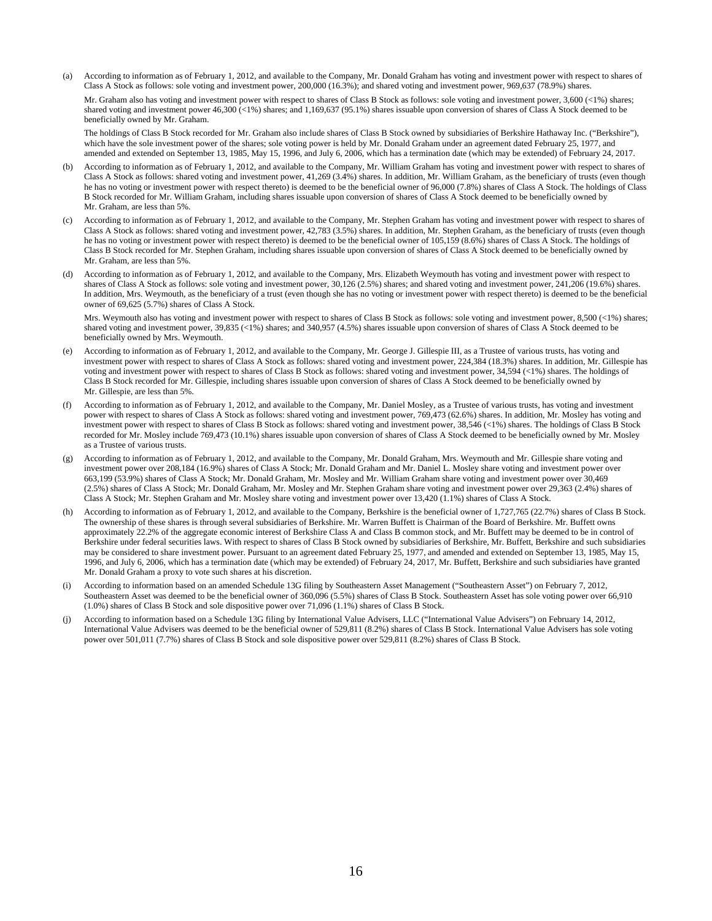(a) According to information as of February 1, 2012, and available to the Company, Mr. Donald Graham has voting and investment power with respect to shares of Class A Stock as follows: sole voting and investment power, 200,000 (16.3%); and shared voting and investment power, 969,637 (78.9%) shares.

Mr. Graham also has voting and investment power with respect to shares of Class B Stock as follows: sole voting and investment power, 3,600 (<1%) shares; shared voting and investment power 46,300 (<1%) shares; and 1,169,637 (95.1%) shares issuable upon conversion of shares of Class A Stock deemed to be beneficially owned by Mr. Graham.

The holdings of Class B Stock recorded for Mr. Graham also include shares of Class B Stock owned by subsidiaries of Berkshire Hathaway Inc. ("Berkshire"), which have the sole investment power of the shares; sole voting power is held by Mr. Donald Graham under an agreement dated February 25, 1977, and amended and extended on September 13, 1985, May 15, 1996, and July 6, 2006, which has a termination date (which may be extended) of February 24, 2017.

(b) According to information as of February 1, 2012, and available to the Company, Mr. William Graham has voting and investment power with respect to shares of Class A Stock as follows: shared voting and investment power, 41,269 (3.4%) shares. In addition, Mr. William Graham, as the beneficiary of trusts (even though he has no voting or investment power with respect thereto) is deemed to be the beneficial owner of 96,000 (7.8%) shares of Class A Stock. The holdings of Class B Stock recorded for Mr. William Graham, including shares issuable upon conversion of shares of Class A Stock deemed to be beneficially owned by Mr. Graham, are less than 5%.

(c) According to information as of February 1, 2012, and available to the Company, Mr. Stephen Graham has voting and investment power with respect to shares of Class A Stock as follows: shared voting and investment power, 42,783 (3.5%) shares. In addition, Mr. Stephen Graham, as the beneficiary of trusts (even though he has no voting or investment power with respect thereto) is deemed to be the beneficial owner of 105,159 (8.6%) shares of Class A Stock. The holdings of Class B Stock recorded for Mr. Stephen Graham, including shares issuable upon conversion of shares of Class A Stock deemed to be beneficially owned by Mr. Graham, are less than 5%.

(d) According to information as of February 1, 2012, and available to the Company, Mrs. Elizabeth Weymouth has voting and investment power with respect to shares of Class A Stock as follows: sole voting and investment power, 30,126 (2.5%) shares; and shared voting and investment power, 241,206 (19.6%) shares. In addition, Mrs. Weymouth, as the beneficiary of a trust (even though she has no voting or investment power with respect thereto) is deemed to be the beneficial owner of 69,625 (5.7%) shares of Class A Stock.

Mrs. Weymouth also has voting and investment power with respect to shares of Class B Stock as follows: sole voting and investment power, 8,500 (<1%) shares; shared voting and investment power, 39,835 (<1%) shares; and 340,957 (4.5%) shares issuable upon conversion of shares of Class A Stock deemed to be beneficially owned by Mrs. Weymouth.

(e) According to information as of February 1, 2012, and available to the Company, Mr. George J. Gillespie III, as a Trustee of various trusts, has voting and investment power with respect to shares of Class A Stock as follows: shared voting and investment power, 224,384 (18.3%) shares. In addition, Mr. Gillespie has voting and investment power with respect to shares of Class B Stock as follows: shared voting and investment power, 34,594 (<1%) shares. The holdings of Class B Stock recorded for Mr. Gillespie, including shares issuable upon conversion of shares of Class A Stock deemed to be beneficially owned by Mr. Gillespie, are less than 5%.

(f) According to information as of February 1, 2012, and available to the Company, Mr. Daniel Mosley, as a Trustee of various trusts, has voting and investment power with respect to shares of Class A Stock as follows: shared voting and investment power, 769,473 (62.6%) shares. In addition, Mr. Mosley has voting and investment power with respect to shares of Class B Stock as follows: shared voting and investment power, 38,546 (<1%) shares. The holdings of Class B Stock recorded for Mr. Mosley include 769,473 (10.1%) shares issuable upon conversion of shares of Class A Stock deemed to be beneficially owned by Mr. Mosley as a Trustee of various trusts.

(g) According to information as of February 1, 2012, and available to the Company, Mr. Donald Graham, Mrs. Weymouth and Mr. Gillespie share voting and investment power over 208,184 (16.9%) shares of Class A Stock; Mr. Donald Graham and Mr. Daniel L. Mosley share voting and investment power over 663,199 (53.9%) shares of Class A Stock; Mr. Donald Graham, Mr. Mosley and Mr. William Graham share voting and investment power over 30,469 (2.5%) shares of Class A Stock; Mr. Donald Graham, Mr. Mosley and Mr. Stephen Graham share voting and investment power over 29,363 (2.4%) shares of Class A Stock; Mr. Stephen Graham and Mr. Mosley share voting and investment power over 13,420 (1.1%) shares of Class A Stock.

(h) According to information as of February 1, 2012, and available to the Company, Berkshire is the beneficial owner of 1,727,765 (22.7%) shares of Class B Stock. The ownership of these shares is through several subsidiaries of Berkshire. Mr. Warren Buffett is Chairman of the Board of Berkshire. Mr. Buffett owns approximately 22.2% of the aggregate economic interest of Berkshire Class A and Class B common stock, and Mr. Buffett may be deemed to be in control of Berkshire under federal securities laws. With respect to shares of Class B Stock owned by subsidiaries of Berkshire, Mr. Buffett, Berkshire and such subsidiaries may be considered to share investment power. Pursuant to an agreement dated February 25, 1977, and amended and extended on September 13, 1985, May 15, 1996, and July 6, 2006, which has a termination date (which may be extended) of February 24, 2017, Mr. Buffett, Berkshire and such subsidiaries have granted Mr. Donald Graham a proxy to vote such shares at his discretion.

(i) According to information based on an amended Schedule 13G filing by Southeastern Asset Management ("Southeastern Asset") on February 7, 2012, Southeastern Asset was deemed to be the beneficial owner of 360,096 (5.5%) shares of Class B Stock. Southeastern Asset has sole voting power over 66,910 (1.0%) shares of Class B Stock and sole dispositive power over 71,096 (1.1%) shares of Class B Stock.

(j) According to information based on a Schedule 13G filing by International Value Advisers, LLC ("International Value Advisers") on February 14, 2012, International Value Advisers was deemed to be the beneficial owner of 529,811 (8.2%) shares of Class B Stock. International Value Advisers has sole voting power over 501,011 (7.7%) shares of Class B Stock and sole dispositive power over 529,811 (8.2%) shares of Class B Stock.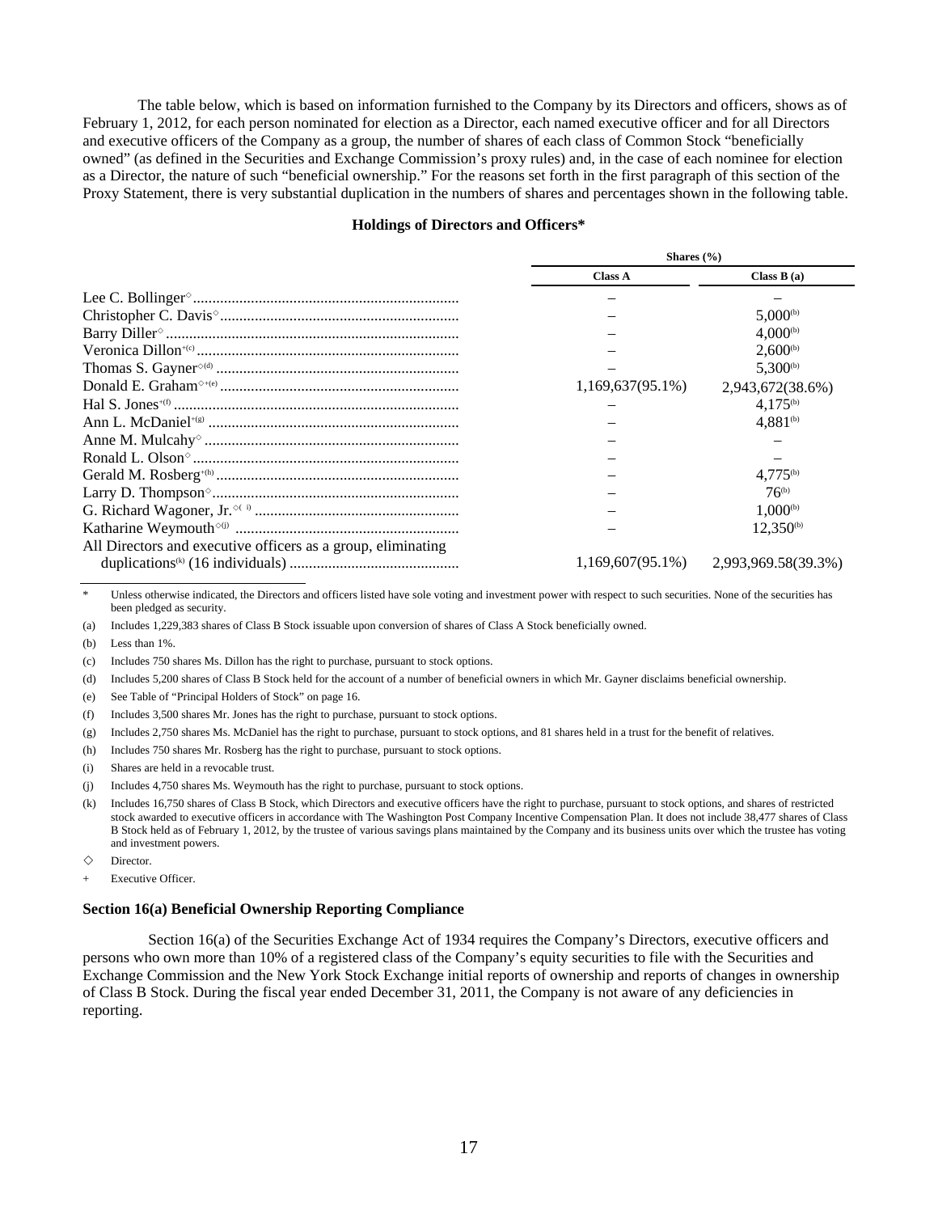The table below, which is based on information furnished to the Company by its Directors and officers, shows as of February 1, 2012, for each person nominated for election as a Director, each named executive officer and for all Directors and executive officers of the Company as a group, the number of shares of each class of Common Stock "beneficially owned" (as defined in the Securities and Exchange Commission's proxy rules) and, in the case of each nominee for election as a Director, the nature of such "beneficial ownership." For the reasons set forth in the first paragraph of this section of the Proxy Statement, there is very substantial duplication in the numbers of shares and percentages shown in the following table.

**Holdings of Directors and Officers***

| | Shares (%) | |
|---|---|---|
| | **Class A** | **Class B (a)** |
| Lee C. Bollinger◇ | – | – |
| Christopher C. Davis◇ | – | 5,000[(b)] |
| Barry Diller◇ | – | 4,000[(b)] |
| Veronica Dillon+(c) | – | 2,600[(b)] |
| Thomas S. Gayner◇(d) | – | 5,300[(b)] |
| Donald E. Graham◇+(e) | 1,169,637(95.1%) | 2,943,672(38.6%) |
| Hal S. Jones+(f) | – | 4,175[(b)] |
| Ann L. McDaniel+(g) | – | 4,881[(b)] |
| Anne M. Mulcahy◇ | – | – |
| Ronald L. Olson◇ | – | – |
| Gerald M. Rosberg+(h) | – | 4,775[(b)] |
| Larry D. Thompson◇ | – | 76[(b)] |
| G. Richard Wagoner, Jr.◇(i) | – | 1,000[(b)] |
| Katharine Weymouth◇(j) | – | 12,350[(b)] |
| All Directors and executive officers as a group, eliminating duplications[(k)] (16 individuals) | 1,169,607(95.1%) | 2,993,969.58(39.3%) |

\* Unless otherwise indicated, the Directors and officers listed have sole voting and investment power with respect to such securities. None of the securities has been pledged as security.

(a) Includes 1,229,383 shares of Class B Stock issuable upon conversion of shares of Class A Stock beneficially owned.

(b) Less than 1%.

(c) Includes 750 shares Ms. Dillon has the right to purchase, pursuant to stock options.

(d) Includes 5,200 shares of Class B Stock held for the account of a number of beneficial owners in which Mr. Gayner disclaims beneficial ownership.

(e) See Table of "Principal Holders of Stock" on page 16.

(f) Includes 3,500 shares Mr. Jones has the right to purchase, pursuant to stock options.

(g) Includes 2,750 shares Ms. McDaniel has the right to purchase, pursuant to stock options, and 81 shares held in a trust for the benefit of relatives.

(h) Includes 750 shares Mr. Rosberg has the right to purchase, pursuant to stock options.

(i) Shares are held in a revocable trust.

(j) Includes 4,750 shares Ms. Weymouth has the right to purchase, pursuant to stock options.

(k) Includes 16,750 shares of Class B Stock, which Directors and executive officers have the right to purchase, pursuant to stock options, and shares of restricted stock awarded to executive officers in accordance with The Washington Post Company Incentive Compensation Plan. It does not include 38,477 shares of Class B Stock held as of February 1, 2012, by the trustee of various savings plans maintained by the Company and its business units over which the trustee has voting and investment powers.

◇ Director.

\+ Executive Officer.

**Section 16(a) Beneficial Ownership Reporting Compliance**

Section 16(a) of the Securities Exchange Act of 1934 requires the Company's Directors, executive officers and persons who own more than 10% of a registered class of the Company's equity securities to file with the Securities and Exchange Commission and the New York Stock Exchange initial reports of ownership and reports of changes in ownership of Class B Stock. During the fiscal year ended December 31, 2011, the Company is not aware of any deficiencies in reporting.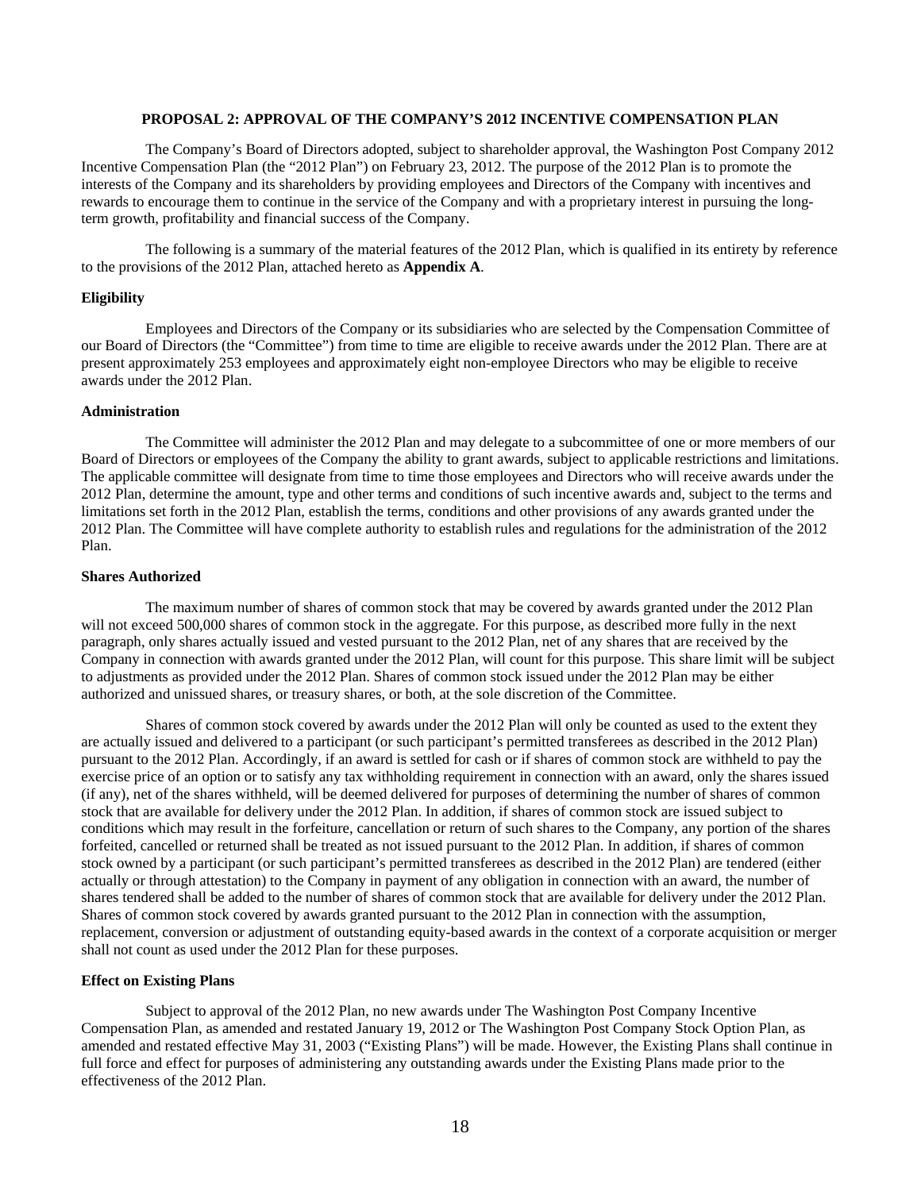## PROPOSAL 2: APPROVAL OF THE COMPANY'S 2012 INCENTIVE COMPENSATION PLAN

The Company's Board of Directors adopted, subject to shareholder approval, the Washington Post Company 2012 Incentive Compensation Plan (the "2012 Plan") on February 23, 2012. The purpose of the 2012 Plan is to promote the interests of the Company and its shareholders by providing employees and Directors of the Company with incentives and rewards to encourage them to continue in the service of the Company and with a proprietary interest in pursuing the long-term growth, profitability and financial success of the Company.

The following is a summary of the material features of the 2012 Plan, which is qualified in its entirety by reference to the provisions of the 2012 Plan, attached hereto as **Appendix A**.

### Eligibility

Employees and Directors of the Company or its subsidiaries who are selected by the Compensation Committee of our Board of Directors (the "Committee") from time to time are eligible to receive awards under the 2012 Plan. There are at present approximately 253 employees and approximately eight non-employee Directors who may be eligible to receive awards under the 2012 Plan.

### Administration

The Committee will administer the 2012 Plan and may delegate to a subcommittee of one or more members of our Board of Directors or employees of the Company the ability to grant awards, subject to applicable restrictions and limitations. The applicable committee will designate from time to time those employees and Directors who will receive awards under the 2012 Plan, determine the amount, type and other terms and conditions of such incentive awards and, subject to the terms and limitations set forth in the 2012 Plan, establish the terms, conditions and other provisions of any awards granted under the 2012 Plan. The Committee will have complete authority to establish rules and regulations for the administration of the 2012 Plan.

### Shares Authorized

The maximum number of shares of common stock that may be covered by awards granted under the 2012 Plan will not exceed 500,000 shares of common stock in the aggregate. For this purpose, as described more fully in the next paragraph, only shares actually issued and vested pursuant to the 2012 Plan, net of any shares that are received by the Company in connection with awards granted under the 2012 Plan, will count for this purpose. This share limit will be subject to adjustments as provided under the 2012 Plan. Shares of common stock issued under the 2012 Plan may be either authorized and unissued shares, or treasury shares, or both, at the sole discretion of the Committee.

Shares of common stock covered by awards under the 2012 Plan will only be counted as used to the extent they are actually issued and delivered to a participant (or such participant's permitted transferees as described in the 2012 Plan) pursuant to the 2012 Plan. Accordingly, if an award is settled for cash or if shares of common stock are withheld to pay the exercise price of an option or to satisfy any tax withholding requirement in connection with an award, only the shares issued (if any), net of the shares withheld, will be deemed delivered for purposes of determining the number of shares of common stock that are available for delivery under the 2012 Plan. In addition, if shares of common stock are issued subject to conditions which may result in the forfeiture, cancellation or return of such shares to the Company, any portion of the shares forfeited, cancelled or returned shall be treated as not issued pursuant to the 2012 Plan. In addition, if shares of common stock owned by a participant (or such participant's permitted transferees as described in the 2012 Plan) are tendered (either actually or through attestation) to the Company in payment of any obligation in connection with an award, the number of shares tendered shall be added to the number of shares of common stock that are available for delivery under the 2012 Plan. Shares of common stock covered by awards granted pursuant to the 2012 Plan in connection with the assumption, replacement, conversion or adjustment of outstanding equity-based awards in the context of a corporate acquisition or merger shall not count as used under the 2012 Plan for these purposes.

### Effect on Existing Plans

Subject to approval of the 2012 Plan, no new awards under The Washington Post Company Incentive Compensation Plan, as amended and restated January 19, 2012 or The Washington Post Company Stock Option Plan, as amended and restated effective May 31, 2003 ("Existing Plans") will be made. However, the Existing Plans shall continue in full force and effect for purposes of administering any outstanding awards under the Existing Plans made prior to the effectiveness of the 2012 Plan.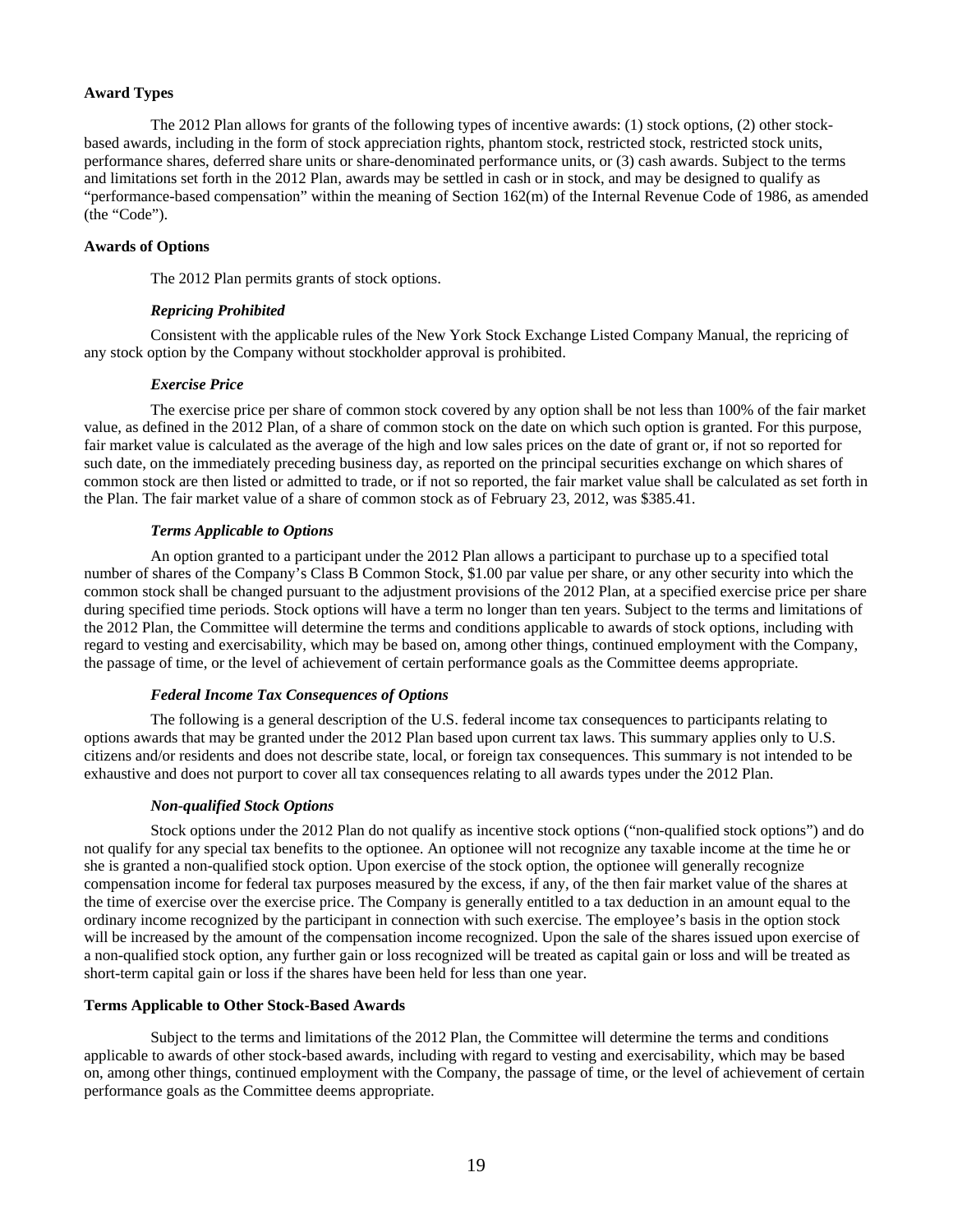### Award Types

The 2012 Plan allows for grants of the following types of incentive awards: (1) stock options, (2) other stock-based awards, including in the form of stock appreciation rights, phantom stock, restricted stock, restricted stock units, performance shares, deferred share units or share-denominated performance units, or (3) cash awards. Subject to the terms and limitations set forth in the 2012 Plan, awards may be settled in cash or in stock, and may be designed to qualify as "performance-based compensation" within the meaning of Section 162(m) of the Internal Revenue Code of 1986, as amended (the "Code").

### Awards of Options

The 2012 Plan permits grants of stock options.

#### *Repricing Prohibited*

Consistent with the applicable rules of the New York Stock Exchange Listed Company Manual, the repricing of any stock option by the Company without stockholder approval is prohibited.

#### *Exercise Price*

The exercise price per share of common stock covered by any option shall be not less than 100% of the fair market value, as defined in the 2012 Plan, of a share of common stock on the date on which such option is granted. For this purpose, fair market value is calculated as the average of the high and low sales prices on the date of grant or, if not so reported for such date, on the immediately preceding business day, as reported on the principal securities exchange on which shares of common stock are then listed or admitted to trade, or if not so reported, the fair market value shall be calculated as set forth in the Plan. The fair market value of a share of common stock as of February 23, 2012, was $385.41.

#### *Terms Applicable to Options*

An option granted to a participant under the 2012 Plan allows a participant to purchase up to a specified total number of shares of the Company's Class B Common Stock, $1.00 par value per share, or any other security into which the common stock shall be changed pursuant to the adjustment provisions of the 2012 Plan, at a specified exercise price per share during specified time periods. Stock options will have a term no longer than ten years. Subject to the terms and limitations of the 2012 Plan, the Committee will determine the terms and conditions applicable to awards of stock options, including with regard to vesting and exercisability, which may be based on, among other things, continued employment with the Company, the passage of time, or the level of achievement of certain performance goals as the Committee deems appropriate.

#### *Federal Income Tax Consequences of Options*

The following is a general description of the U.S. federal income tax consequences to participants relating to options awards that may be granted under the 2012 Plan based upon current tax laws. This summary applies only to U.S. citizens and/or residents and does not describe state, local, or foreign tax consequences. This summary is not intended to be exhaustive and does not purport to cover all tax consequences relating to all awards types under the 2012 Plan.

#### *Non-qualified Stock Options*

Stock options under the 2012 Plan do not qualify as incentive stock options ("non-qualified stock options") and do not qualify for any special tax benefits to the optionee. An optionee will not recognize any taxable income at the time he or she is granted a non-qualified stock option. Upon exercise of the stock option, the optionee will generally recognize compensation income for federal tax purposes measured by the excess, if any, of the then fair market value of the shares at the time of exercise over the exercise price. The Company is generally entitled to a tax deduction in an amount equal to the ordinary income recognized by the participant in connection with such exercise. The employee's basis in the option stock will be increased by the amount of the compensation income recognized. Upon the sale of the shares issued upon exercise of a non-qualified stock option, any further gain or loss recognized will be treated as capital gain or loss and will be treated as short-term capital gain or loss if the shares have been held for less than one year.

### Terms Applicable to Other Stock-Based Awards

Subject to the terms and limitations of the 2012 Plan, the Committee will determine the terms and conditions applicable to awards of other stock-based awards, including with regard to vesting and exercisability, which may be based on, among other things, continued employment with the Company, the passage of time, or the level of achievement of certain performance goals as the Committee deems appropriate.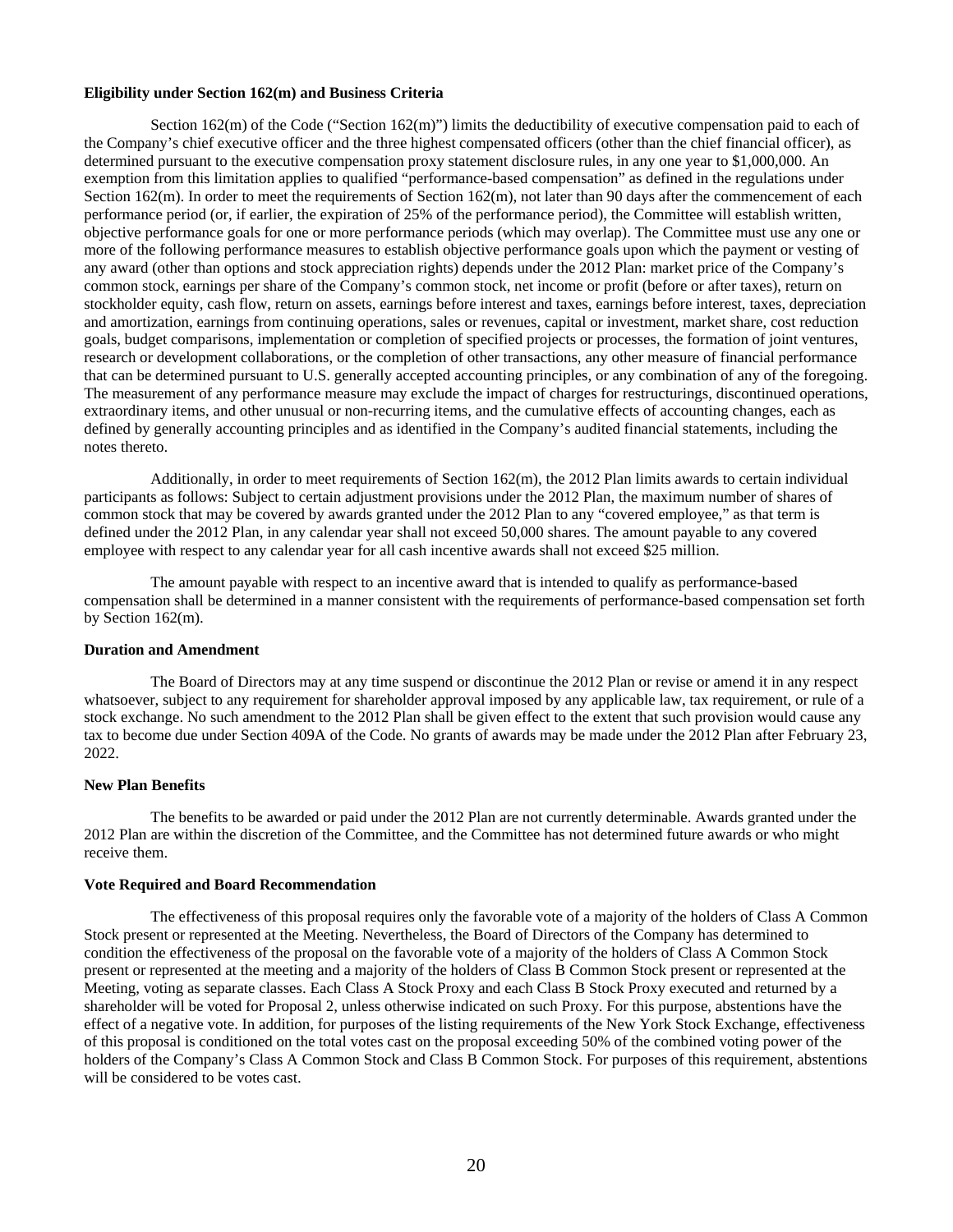**Eligibility under Section 162(m) and Business Criteria**

Section 162(m) of the Code ("Section 162(m)") limits the deductibility of executive compensation paid to each of the Company's chief executive officer and the three highest compensated officers (other than the chief financial officer), as determined pursuant to the executive compensation proxy statement disclosure rules, in any one year to $1,000,000. An exemption from this limitation applies to qualified "performance-based compensation" as defined in the regulations under Section 162(m). In order to meet the requirements of Section 162(m), not later than 90 days after the commencement of each performance period (or, if earlier, the expiration of 25% of the performance period), the Committee will establish written, objective performance goals for one or more performance periods (which may overlap). The Committee must use any one or more of the following performance measures to establish objective performance goals upon which the payment or vesting of any award (other than options and stock appreciation rights) depends under the 2012 Plan: market price of the Company's common stock, earnings per share of the Company's common stock, net income or profit (before or after taxes), return on stockholder equity, cash flow, return on assets, earnings before interest and taxes, earnings before interest, taxes, depreciation and amortization, earnings from continuing operations, sales or revenues, capital or investment, market share, cost reduction goals, budget comparisons, implementation or completion of specified projects or processes, the formation of joint ventures, research or development collaborations, or the completion of other transactions, any other measure of financial performance that can be determined pursuant to U.S. generally accepted accounting principles, or any combination of any of the foregoing. The measurement of any performance measure may exclude the impact of charges for restructurings, discontinued operations, extraordinary items, and other unusual or non-recurring items, and the cumulative effects of accounting changes, each as defined by generally accounting principles and as identified in the Company's audited financial statements, including the notes thereto.

Additionally, in order to meet requirements of Section 162(m), the 2012 Plan limits awards to certain individual participants as follows: Subject to certain adjustment provisions under the 2012 Plan, the maximum number of shares of common stock that may be covered by awards granted under the 2012 Plan to any "covered employee," as that term is defined under the 2012 Plan, in any calendar year shall not exceed 50,000 shares. The amount payable to any covered employee with respect to any calendar year for all cash incentive awards shall not exceed $25 million.

The amount payable with respect to an incentive award that is intended to qualify as performance-based compensation shall be determined in a manner consistent with the requirements of performance-based compensation set forth by Section 162(m).

**Duration and Amendment**

The Board of Directors may at any time suspend or discontinue the 2012 Plan or revise or amend it in any respect whatsoever, subject to any requirement for shareholder approval imposed by any applicable law, tax requirement, or rule of a stock exchange. No such amendment to the 2012 Plan shall be given effect to the extent that such provision would cause any tax to become due under Section 409A of the Code. No grants of awards may be made under the 2012 Plan after February 23, 2022.

**New Plan Benefits**

The benefits to be awarded or paid under the 2012 Plan are not currently determinable. Awards granted under the 2012 Plan are within the discretion of the Committee, and the Committee has not determined future awards or who might receive them.

**Vote Required and Board Recommendation**

The effectiveness of this proposal requires only the favorable vote of a majority of the holders of Class A Common Stock present or represented at the Meeting. Nevertheless, the Board of Directors of the Company has determined to condition the effectiveness of the proposal on the favorable vote of a majority of the holders of Class A Common Stock present or represented at the meeting and a majority of the holders of Class B Common Stock present or represented at the Meeting, voting as separate classes. Each Class A Stock Proxy and each Class B Stock Proxy executed and returned by a shareholder will be voted for Proposal 2, unless otherwise indicated on such Proxy. For this purpose, abstentions have the effect of a negative vote. In addition, for purposes of the listing requirements of the New York Stock Exchange, effectiveness of this proposal is conditioned on the total votes cast on the proposal exceeding 50% of the combined voting power of the holders of the Company's Class A Common Stock and Class B Common Stock. For purposes of this requirement, abstentions will be considered to be votes cast.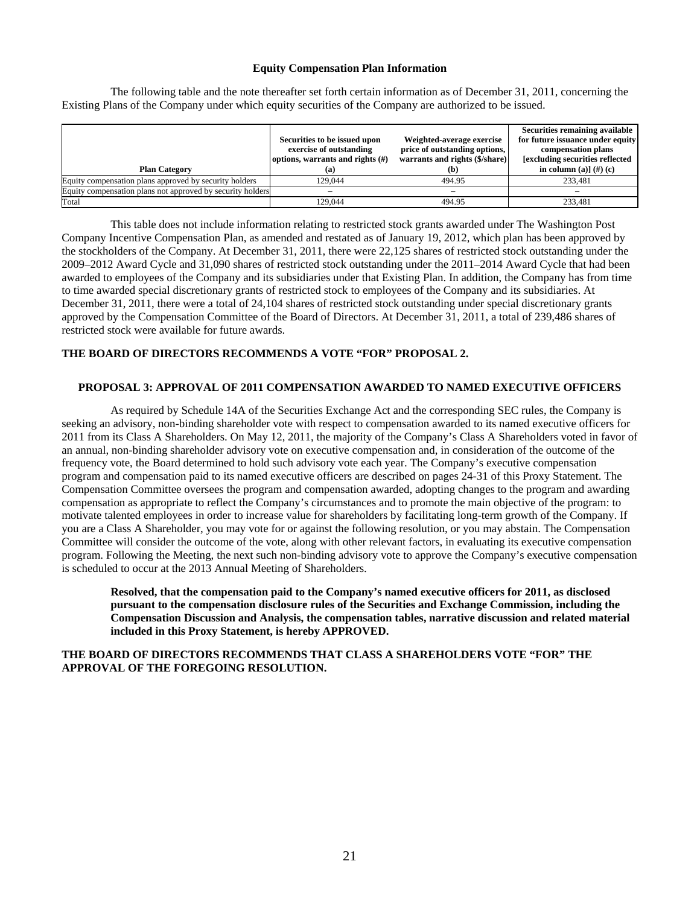## Equity Compensation Plan Information

The following table and the note thereafter set forth certain information as of December 31, 2011, concerning the Existing Plans of the Company under which equity securities of the Company are authorized to be issued.

| Plan Category | Securities to be issued upon exercise of outstanding options, warrants and rights (#) (a) | Weighted-average exercise price of outstanding options, warrants and rights ($/share) (b) | Securities remaining available for future issuance under equity compensation plans [excluding securities reflected in column (a)] (#) (c) |
|---|---|---|---|
| Equity compensation plans approved by security holders | 129,044 | 494.95 | 233,481 |
| Equity compensation plans not approved by security holders | – | – | – |
| Total | 129,044 | 494.95 | 233,481 |

This table does not include information relating to restricted stock grants awarded under The Washington Post Company Incentive Compensation Plan, as amended and restated as of January 19, 2012, which plan has been approved by the stockholders of the Company. At December 31, 2011, there were 22,125 shares of restricted stock outstanding under the 2009–2012 Award Cycle and 31,090 shares of restricted stock outstanding under the 2011–2014 Award Cycle that had been awarded to employees of the Company and its subsidiaries under that Existing Plan. In addition, the Company has from time to time awarded special discretionary grants of restricted stock to employees of the Company and its subsidiaries. At December 31, 2011, there were a total of 24,104 shares of restricted stock outstanding under special discretionary grants approved by the Compensation Committee of the Board of Directors. At December 31, 2011, a total of 239,486 shares of restricted stock were available for future awards.

**THE BOARD OF DIRECTORS RECOMMENDS A VOTE "FOR" PROPOSAL 2.**

## PROPOSAL 3: APPROVAL OF 2011 COMPENSATION AWARDED TO NAMED EXECUTIVE OFFICERS

As required by Schedule 14A of the Securities Exchange Act and the corresponding SEC rules, the Company is seeking an advisory, non-binding shareholder vote with respect to compensation awarded to its named executive officers for 2011 from its Class A Shareholders. On May 12, 2011, the majority of the Company's Class A Shareholders voted in favor of an annual, non-binding shareholder advisory vote on executive compensation and, in consideration of the outcome of the frequency vote, the Board determined to hold such advisory vote each year. The Company's executive compensation program and compensation paid to its named executive officers are described on pages 24-31 of this Proxy Statement. The Compensation Committee oversees the program and compensation awarded, adopting changes to the program and awarding compensation as appropriate to reflect the Company's circumstances and to promote the main objective of the program: to motivate talented employees in order to increase value for shareholders by facilitating long-term growth of the Company. If you are a Class A Shareholder, you may vote for or against the following resolution, or you may abstain. The Compensation Committee will consider the outcome of the vote, along with other relevant factors, in evaluating its executive compensation program. Following the Meeting, the next such non-binding advisory vote to approve the Company's executive compensation is scheduled to occur at the 2013 Annual Meeting of Shareholders.

> **Resolved, that the compensation paid to the Company's named executive officers for 2011, as disclosed pursuant to the compensation disclosure rules of the Securities and Exchange Commission, including the Compensation Discussion and Analysis, the compensation tables, narrative discussion and related material included in this Proxy Statement, is hereby APPROVED.**

**THE BOARD OF DIRECTORS RECOMMENDS THAT CLASS A SHAREHOLDERS VOTE "FOR" THE APPROVAL OF THE FOREGOING RESOLUTION.**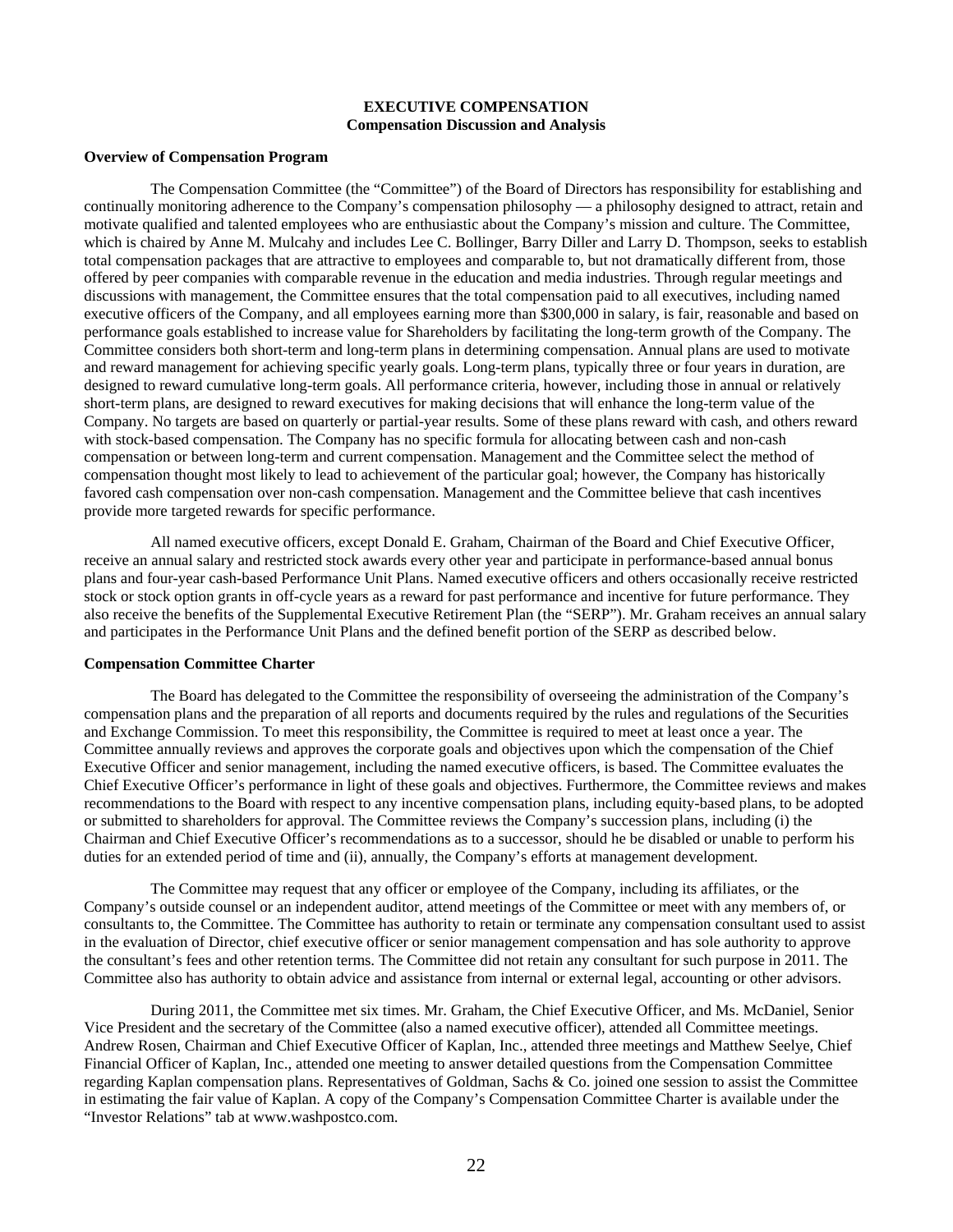# EXECUTIVE COMPENSATION

## Compensation Discussion and Analysis

### Overview of Compensation Program

The Compensation Committee (the "Committee") of the Board of Directors has responsibility for establishing and continually monitoring adherence to the Company's compensation philosophy — a philosophy designed to attract, retain and motivate qualified and talented employees who are enthusiastic about the Company's mission and culture. The Committee, which is chaired by Anne M. Mulcahy and includes Lee C. Bollinger, Barry Diller and Larry D. Thompson, seeks to establish total compensation packages that are attractive to employees and comparable to, but not dramatically different from, those offered by peer companies with comparable revenue in the education and media industries. Through regular meetings and discussions with management, the Committee ensures that the total compensation paid to all executives, including named executive officers of the Company, and all employees earning more than $300,000 in salary, is fair, reasonable and based on performance goals established to increase value for Shareholders by facilitating the long-term growth of the Company. The Committee considers both short-term and long-term plans in determining compensation. Annual plans are used to motivate and reward management for achieving specific yearly goals. Long-term plans, typically three or four years in duration, are designed to reward cumulative long-term goals. All performance criteria, however, including those in annual or relatively short-term plans, are designed to reward executives for making decisions that will enhance the long-term value of the Company. No targets are based on quarterly or partial-year results. Some of these plans reward with cash, and others reward with stock-based compensation. The Company has no specific formula for allocating between cash and non-cash compensation or between long-term and current compensation. Management and the Committee select the method of compensation thought most likely to lead to achievement of the particular goal; however, the Company has historically favored cash compensation over non-cash compensation. Management and the Committee believe that cash incentives provide more targeted rewards for specific performance.

All named executive officers, except Donald E. Graham, Chairman of the Board and Chief Executive Officer, receive an annual salary and restricted stock awards every other year and participate in performance-based annual bonus plans and four-year cash-based Performance Unit Plans. Named executive officers and others occasionally receive restricted stock or stock option grants in off-cycle years as a reward for past performance and incentive for future performance. They also receive the benefits of the Supplemental Executive Retirement Plan (the "SERP"). Mr. Graham receives an annual salary and participates in the Performance Unit Plans and the defined benefit portion of the SERP as described below.

### Compensation Committee Charter

The Board has delegated to the Committee the responsibility of overseeing the administration of the Company's compensation plans and the preparation of all reports and documents required by the rules and regulations of the Securities and Exchange Commission. To meet this responsibility, the Committee is required to meet at least once a year. The Committee annually reviews and approves the corporate goals and objectives upon which the compensation of the Chief Executive Officer and senior management, including the named executive officers, is based. The Committee evaluates the Chief Executive Officer's performance in light of these goals and objectives. Furthermore, the Committee reviews and makes recommendations to the Board with respect to any incentive compensation plans, including equity-based plans, to be adopted or submitted to shareholders for approval. The Committee reviews the Company's succession plans, including (i) the Chairman and Chief Executive Officer's recommendations as to a successor, should he be disabled or unable to perform his duties for an extended period of time and (ii), annually, the Company's efforts at management development.

The Committee may request that any officer or employee of the Company, including its affiliates, or the Company's outside counsel or an independent auditor, attend meetings of the Committee or meet with any members of, or consultants to, the Committee. The Committee has authority to retain or terminate any compensation consultant used to assist in the evaluation of Director, chief executive officer or senior management compensation and has sole authority to approve the consultant's fees and other retention terms. The Committee did not retain any consultant for such purpose in 2011. The Committee also has authority to obtain advice and assistance from internal or external legal, accounting or other advisors.

During 2011, the Committee met six times. Mr. Graham, the Chief Executive Officer, and Ms. McDaniel, Senior Vice President and the secretary of the Committee (also a named executive officer), attended all Committee meetings. Andrew Rosen, Chairman and Chief Executive Officer of Kaplan, Inc., attended three meetings and Matthew Seelye, Chief Financial Officer of Kaplan, Inc., attended one meeting to answer detailed questions from the Compensation Committee regarding Kaplan compensation plans. Representatives of Goldman, Sachs & Co. joined one session to assist the Committee in estimating the fair value of Kaplan. A copy of the Company's Compensation Committee Charter is available under the "Investor Relations" tab at www.washpostco.com.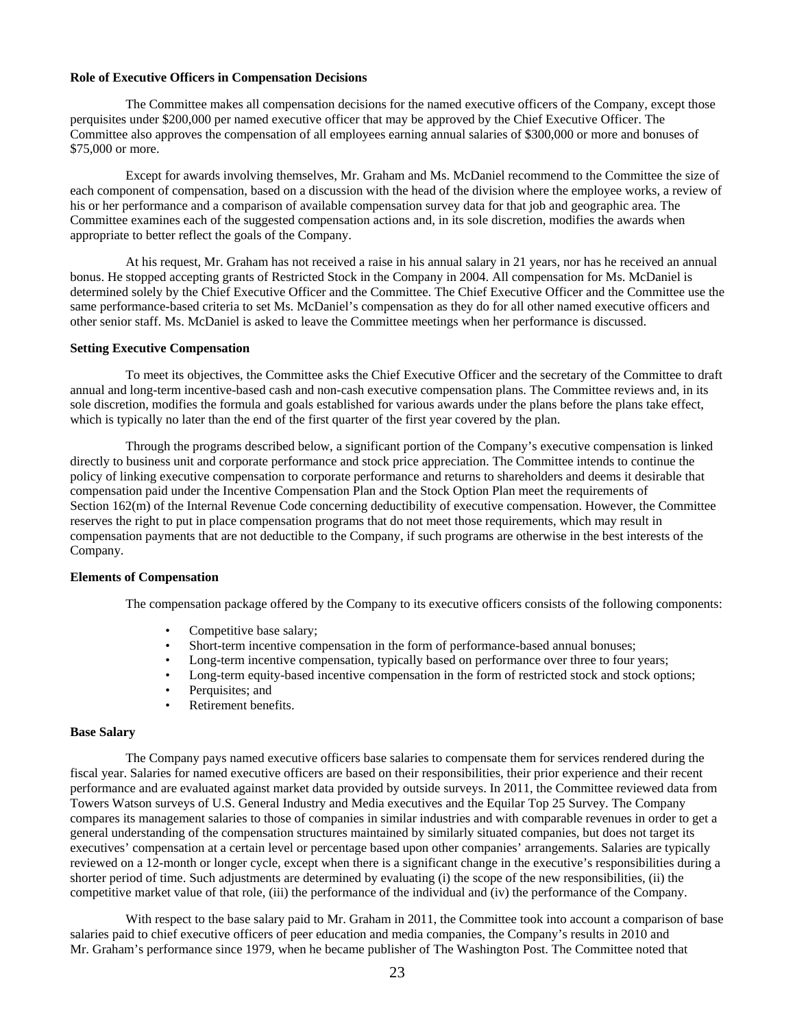**Role of Executive Officers in Compensation Decisions**

The Committee makes all compensation decisions for the named executive officers of the Company, except those perquisites under $200,000 per named executive officer that may be approved by the Chief Executive Officer. The Committee also approves the compensation of all employees earning annual salaries of $300,000 or more and bonuses of $75,000 or more.

Except for awards involving themselves, Mr. Graham and Ms. McDaniel recommend to the Committee the size of each component of compensation, based on a discussion with the head of the division where the employee works, a review of his or her performance and a comparison of available compensation survey data for that job and geographic area. The Committee examines each of the suggested compensation actions and, in its sole discretion, modifies the awards when appropriate to better reflect the goals of the Company.

At his request, Mr. Graham has not received a raise in his annual salary in 21 years, nor has he received an annual bonus. He stopped accepting grants of Restricted Stock in the Company in 2004. All compensation for Ms. McDaniel is determined solely by the Chief Executive Officer and the Committee. The Chief Executive Officer and the Committee use the same performance-based criteria to set Ms. McDaniel's compensation as they do for all other named executive officers and other senior staff. Ms. McDaniel is asked to leave the Committee meetings when her performance is discussed.

**Setting Executive Compensation**

To meet its objectives, the Committee asks the Chief Executive Officer and the secretary of the Committee to draft annual and long-term incentive-based cash and non-cash executive compensation plans. The Committee reviews and, in its sole discretion, modifies the formula and goals established for various awards under the plans before the plans take effect, which is typically no later than the end of the first quarter of the first year covered by the plan.

Through the programs described below, a significant portion of the Company's executive compensation is linked directly to business unit and corporate performance and stock price appreciation. The Committee intends to continue the policy of linking executive compensation to corporate performance and returns to shareholders and deems it desirable that compensation paid under the Incentive Compensation Plan and the Stock Option Plan meet the requirements of Section 162(m) of the Internal Revenue Code concerning deductibility of executive compensation. However, the Committee reserves the right to put in place compensation programs that do not meet those requirements, which may result in compensation payments that are not deductible to the Company, if such programs are otherwise in the best interests of the Company.

**Elements of Compensation**

The compensation package offered by the Company to its executive officers consists of the following components:

- Competitive base salary;
- Short-term incentive compensation in the form of performance-based annual bonuses;
- Long-term incentive compensation, typically based on performance over three to four years;
- Long-term equity-based incentive compensation in the form of restricted stock and stock options;
- Perquisites; and
- Retirement benefits.

**Base Salary**

The Company pays named executive officers base salaries to compensate them for services rendered during the fiscal year. Salaries for named executive officers are based on their responsibilities, their prior experience and their recent performance and are evaluated against market data provided by outside surveys. In 2011, the Committee reviewed data from Towers Watson surveys of U.S. General Industry and Media executives and the Equilar Top 25 Survey. The Company compares its management salaries to those of companies in similar industries and with comparable revenues in order to get a general understanding of the compensation structures maintained by similarly situated companies, but does not target its executives' compensation at a certain level or percentage based upon other companies' arrangements. Salaries are typically reviewed on a 12-month or longer cycle, except when there is a significant change in the executive's responsibilities during a shorter period of time. Such adjustments are determined by evaluating (i) the scope of the new responsibilities, (ii) the competitive market value of that role, (iii) the performance of the individual and (iv) the performance of the Company.

With respect to the base salary paid to Mr. Graham in 2011, the Committee took into account a comparison of base salaries paid to chief executive officers of peer education and media companies, the Company's results in 2010 and Mr. Graham's performance since 1979, when he became publisher of The Washington Post. The Committee noted that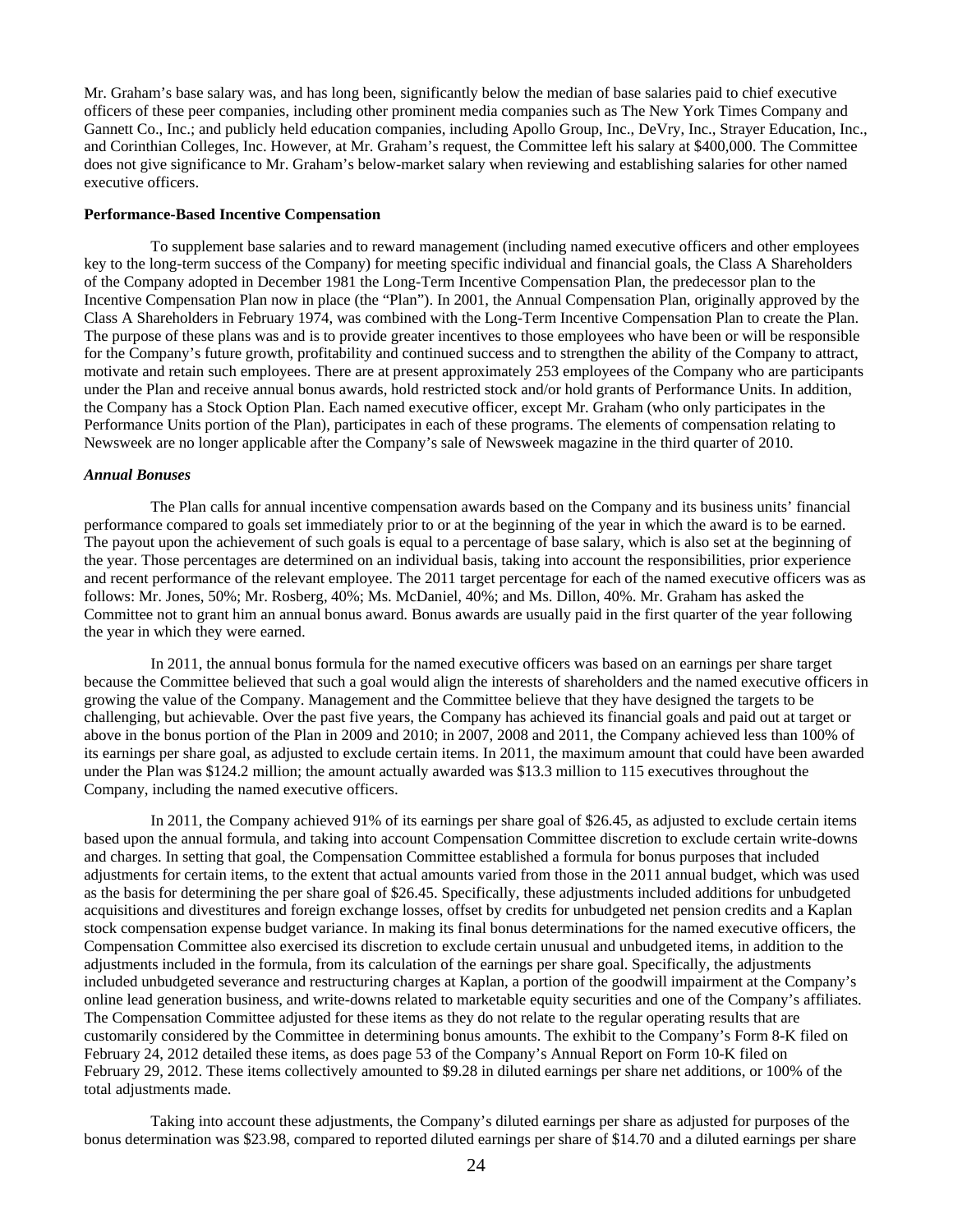Mr. Graham's base salary was, and has long been, significantly below the median of base salaries paid to chief executive officers of these peer companies, including other prominent media companies such as The New York Times Company and Gannett Co., Inc.; and publicly held education companies, including Apollo Group, Inc., DeVry, Inc., Strayer Education, Inc., and Corinthian Colleges, Inc. However, at Mr. Graham's request, the Committee left his salary at $400,000. The Committee does not give significance to Mr. Graham's below-market salary when reviewing and establishing salaries for other named executive officers.

**Performance-Based Incentive Compensation**

To supplement base salaries and to reward management (including named executive officers and other employees key to the long-term success of the Company) for meeting specific individual and financial goals, the Class A Shareholders of the Company adopted in December 1981 the Long-Term Incentive Compensation Plan, the predecessor plan to the Incentive Compensation Plan now in place (the "Plan"). In 2001, the Annual Compensation Plan, originally approved by the Class A Shareholders in February 1974, was combined with the Long-Term Incentive Compensation Plan to create the Plan. The purpose of these plans was and is to provide greater incentives to those employees who have been or will be responsible for the Company's future growth, profitability and continued success and to strengthen the ability of the Company to attract, motivate and retain such employees. There are at present approximately 253 employees of the Company who are participants under the Plan and receive annual bonus awards, hold restricted stock and/or hold grants of Performance Units. In addition, the Company has a Stock Option Plan. Each named executive officer, except Mr. Graham (who only participates in the Performance Units portion of the Plan), participates in each of these programs. The elements of compensation relating to Newsweek are no longer applicable after the Company's sale of Newsweek magazine in the third quarter of 2010.

***Annual Bonuses***

The Plan calls for annual incentive compensation awards based on the Company and its business units' financial performance compared to goals set immediately prior to or at the beginning of the year in which the award is to be earned. The payout upon the achievement of such goals is equal to a percentage of base salary, which is also set at the beginning of the year. Those percentages are determined on an individual basis, taking into account the responsibilities, prior experience and recent performance of the relevant employee. The 2011 target percentage for each of the named executive officers was as follows: Mr. Jones, 50%; Mr. Rosberg, 40%; Ms. McDaniel, 40%; and Ms. Dillon, 40%. Mr. Graham has asked the Committee not to grant him an annual bonus award. Bonus awards are usually paid in the first quarter of the year following the year in which they were earned.

In 2011, the annual bonus formula for the named executive officers was based on an earnings per share target because the Committee believed that such a goal would align the interests of shareholders and the named executive officers in growing the value of the Company. Management and the Committee believe that they have designed the targets to be challenging, but achievable. Over the past five years, the Company has achieved its financial goals and paid out at target or above in the bonus portion of the Plan in 2009 and 2010; in 2007, 2008 and 2011, the Company achieved less than 100% of its earnings per share goal, as adjusted to exclude certain items. In 2011, the maximum amount that could have been awarded under the Plan was $124.2 million; the amount actually awarded was $13.3 million to 115 executives throughout the Company, including the named executive officers.

In 2011, the Company achieved 91% of its earnings per share goal of $26.45, as adjusted to exclude certain items based upon the annual formula, and taking into account Compensation Committee discretion to exclude certain write-downs and charges. In setting that goal, the Compensation Committee established a formula for bonus purposes that included adjustments for certain items, to the extent that actual amounts varied from those in the 2011 annual budget, which was used as the basis for determining the per share goal of $26.45. Specifically, these adjustments included additions for unbudgeted acquisitions and divestitures and foreign exchange losses, offset by credits for unbudgeted net pension credits and a Kaplan stock compensation expense budget variance. In making its final bonus determinations for the named executive officers, the Compensation Committee also exercised its discretion to exclude certain unusual and unbudgeted items, in addition to the adjustments included in the formula, from its calculation of the earnings per share goal. Specifically, the adjustments included unbudgeted severance and restructuring charges at Kaplan, a portion of the goodwill impairment at the Company's online lead generation business, and write-downs related to marketable equity securities and one of the Company's affiliates. The Compensation Committee adjusted for these items as they do not relate to the regular operating results that are customarily considered by the Committee in determining bonus amounts. The exhibit to the Company's Form 8-K filed on February 24, 2012 detailed these items, as does page 53 of the Company's Annual Report on Form 10-K filed on February 29, 2012. These items collectively amounted to $9.28 in diluted earnings per share net additions, or 100% of the total adjustments made.

Taking into account these adjustments, the Company's diluted earnings per share as adjusted for purposes of the bonus determination was $23.98, compared to reported diluted earnings per share of $14.70 and a diluted earnings per share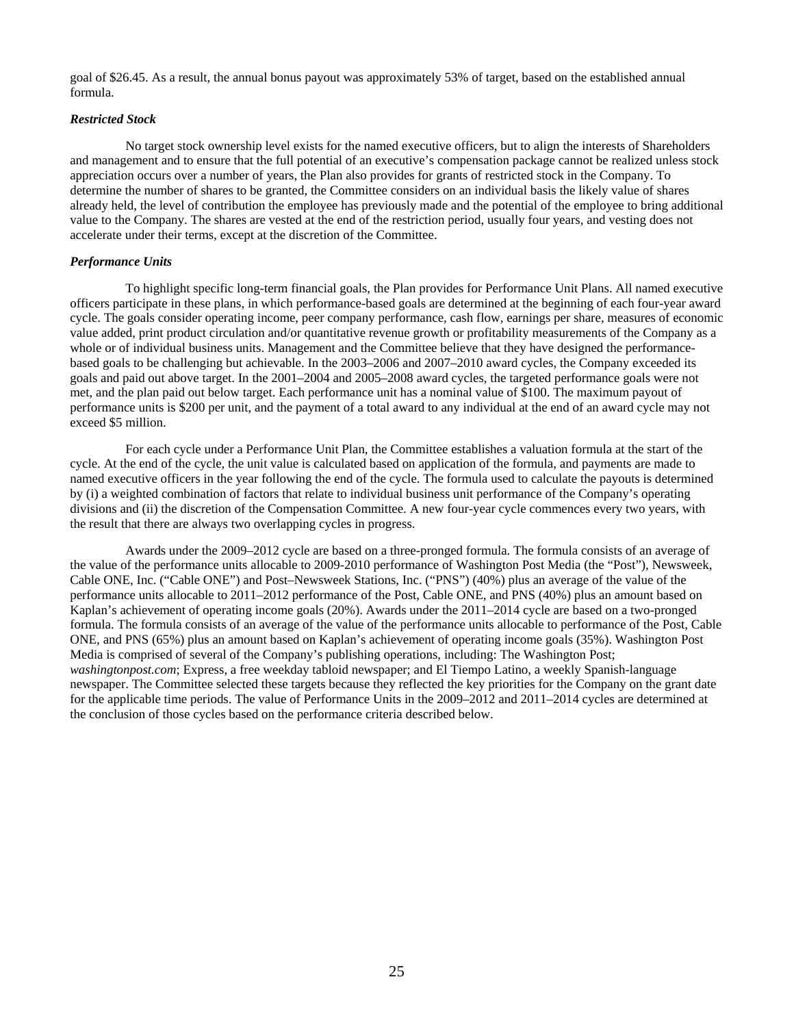goal of $26.45. As a result, the annual bonus payout was approximately 53% of target, based on the established annual formula.

***Restricted Stock***

No target stock ownership level exists for the named executive officers, but to align the interests of Shareholders and management and to ensure that the full potential of an executive's compensation package cannot be realized unless stock appreciation occurs over a number of years, the Plan also provides for grants of restricted stock in the Company. To determine the number of shares to be granted, the Committee considers on an individual basis the likely value of shares already held, the level of contribution the employee has previously made and the potential of the employee to bring additional value to the Company. The shares are vested at the end of the restriction period, usually four years, and vesting does not accelerate under their terms, except at the discretion of the Committee.

***Performance Units***

To highlight specific long-term financial goals, the Plan provides for Performance Unit Plans. All named executive officers participate in these plans, in which performance-based goals are determined at the beginning of each four-year award cycle. The goals consider operating income, peer company performance, cash flow, earnings per share, measures of economic value added, print product circulation and/or quantitative revenue growth or profitability measurements of the Company as a whole or of individual business units. Management and the Committee believe that they have designed the performance-based goals to be challenging but achievable. In the 2003–2006 and 2007–2010 award cycles, the Company exceeded its goals and paid out above target. In the 2001–2004 and 2005–2008 award cycles, the targeted performance goals were not met, and the plan paid out below target. Each performance unit has a nominal value of $100. The maximum payout of performance units is $200 per unit, and the payment of a total award to any individual at the end of an award cycle may not exceed $5 million.

For each cycle under a Performance Unit Plan, the Committee establishes a valuation formula at the start of the cycle. At the end of the cycle, the unit value is calculated based on application of the formula, and payments are made to named executive officers in the year following the end of the cycle. The formula used to calculate the payouts is determined by (i) a weighted combination of factors that relate to individual business unit performance of the Company's operating divisions and (ii) the discretion of the Compensation Committee. A new four-year cycle commences every two years, with the result that there are always two overlapping cycles in progress.

Awards under the 2009–2012 cycle are based on a three-pronged formula. The formula consists of an average of the value of the performance units allocable to 2009-2010 performance of Washington Post Media (the "Post"), Newsweek, Cable ONE, Inc. ("Cable ONE") and Post–Newsweek Stations, Inc. ("PNS") (40%) plus an average of the value of the performance units allocable to 2011–2012 performance of the Post, Cable ONE, and PNS (40%) plus an amount based on Kaplan's achievement of operating income goals (20%). Awards under the 2011–2014 cycle are based on a two-pronged formula. The formula consists of an average of the value of the performance units allocable to performance of the Post, Cable ONE, and PNS (65%) plus an amount based on Kaplan's achievement of operating income goals (35%). Washington Post Media is comprised of several of the Company's publishing operations, including: The Washington Post; *washingtonpost.com*; Express, a free weekday tabloid newspaper; and El Tiempo Latino, a weekly Spanish-language newspaper. The Committee selected these targets because they reflected the key priorities for the Company on the grant date for the applicable time periods. The value of Performance Units in the 2009–2012 and 2011–2014 cycles are determined at the conclusion of those cycles based on the performance criteria described below.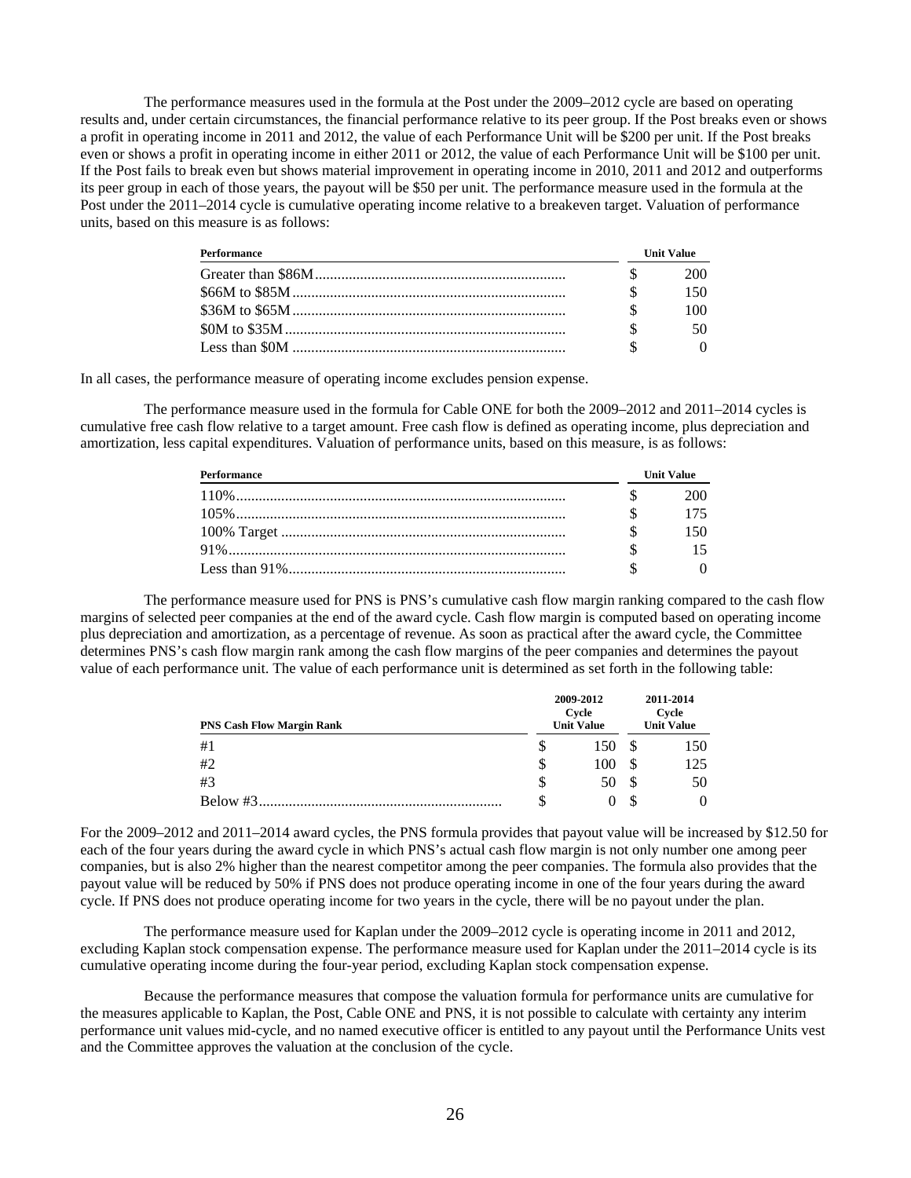The performance measures used in the formula at the Post under the 2009–2012 cycle are based on operating results and, under certain circumstances, the financial performance relative to its peer group. If the Post breaks even or shows a profit in operating income in 2011 and 2012, the value of each Performance Unit will be $200 per unit. If the Post breaks even or shows a profit in operating income in either 2011 or 2012, the value of each Performance Unit will be $100 per unit. If the Post fails to break even but shows material improvement in operating income in 2010, 2011 and 2012 and outperforms its peer group in each of those years, the payout will be $50 per unit. The performance measure used in the formula at the Post under the 2011–2014 cycle is cumulative operating income relative to a breakeven target. Valuation of performance units, based on this measure is as follows:

| Performance | Unit Value |
|---|---|
| Greater than $86M | $ 200 |
| $66M to $85M | $ 150 |
| $36M to $65M | $ 100 |
| $0M to $35M | $ 50 |
| Less than $0M | $ 0 |

In all cases, the performance measure of operating income excludes pension expense.

The performance measure used in the formula for Cable ONE for both the 2009–2012 and 2011–2014 cycles is cumulative free cash flow relative to a target amount. Free cash flow is defined as operating income, plus depreciation and amortization, less capital expenditures. Valuation of performance units, based on this measure, is as follows:

| Performance | Unit Value |
|---|---|
| 110% | $ 200 |
| 105% | $ 175 |
| 100% Target | $ 150 |
| 91% | $ 15 |
| Less than 91% | $ 0 |

The performance measure used for PNS is PNS's cumulative cash flow margin ranking compared to the cash flow margins of selected peer companies at the end of the award cycle. Cash flow margin is computed based on operating income plus depreciation and amortization, as a percentage of revenue. As soon as practical after the award cycle, the Committee determines PNS's cash flow margin rank among the cash flow margins of the peer companies and determines the payout value of each performance unit. The value of each performance unit is determined as set forth in the following table:

| PNS Cash Flow Margin Rank | 2009-2012 Cycle Unit Value | 2011-2014 Cycle Unit Value |
|---|---|---|
| #1 | $ 150 | $ 150 |
| #2 | $ 100 | $ 125 |
| #3 | $ 50 | $ 50 |
| Below #3 | $ 0 | $ 0 |

For the 2009–2012 and 2011–2014 award cycles, the PNS formula provides that payout value will be increased by $12.50 for each of the four years during the award cycle in which PNS's actual cash flow margin is not only number one among peer companies, but is also 2% higher than the nearest competitor among the peer companies. The formula also provides that the payout value will be reduced by 50% if PNS does not produce operating income in one of the four years during the award cycle. If PNS does not produce operating income for two years in the cycle, there will be no payout under the plan.

The performance measure used for Kaplan under the 2009–2012 cycle is operating income in 2011 and 2012, excluding Kaplan stock compensation expense. The performance measure used for Kaplan under the 2011–2014 cycle is its cumulative operating income during the four-year period, excluding Kaplan stock compensation expense.

Because the performance measures that compose the valuation formula for performance units are cumulative for the measures applicable to Kaplan, the Post, Cable ONE and PNS, it is not possible to calculate with certainty any interim performance unit values mid-cycle, and no named executive officer is entitled to any payout until the Performance Units vest and the Committee approves the valuation at the conclusion of the cycle.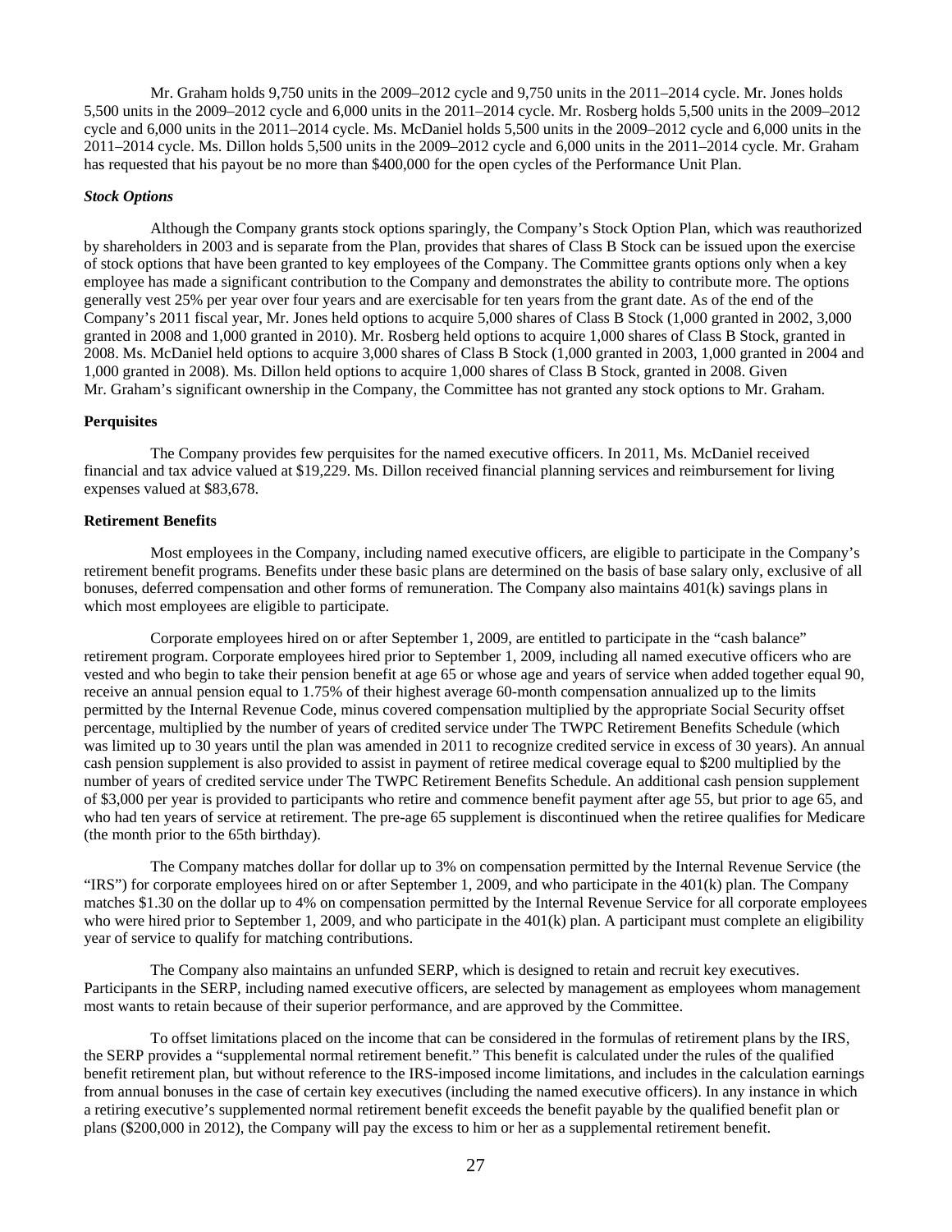Mr. Graham holds 9,750 units in the 2009–2012 cycle and 9,750 units in the 2011–2014 cycle. Mr. Jones holds 5,500 units in the 2009–2012 cycle and 6,000 units in the 2011–2014 cycle. Mr. Rosberg holds 5,500 units in the 2009–2012 cycle and 6,000 units in the 2011–2014 cycle. Ms. McDaniel holds 5,500 units in the 2009–2012 cycle and 6,000 units in the 2011–2014 cycle. Ms. Dillon holds 5,500 units in the 2009–2012 cycle and 6,000 units in the 2011–2014 cycle. Mr. Graham has requested that his payout be no more than $400,000 for the open cycles of the Performance Unit Plan.

***Stock Options***

Although the Company grants stock options sparingly, the Company's Stock Option Plan, which was reauthorized by shareholders in 2003 and is separate from the Plan, provides that shares of Class B Stock can be issued upon the exercise of stock options that have been granted to key employees of the Company. The Committee grants options only when a key employee has made a significant contribution to the Company and demonstrates the ability to contribute more. The options generally vest 25% per year over four years and are exercisable for ten years from the grant date. As of the end of the Company's 2011 fiscal year, Mr. Jones held options to acquire 5,000 shares of Class B Stock (1,000 granted in 2002, 3,000 granted in 2008 and 1,000 granted in 2010). Mr. Rosberg held options to acquire 1,000 shares of Class B Stock, granted in 2008. Ms. McDaniel held options to acquire 3,000 shares of Class B Stock (1,000 granted in 2003, 1,000 granted in 2004 and 1,000 granted in 2008). Ms. Dillon held options to acquire 1,000 shares of Class B Stock, granted in 2008. Given Mr. Graham's significant ownership in the Company, the Committee has not granted any stock options to Mr. Graham.

**Perquisites**

The Company provides few perquisites for the named executive officers. In 2011, Ms. McDaniel received financial and tax advice valued at $19,229. Ms. Dillon received financial planning services and reimbursement for living expenses valued at $83,678.

**Retirement Benefits**

Most employees in the Company, including named executive officers, are eligible to participate in the Company's retirement benefit programs. Benefits under these basic plans are determined on the basis of base salary only, exclusive of all bonuses, deferred compensation and other forms of remuneration. The Company also maintains 401(k) savings plans in which most employees are eligible to participate.

Corporate employees hired on or after September 1, 2009, are entitled to participate in the "cash balance" retirement program. Corporate employees hired prior to September 1, 2009, including all named executive officers who are vested and who begin to take their pension benefit at age 65 or whose age and years of service when added together equal 90, receive an annual pension equal to 1.75% of their highest average 60-month compensation annualized up to the limits permitted by the Internal Revenue Code, minus covered compensation multiplied by the appropriate Social Security offset percentage, multiplied by the number of years of credited service under The TWPC Retirement Benefits Schedule (which was limited up to 30 years until the plan was amended in 2011 to recognize credited service in excess of 30 years). An annual cash pension supplement is also provided to assist in payment of retiree medical coverage equal to $200 multiplied by the number of years of credited service under The TWPC Retirement Benefits Schedule. An additional cash pension supplement of $3,000 per year is provided to participants who retire and commence benefit payment after age 55, but prior to age 65, and who had ten years of service at retirement. The pre-age 65 supplement is discontinued when the retiree qualifies for Medicare (the month prior to the 65th birthday).

The Company matches dollar for dollar up to 3% on compensation permitted by the Internal Revenue Service (the "IRS") for corporate employees hired on or after September 1, 2009, and who participate in the 401(k) plan. The Company matches $1.30 on the dollar up to 4% on compensation permitted by the Internal Revenue Service for all corporate employees who were hired prior to September 1, 2009, and who participate in the 401(k) plan. A participant must complete an eligibility year of service to qualify for matching contributions.

The Company also maintains an unfunded SERP, which is designed to retain and recruit key executives. Participants in the SERP, including named executive officers, are selected by management as employees whom management most wants to retain because of their superior performance, and are approved by the Committee.

To offset limitations placed on the income that can be considered in the formulas of retirement plans by the IRS, the SERP provides a "supplemental normal retirement benefit." This benefit is calculated under the rules of the qualified benefit retirement plan, but without reference to the IRS-imposed income limitations, and includes in the calculation earnings from annual bonuses in the case of certain key executives (including the named executive officers). In any instance in which a retiring executive's supplemented normal retirement benefit exceeds the benefit payable by the qualified benefit plan or plans ($200,000 in 2012), the Company will pay the excess to him or her as a supplemental retirement benefit.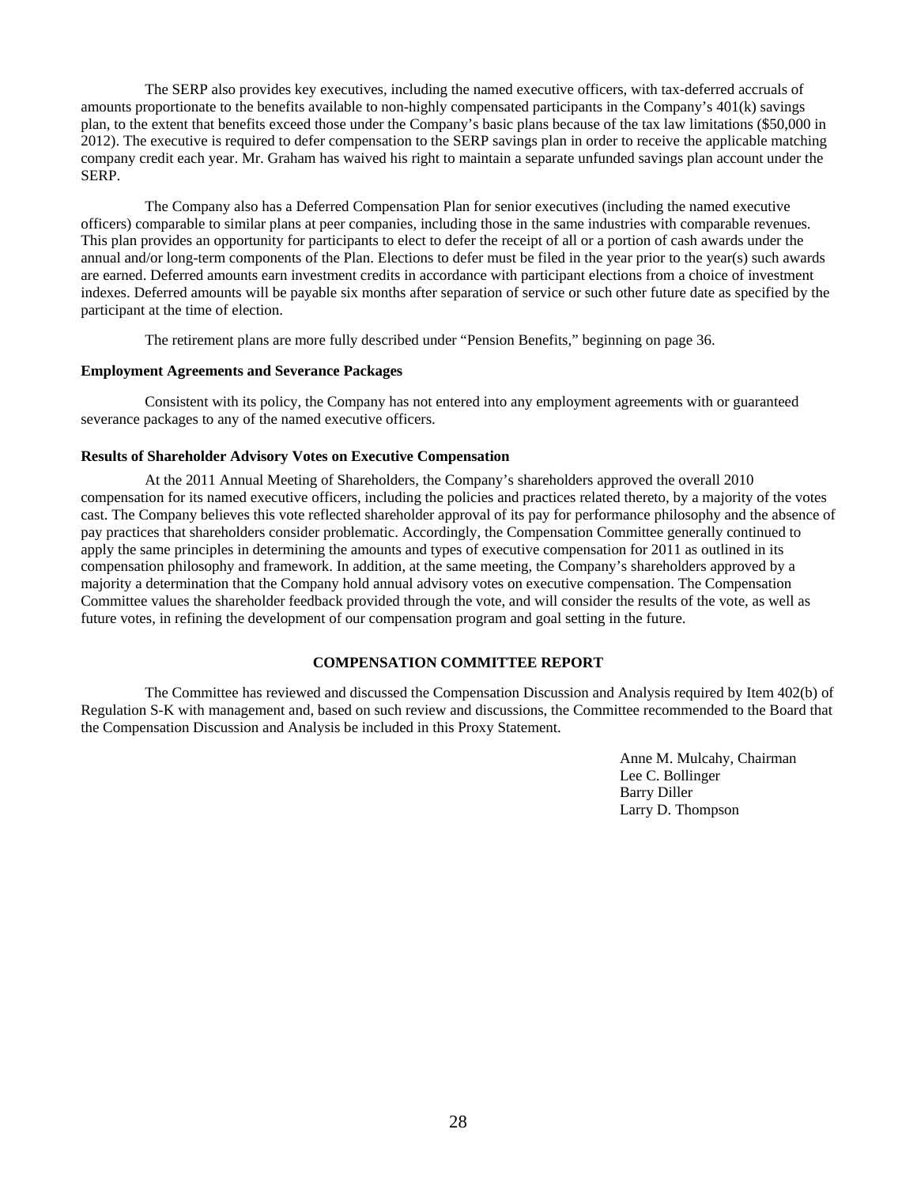The SERP also provides key executives, including the named executive officers, with tax-deferred accruals of amounts proportionate to the benefits available to non-highly compensated participants in the Company's 401(k) savings plan, to the extent that benefits exceed those under the Company's basic plans because of the tax law limitations ($50,000 in 2012). The executive is required to defer compensation to the SERP savings plan in order to receive the applicable matching company credit each year. Mr. Graham has waived his right to maintain a separate unfunded savings plan account under the SERP.

The Company also has a Deferred Compensation Plan for senior executives (including the named executive officers) comparable to similar plans at peer companies, including those in the same industries with comparable revenues. This plan provides an opportunity for participants to elect to defer the receipt of all or a portion of cash awards under the annual and/or long-term components of the Plan. Elections to defer must be filed in the year prior to the year(s) such awards are earned. Deferred amounts earn investment credits in accordance with participant elections from a choice of investment indexes. Deferred amounts will be payable six months after separation of service or such other future date as specified by the participant at the time of election.

The retirement plans are more fully described under "Pension Benefits," beginning on page 36.

**Employment Agreements and Severance Packages**

Consistent with its policy, the Company has not entered into any employment agreements with or guaranteed severance packages to any of the named executive officers.

**Results of Shareholder Advisory Votes on Executive Compensation**

At the 2011 Annual Meeting of Shareholders, the Company's shareholders approved the overall 2010 compensation for its named executive officers, including the policies and practices related thereto, by a majority of the votes cast. The Company believes this vote reflected shareholder approval of its pay for performance philosophy and the absence of pay practices that shareholders consider problematic. Accordingly, the Compensation Committee generally continued to apply the same principles in determining the amounts and types of executive compensation for 2011 as outlined in its compensation philosophy and framework. In addition, at the same meeting, the Company's shareholders approved by a majority a determination that the Company hold annual advisory votes on executive compensation. The Compensation Committee values the shareholder feedback provided through the vote, and will consider the results of the vote, as well as future votes, in refining the development of our compensation program and goal setting in the future.

## COMPENSATION COMMITTEE REPORT

The Committee has reviewed and discussed the Compensation Discussion and Analysis required by Item 402(b) of Regulation S-K with management and, based on such review and discussions, the Committee recommended to the Board that the Compensation Discussion and Analysis be included in this Proxy Statement.

Anne M. Mulcahy, Chairman
Lee C. Bollinger
Barry Diller
Larry D. Thompson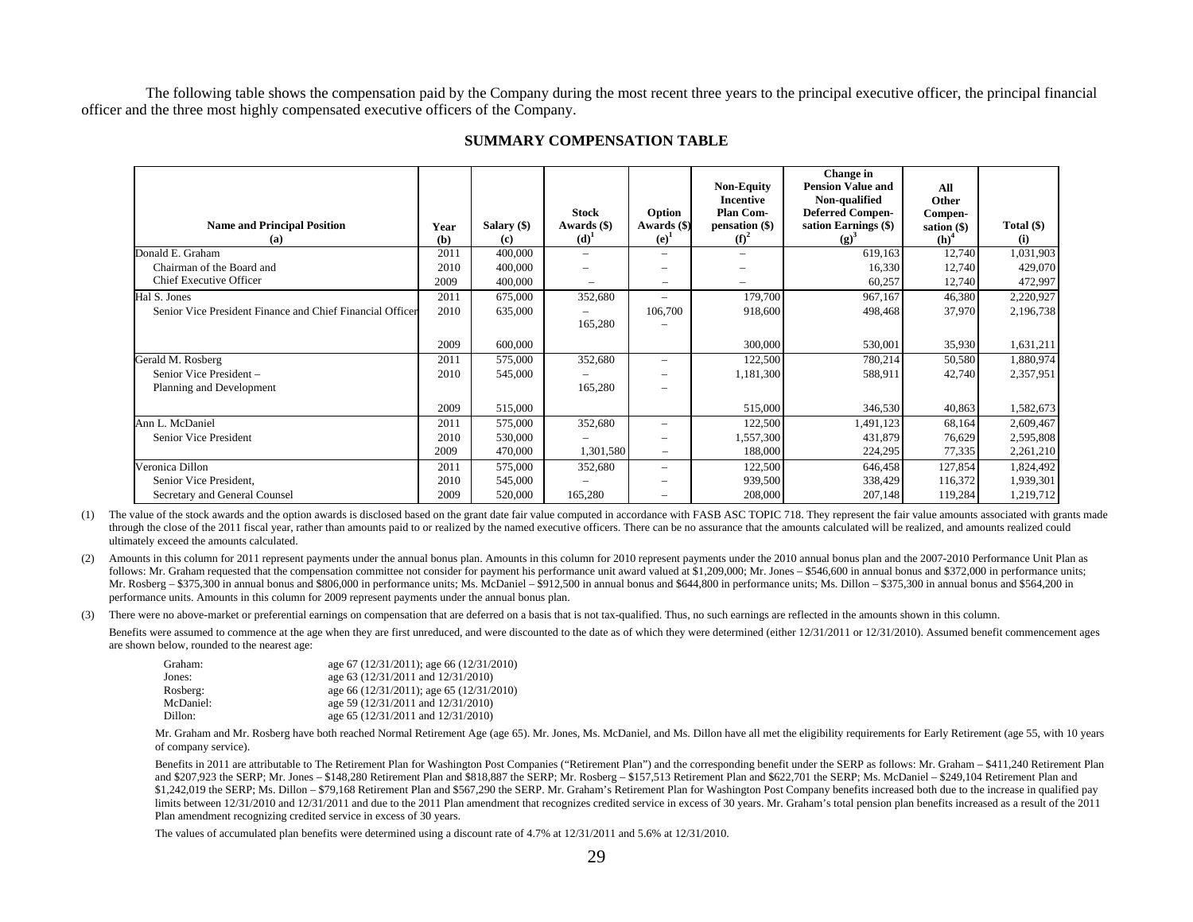The following table shows the compensation paid by the Company during the most recent three years to the principal executive officer, the principal financial officer and the three most highly compensated executive officers of the Company.

## SUMMARY COMPENSATION TABLE

| Name and Principal Position (a) | Year (b) | Salary ($) (c) | Stock Awards ($) (d)[1] | Option Awards ($) (e)[1] | Non-Equity Incentive Plan Compensation ($) (f)[2] | Change in Pension Value and Non-qualified Deferred Compensation Earnings ($) (g)[3] | All Other Compensation ($) (h)[4] | Total ($) (i) |
|---|---|---|---|---|---|---|---|---|
| Donald E. Graham | 2011 | 400,000 | – | – | – | 619,163 | 12,740 | 1,031,903 |
| Chairman of the Board and | 2010 | 400,000 | – | – | – | 16,330 | 12,740 | 429,070 |
| Chief Executive Officer | 2009 | 400,000 | – | – | – | 60,257 | 12,740 | 472,997 |
| Hal S. Jones | 2011 | 675,000 | 352,680 | – | 179,700 | 967,167 | 46,380 | 2,220,927 |
| Senior Vice President Finance and Chief Financial Officer | 2010 | 635,000 | – | 106,700 | 918,600 | 498,468 | 37,970 | 2,196,738 |
| | | | 165,280 | – | | | | |
| | 2009 | 600,000 | | | 300,000 | 530,001 | 35,930 | 1,631,211 |
| Gerald M. Rosberg | 2011 | 575,000 | 352,680 | – | 122,500 | 780,214 | 50,580 | 1,880,974 |
| Senior Vice President – | 2010 | 545,000 | – | – | 1,181,300 | 588,911 | 42,740 | 2,357,951 |
| Planning and Development | | | 165,280 | – | | | | |
| | 2009 | 515,000 | | | 515,000 | 346,530 | 40,863 | 1,582,673 |
| Ann L. McDaniel | 2011 | 575,000 | 352,680 | – | 122,500 | 1,491,123 | 68,164 | 2,609,467 |
| Senior Vice President | 2010 | 530,000 | – | – | 1,557,300 | 431,879 | 76,629 | 2,595,808 |
| | 2009 | 470,000 | 1,301,580 | – | 188,000 | 224,295 | 77,335 | 2,261,210 |
| Veronica Dillon | 2011 | 575,000 | 352,680 | – | 122,500 | 646,458 | 127,854 | 1,824,492 |
| Senior Vice President, | 2010 | 545,000 | – | – | 939,500 | 338,429 | 116,372 | 1,939,301 |
| Secretary and General Counsel | 2009 | 520,000 | 165,280 | – | 208,000 | 207,148 | 119,284 | 1,219,712 |

(1) The value of the stock awards and the option awards is disclosed based on the grant date fair value computed in accordance with FASB ASC TOPIC 718. They represent the fair value amounts associated with grants made through the close of the 2011 fiscal year, rather than amounts paid to or realized by the named executive officers. There can be no assurance that the amounts calculated will be realized, and amounts realized could ultimately exceed the amounts calculated.

(2) Amounts in this column for 2011 represent payments under the annual bonus plan. Amounts in this column for 2010 represent payments under the 2010 annual bonus plan and the 2007-2010 Performance Unit Plan as follows: Mr. Graham requested that the compensation committee not consider for payment his performance unit award valued at $1,209,000; Mr. Jones – $546,600 in annual bonus and $372,000 in performance units; Mr. Rosberg – $375,300 in annual bonus and $806,000 in performance units; Ms. McDaniel – $912,500 in annual bonus and $644,800 in performance units; Ms. Dillon – $375,300 in annual bonus and $564,200 in performance units. Amounts in this column for 2009 represent payments under the annual bonus plan.

(3) There were no above-market or preferential earnings on compensation that are deferred on a basis that is not tax-qualified. Thus, no such earnings are reflected in the amounts shown in this column.

Benefits were assumed to commence at the age when they are first unreduced, and were discounted to the date as of which they were determined (either 12/31/2011 or 12/31/2010). Assumed benefit commencement ages are shown below, rounded to the nearest age:

| | |
|---|---|
| Graham: | age 67 (12/31/2011); age 66 (12/31/2010) |
| Jones: | age 63 (12/31/2011 and 12/31/2010) |
| Rosberg: | age 66 (12/31/2011); age 65 (12/31/2010) |
| McDaniel: | age 59 (12/31/2011 and 12/31/2010) |
| Dillon: | age 65 (12/31/2011 and 12/31/2010) |

Mr. Graham and Mr. Rosberg have both reached Normal Retirement Age (age 65). Mr. Jones, Ms. McDaniel, and Ms. Dillon have all met the eligibility requirements for Early Retirement (age 55, with 10 years of company service).

Benefits in 2011 are attributable to The Retirement Plan for Washington Post Companies ("Retirement Plan") and the corresponding benefit under the SERP as follows: Mr. Graham – $411,240 Retirement Plan and $207,923 the SERP; Mr. Jones – $148,280 Retirement Plan and $818,887 the SERP; Mr. Rosberg – $157,513 Retirement Plan and $622,701 the SERP; Ms. McDaniel – $249,104 Retirement Plan and $1,242,019 the SERP; Ms. Dillon – $79,168 Retirement Plan and $567,290 the SERP. Mr. Graham's Retirement Plan for Washington Post Company benefits increased both due to the increase in qualified pay limits between 12/31/2010 and 12/31/2011 and due to the 2011 Plan amendment that recognizes credited service in excess of 30 years. Mr. Graham's total pension plan benefits increased as a result of the 2011 Plan amendment recognizing credited service in excess of 30 years.

The values of accumulated plan benefits were determined using a discount rate of 4.7% at 12/31/2011 and 5.6% at 12/31/2010.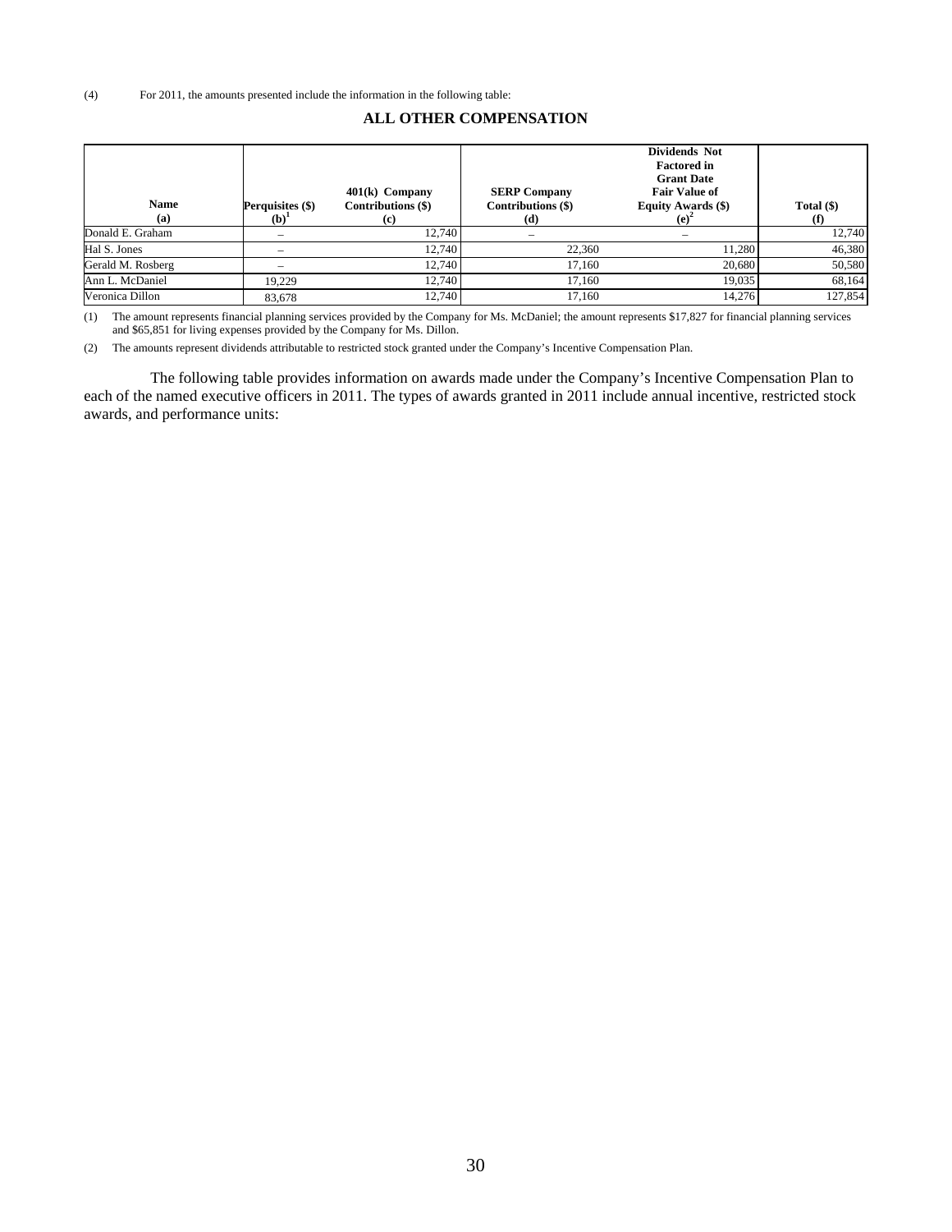(4) For 2011, the amounts presented include the information in the following table:

## ALL OTHER COMPENSATION

| Name (a) | Perquisites ($) (b)[1] | 401(k) Company Contributions ($) (c) | SERP Company Contributions ($) (d) | Dividends Not Factored in Grant Date Fair Value of Equity Awards ($) (e)[2] | Total ($) (f) |
|---|---|---|---|---|---|
| Donald E. Graham | – | 12,740 | – | – | 12,740 |
| Hal S. Jones | – | 12,740 | 22,360 | 11,280 | 46,380 |
| Gerald M. Rosberg | – | 12,740 | 17,160 | 20,680 | 50,580 |
| Ann L. McDaniel | 19,229 | 12,740 | 17,160 | 19,035 | 68,164 |
| Veronica Dillon | 83,678 | 12,740 | 17,160 | 14,276 | 127,854 |

(1) The amount represents financial planning services provided by the Company for Ms. McDaniel; the amount represents $17,827 for financial planning services and $65,851 for living expenses provided by the Company for Ms. Dillon.

(2) The amounts represent dividends attributable to restricted stock granted under the Company's Incentive Compensation Plan.

The following table provides information on awards made under the Company's Incentive Compensation Plan to each of the named executive officers in 2011. The types of awards granted in 2011 include annual incentive, restricted stock awards, and performance units: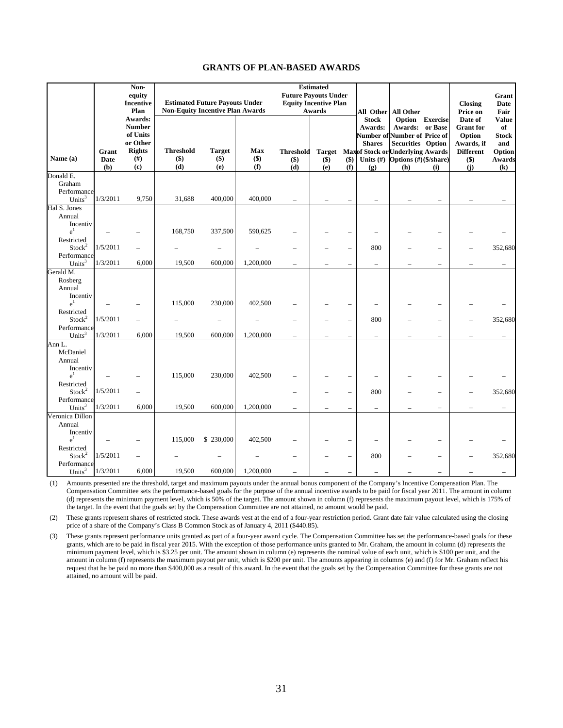## GRANTS OF PLAN-BASED AWARDS

| Name (a) | Grant Date (b) | Non-equity Incentive Plan Awards: Number of Units or Other Rights (#) (c) | Estimated Future Payouts Under Non-Equity Incentive Plan Awards | | | Estimated Future Payouts Under Equity Incentive Plan Awards | | | All Other Stock Awards: Number of Shares of Stock or Units (#) (g) | All Other Option Awards: Number of Securities Underlying Options (#) (h) | Exercise or Base Price of Option Awards ($/share) (i) | Closing Price on Date of Grant for Option Awards, if Different ($) (j) | Grant Date Fair Value of Stock and Option Awards (k) |
|---|---|---|---|---|---|---|---|---|---|---|---|---|---|
| | | | Threshold ($) (d) | Target ($) (e) | Max ($) (f) | Threshold ($) (d) | Target ($) (e) | Max ($) (f) | | | | | |
| Donald E. Graham | | | | | | | | | | | | | |
| Performance Units[3] | 1/3/2011 | 9,750 | 31,688 | 400,000 | 400,000 | – | – | – | – | – | – | – | – |
| Hal S. Jones | | | | | | | | | | | | | |
| Annual Incentive[1] | – | – | 168,750 | 337,500 | 590,625 | – | – | – | – | – | – | – | – |
| Restricted Stock[2] | 1/5/2011 | – | – | – | – | – | – | – | 800 | – | – | – | 352,680 |
| Performance Units[3] | 1/3/2011 | 6,000 | 19,500 | 600,000 | 1,200,000 | – | – | – | – | – | – | – | – |
| Gerald M. Rosberg | | | | | | | | | | | | | |
| Annual Incentive[1] | – | – | 115,000 | 230,000 | 402,500 | – | – | – | – | – | – | – | – |
| Restricted Stock[2] | 1/5/2011 | – | – | – | – | – | – | – | 800 | – | – | – | 352,680 |
| Performance Units[3] | 1/3/2011 | 6,000 | 19,500 | 600,000 | 1,200,000 | – | – | – | – | – | – | – | – |
| Ann L. McDaniel | | | | | | | | | | | | | |
| Annual Incentive[1] | – | – | 115,000 | 230,000 | 402,500 | – | – | – | – | – | – | – | – |
| Restricted Stock[2] | 1/5/2011 | – | | | | – | – | – | 800 | – | – | – | 352,680 |
| Performance Units[3] | 1/3/2011 | 6,000 | 19,500 | 600,000 | 1,200,000 | – | – | – | – | – | – | – | – |
| Veronica Dillon | | | | | | | | | | | | | |
| Annual Incentive[1] | – | – | 115,000 | $ 230,000 | 402,500 | – | – | – | – | – | – | – | – |
| Restricted Stock[2] | 1/5/2011 | – | – | – | – | – | – | – | 800 | – | – | – | 352,680 |
| Performance Units[3] | 1/3/2011 | 6,000 | 19,500 | 600,000 | 1,200,000 | – | – | – | – | – | – | – | – |

(1) Amounts presented are the threshold, target and maximum payouts under the annual bonus component of the Company's Incentive Compensation Plan. The Compensation Committee sets the performance-based goals for the purpose of the annual incentive awards to be paid for fiscal year 2011. The amount in column (d) represents the minimum payment level, which is 50% of the target. The amount shown in column (f) represents the maximum payout level, which is 175% of the target. In the event that the goals set by the Compensation Committee are not attained, no amount would be paid.

(2) These grants represent shares of restricted stock. These awards vest at the end of a four-year restriction period. Grant date fair value calculated using the closing price of a share of the Company's Class B Common Stock as of January 4, 2011 ($440.85).

(3) These grants represent performance units granted as part of a four-year award cycle. The Compensation Committee has set the performance-based goals for these grants, which are to be paid in fiscal year 2015. With the exception of those performance units granted to Mr. Graham, the amount in column (d) represents the minimum payment level, which is $3.25 per unit. The amount shown in column (e) represents the nominal value of each unit, which is $100 per unit, and the amount in column (f) represents the maximum payout per unit, which is $200 per unit. The amounts appearing in columns (e) and (f) for Mr. Graham reflect his request that he be paid no more than $400,000 as a result of this award. In the event that the goals set by the Compensation Committee for these grants are not attained, no amount will be paid.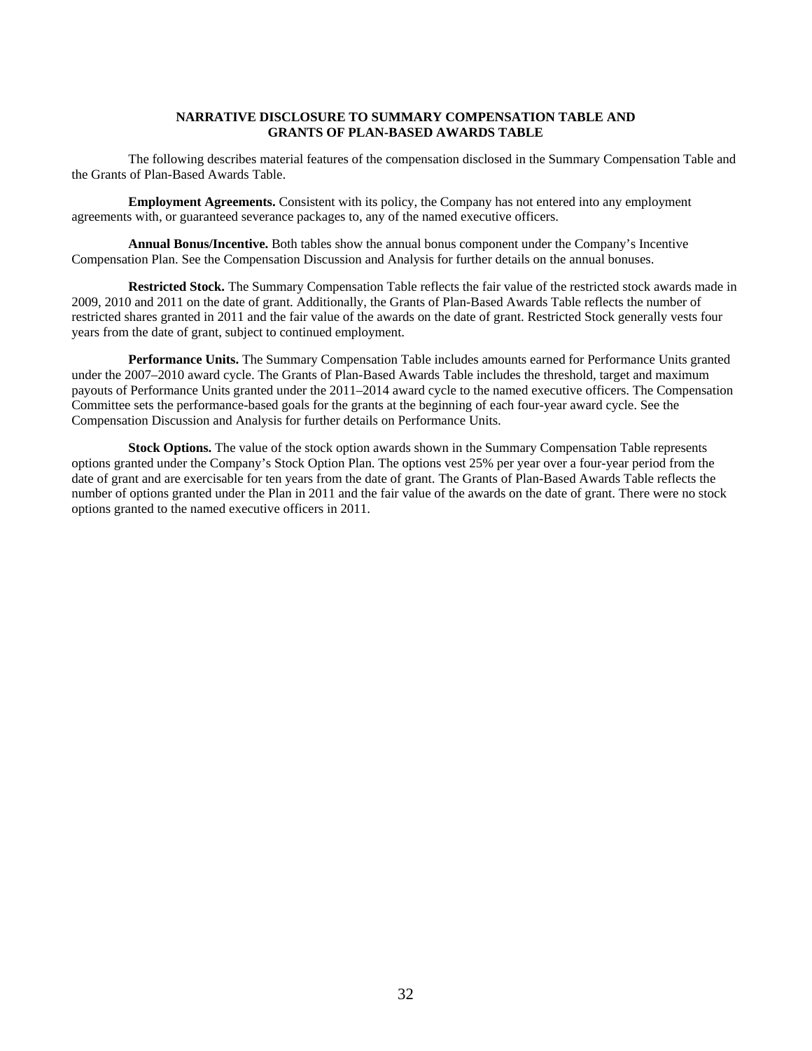## NARRATIVE DISCLOSURE TO SUMMARY COMPENSATION TABLE AND GRANTS OF PLAN-BASED AWARDS TABLE

The following describes material features of the compensation disclosed in the Summary Compensation Table and the Grants of Plan-Based Awards Table.

**Employment Agreements.** Consistent with its policy, the Company has not entered into any employment agreements with, or guaranteed severance packages to, any of the named executive officers.

**Annual Bonus/Incentive.** Both tables show the annual bonus component under the Company's Incentive Compensation Plan. See the Compensation Discussion and Analysis for further details on the annual bonuses.

**Restricted Stock.** The Summary Compensation Table reflects the fair value of the restricted stock awards made in 2009, 2010 and 2011 on the date of grant. Additionally, the Grants of Plan-Based Awards Table reflects the number of restricted shares granted in 2011 and the fair value of the awards on the date of grant. Restricted Stock generally vests four years from the date of grant, subject to continued employment.

**Performance Units.** The Summary Compensation Table includes amounts earned for Performance Units granted under the 2007–2010 award cycle. The Grants of Plan-Based Awards Table includes the threshold, target and maximum payouts of Performance Units granted under the 2011–2014 award cycle to the named executive officers. The Compensation Committee sets the performance-based goals for the grants at the beginning of each four-year award cycle. See the Compensation Discussion and Analysis for further details on Performance Units.

**Stock Options.** The value of the stock option awards shown in the Summary Compensation Table represents options granted under the Company's Stock Option Plan. The options vest 25% per year over a four-year period from the date of grant and are exercisable for ten years from the date of grant. The Grants of Plan-Based Awards Table reflects the number of options granted under the Plan in 2011 and the fair value of the awards on the date of grant. There were no stock options granted to the named executive officers in 2011.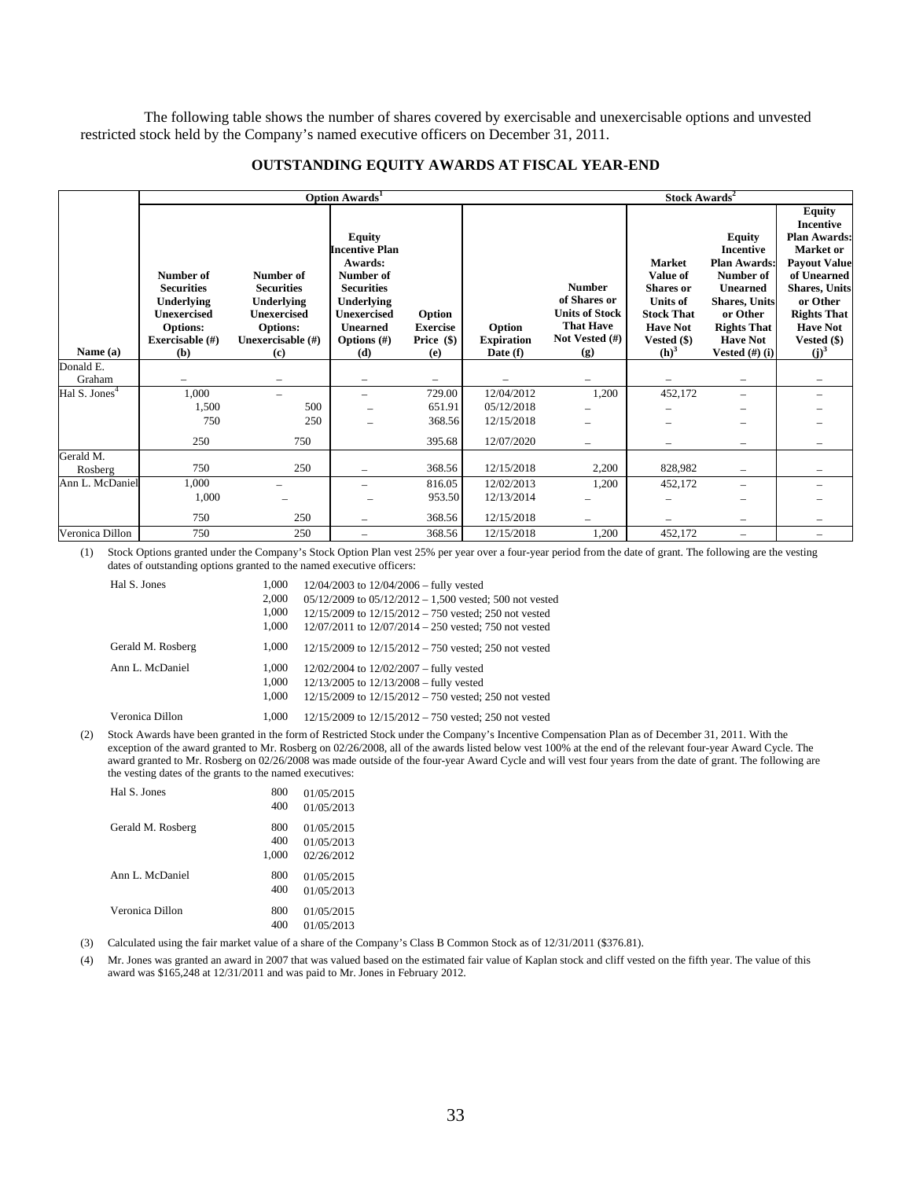The following table shows the number of shares covered by exercisable and unexercisable options and unvested restricted stock held by the Company's named executive officers on December 31, 2011.

## OUTSTANDING EQUITY AWARDS AT FISCAL YEAR-END

| | Option Awards[1] | | | | | Stock Awards[2] | | | |
|---|---|---|---|---|---|---|---|---|---|
| Name (a) | Number of Securities Underlying Unexercised Options: Exercisable (#) (b) | Number of Securities Underlying Unexercised Options: Unexercisable (#) (c) | Equity Incentive Plan Awards: Number of Securities Underlying Unexercised Unearned Options (#) (d) | Option Exercise Price ($) (e) | Option Expiration Date (f) | Number of Shares or Units of Stock That Have Not Vested (#) (g) | Market Value of Shares or Units of Stock That Have Not Vested ($) (h)[3] | Equity Incentive Plan Awards: Number of Unearned Shares, Units or Other Rights That Have Not Vested (#) (i) | Equity Incentive Plan Awards: Market or Payout Value of Unearned Shares, Units or Other Rights That Have Not Vested ($) (j)[3] |
| Donald E. Graham | – | – | – | – | – | – | – | – | – |
| Hal S. Jones[4] | 1,000 | – | – | 729.00 | 12/04/2012 | 1,200 | 452,172 | – | – |
| | 1,500 | 500 | – | 651.91 | 05/12/2018 | – | – | – | – |
| | 750 | 250 | – | 368.56 | 12/15/2018 | – | – | – | – |
| | 250 | 750 | | 395.68 | 12/07/2020 | – | – | – | – |
| Gerald M. Rosberg | 750 | 250 | – | 368.56 | 12/15/2018 | 2,200 | 828,982 | – | – |
| Ann L. McDaniel | 1,000 | – | – | 816.05 | 12/02/2013 | 1,200 | 452,172 | – | – |
| | 1,000 | – | – | 953.50 | 12/13/2014 | – | – | – | – |
| | 750 | 250 | – | 368.56 | 12/15/2018 | – | – | – | – |
| Veronica Dillon | 750 | 250 | – | 368.56 | 12/15/2018 | 1,200 | 452,172 | – | – |

(1) Stock Options granted under the Company's Stock Option Plan vest 25% per year over a four-year period from the date of grant. The following are the vesting dates of outstanding options granted to the named executive officers:

| | | |
|---|---|---|
| Hal S. Jones | 1,000 | 12/04/2003 to 12/04/2006 – fully vested |
| | 2,000 | 05/12/2009 to 05/12/2012 – 1,500 vested; 500 not vested |
| | 1,000 | 12/15/2009 to 12/15/2012 – 750 vested; 250 not vested |
| | 1,000 | 12/07/2011 to 12/07/2014 – 250 vested; 750 not vested |
| Gerald M. Rosberg | 1,000 | 12/15/2009 to 12/15/2012 – 750 vested; 250 not vested |
| Ann L. McDaniel | 1,000 | 12/02/2004 to 12/02/2007 – fully vested |
| | 1,000 | 12/13/2005 to 12/13/2008 – fully vested |
| | 1,000 | 12/15/2009 to 12/15/2012 – 750 vested; 250 not vested |
| Veronica Dillon | 1,000 | 12/15/2009 to 12/15/2012 – 750 vested; 250 not vested |

(2) Stock Awards have been granted in the form of Restricted Stock under the Company's Incentive Compensation Plan as of December 31, 2011. With the exception of the award granted to Mr. Rosberg on 02/26/2008, all of the awards listed below vest 100% at the end of the relevant four-year Award Cycle. The award granted to Mr. Rosberg on 02/26/2008 was made outside of the four-year Award Cycle and will vest four years from the date of grant. The following are the vesting dates of the grants to the named executives:

| | | |
|---|---|---|
| Hal S. Jones | 800 | 01/05/2015 |
| | 400 | 01/05/2013 |
| Gerald M. Rosberg | 800 | 01/05/2015 |
| | 400 | 01/05/2013 |
| | 1,000 | 02/26/2012 |
| Ann L. McDaniel | 800 | 01/05/2015 |
| | 400 | 01/05/2013 |
| Veronica Dillon | 800 | 01/05/2015 |
| | 400 | 01/05/2013 |

(3) Calculated using the fair market value of a share of the Company's Class B Common Stock as of 12/31/2011 ($376.81).

(4) Mr. Jones was granted an award in 2007 that was valued based on the estimated fair value of Kaplan stock and cliff vested on the fifth year. The value of this award was $165,248 at 12/31/2011 and was paid to Mr. Jones in February 2012.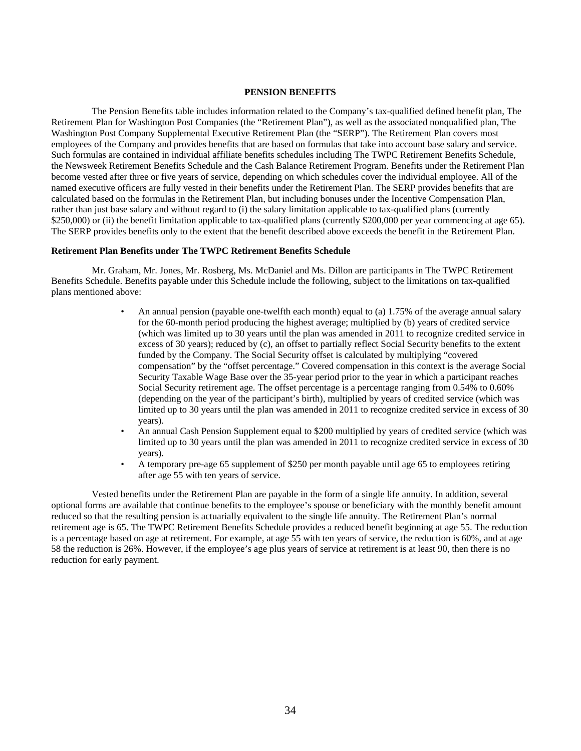## PENSION BENEFITS

The Pension Benefits table includes information related to the Company's tax-qualified defined benefit plan, The Retirement Plan for Washington Post Companies (the "Retirement Plan"), as well as the associated nonqualified plan, The Washington Post Company Supplemental Executive Retirement Plan (the "SERP"). The Retirement Plan covers most employees of the Company and provides benefits that are based on formulas that take into account base salary and service. Such formulas are contained in individual affiliate benefits schedules including The TWPC Retirement Benefits Schedule, the Newsweek Retirement Benefits Schedule and the Cash Balance Retirement Program. Benefits under the Retirement Plan become vested after three or five years of service, depending on which schedules cover the individual employee. All of the named executive officers are fully vested in their benefits under the Retirement Plan. The SERP provides benefits that are calculated based on the formulas in the Retirement Plan, but including bonuses under the Incentive Compensation Plan, rather than just base salary and without regard to (i) the salary limitation applicable to tax-qualified plans (currently $250,000) or (ii) the benefit limitation applicable to tax-qualified plans (currently $200,000 per year commencing at age 65). The SERP provides benefits only to the extent that the benefit described above exceeds the benefit in the Retirement Plan.

**Retirement Plan Benefits under The TWPC Retirement Benefits Schedule**

Mr. Graham, Mr. Jones, Mr. Rosberg, Ms. McDaniel and Ms. Dillon are participants in The TWPC Retirement Benefits Schedule. Benefits payable under this Schedule include the following, subject to the limitations on tax-qualified plans mentioned above:

- An annual pension (payable one-twelfth each month) equal to (a) 1.75% of the average annual salary for the 60-month period producing the highest average; multiplied by (b) years of credited service (which was limited up to 30 years until the plan was amended in 2011 to recognize credited service in excess of 30 years); reduced by (c), an offset to partially reflect Social Security benefits to the extent funded by the Company. The Social Security offset is calculated by multiplying "covered compensation" by the "offset percentage." Covered compensation in this context is the average Social Security Taxable Wage Base over the 35-year period prior to the year in which a participant reaches Social Security retirement age. The offset percentage is a percentage ranging from 0.54% to 0.60% (depending on the year of the participant's birth), multiplied by years of credited service (which was limited up to 30 years until the plan was amended in 2011 to recognize credited service in excess of 30 years).
- An annual Cash Pension Supplement equal to $200 multiplied by years of credited service (which was limited up to 30 years until the plan was amended in 2011 to recognize credited service in excess of 30 years).
- A temporary pre-age 65 supplement of $250 per month payable until age 65 to employees retiring after age 55 with ten years of service.

Vested benefits under the Retirement Plan are payable in the form of a single life annuity. In addition, several optional forms are available that continue benefits to the employee's spouse or beneficiary with the monthly benefit amount reduced so that the resulting pension is actuarially equivalent to the single life annuity. The Retirement Plan's normal retirement age is 65. The TWPC Retirement Benefits Schedule provides a reduced benefit beginning at age 55. The reduction is a percentage based on age at retirement. For example, at age 55 with ten years of service, the reduction is 60%, and at age 58 the reduction is 26%. However, if the employee's age plus years of service at retirement is at least 90, then there is no reduction for early payment.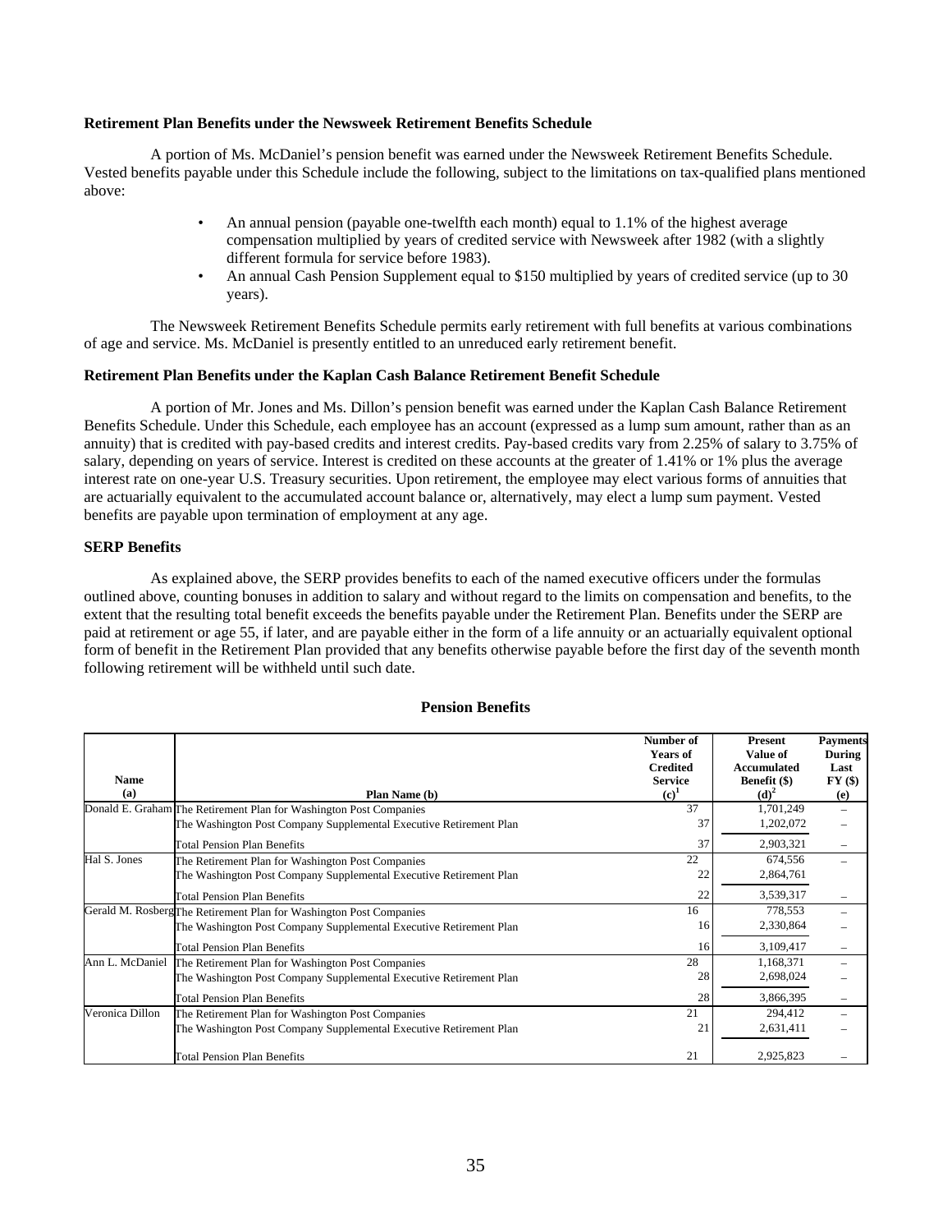**Retirement Plan Benefits under the Newsweek Retirement Benefits Schedule**

A portion of Ms. McDaniel's pension benefit was earned under the Newsweek Retirement Benefits Schedule. Vested benefits payable under this Schedule include the following, subject to the limitations on tax-qualified plans mentioned above:

- An annual pension (payable one-twelfth each month) equal to 1.1% of the highest average compensation multiplied by years of credited service with Newsweek after 1982 (with a slightly different formula for service before 1983).
- An annual Cash Pension Supplement equal to $150 multiplied by years of credited service (up to 30 years).

The Newsweek Retirement Benefits Schedule permits early retirement with full benefits at various combinations of age and service. Ms. McDaniel is presently entitled to an unreduced early retirement benefit.

**Retirement Plan Benefits under the Kaplan Cash Balance Retirement Benefit Schedule**

A portion of Mr. Jones and Ms. Dillon's pension benefit was earned under the Kaplan Cash Balance Retirement Benefits Schedule. Under this Schedule, each employee has an account (expressed as a lump sum amount, rather than as an annuity) that is credited with pay-based credits and interest credits. Pay-based credits vary from 2.25% of salary to 3.75% of salary, depending on years of service. Interest is credited on these accounts at the greater of 1.41% or 1% plus the average interest rate on one-year U.S. Treasury securities. Upon retirement, the employee may elect various forms of annuities that are actuarially equivalent to the accumulated account balance or, alternatively, may elect a lump sum payment. Vested benefits are payable upon termination of employment at any age.

**SERP Benefits**

As explained above, the SERP provides benefits to each of the named executive officers under the formulas outlined above, counting bonuses in addition to salary and without regard to the limits on compensation and benefits, to the extent that the resulting total benefit exceeds the benefits payable under the Retirement Plan. Benefits under the SERP are paid at retirement or age 55, if later, and are payable either in the form of a life annuity or an actuarially equivalent optional form of benefit in the Retirement Plan provided that any benefits otherwise payable before the first day of the seventh month following retirement will be withheld until such date.

**Pension Benefits**

| Name (a) | Plan Name (b) | Number of Years of Credited Service (c)[1] | Present Value of Accumulated Benefit ($) (d)[2] | Payments During Last FY ($) (e) |
|---|---|---|---|---|
| Donald E. Graham | The Retirement Plan for Washington Post Companies | 37 | 1,701,249 | – |
| | The Washington Post Company Supplemental Executive Retirement Plan | 37 | 1,202,072 | – |
| | Total Pension Plan Benefits | 37 | 2,903,321 | – |
| Hal S. Jones | The Retirement Plan for Washington Post Companies | 22 | 674,556 | – |
| | The Washington Post Company Supplemental Executive Retirement Plan | 22 | 2,864,761 | |
| | Total Pension Plan Benefits | 22 | 3,539,317 | – |
| Gerald M. Rosberg | The Retirement Plan for Washington Post Companies | 16 | 778,553 | – |
| | The Washington Post Company Supplemental Executive Retirement Plan | 16 | 2,330,864 | – |
| | Total Pension Plan Benefits | 16 | 3,109,417 | – |
| Ann L. McDaniel | The Retirement Plan for Washington Post Companies | 28 | 1,168,371 | – |
| | The Washington Post Company Supplemental Executive Retirement Plan | 28 | 2,698,024 | – |
| | Total Pension Plan Benefits | 28 | 3,866,395 | – |
| Veronica Dillon | The Retirement Plan for Washington Post Companies | 21 | 294,412 | – |
| | The Washington Post Company Supplemental Executive Retirement Plan | 21 | 2,631,411 | – |
| | Total Pension Plan Benefits | 21 | 2,925,823 | – |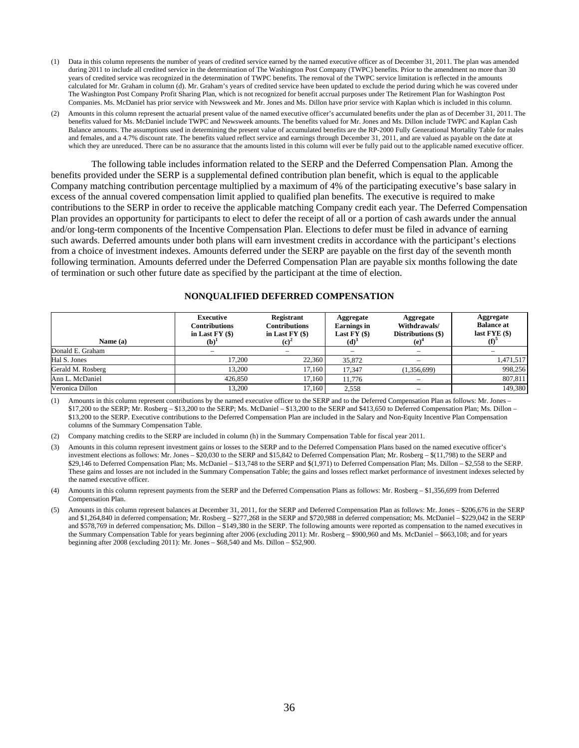(1) Data in this column represents the number of years of credited service earned by the named executive officer as of December 31, 2011. The plan was amended during 2011 to include all credited service in the determination of The Washington Post Company (TWPC) benefits. Prior to the amendment no more than 30 years of credited service was recognized in the determination of TWPC benefits. The removal of the TWPC service limitation is reflected in the amounts calculated for Mr. Graham in column (d). Mr. Graham's years of credited service have been updated to exclude the period during which he was covered under The Washington Post Company Profit Sharing Plan, which is not recognized for benefit accrual purposes under The Retirement Plan for Washington Post Companies. Ms. McDaniel has prior service with Newsweek and Mr. Jones and Ms. Dillon have prior service with Kaplan which is included in this column.

(2) Amounts in this column represent the actuarial present value of the named executive officer's accumulated benefits under the plan as of December 31, 2011. The benefits valued for Ms. McDaniel include TWPC and Newsweek amounts. The benefits valued for Mr. Jones and Ms. Dillon include TWPC and Kaplan Cash Balance amounts. The assumptions used in determining the present value of accumulated benefits are the RP-2000 Fully Generational Mortality Table for males and females, and a 4.7% discount rate. The benefits valued reflect service and earnings through December 31, 2011, and are valued as payable on the date at which they are unreduced. There can be no assurance that the amounts listed in this column will ever be fully paid out to the applicable named executive officer.

The following table includes information related to the SERP and the Deferred Compensation Plan. Among the benefits provided under the SERP is a supplemental defined contribution plan benefit, which is equal to the applicable Company matching contribution percentage multiplied by a maximum of 4% of the participating executive's base salary in excess of the annual covered compensation limit applied to qualified plan benefits. The executive is required to make contributions to the SERP in order to receive the applicable matching Company credit each year. The Deferred Compensation Plan provides an opportunity for participants to elect to defer the receipt of all or a portion of cash awards under the annual and/or long-term components of the Incentive Compensation Plan. Elections to defer must be filed in advance of earning such awards. Deferred amounts under both plans will earn investment credits in accordance with the participant's elections from a choice of investment indexes. Amounts deferred under the SERP are payable on the first day of the seventh month following termination. Amounts deferred under the Deferred Compensation Plan are payable six months following the date of termination or such other future date as specified by the participant at the time of election.

## NONQUALIFIED DEFERRED COMPENSATION

| Name (a) | Executive Contributions in Last FY ($) (b)[1] | Registrant Contributions in Last FY ($) (c)[2] | Aggregate Earnings in Last FY ($) (d)[3] | Aggregate Withdrawals/ Distributions ($) (e)[4] | Aggregate Balance at last FYE ($) (f)[5] |
|---|---|---|---|---|---|
| Donald E. Graham | – | – | – | – | – |
| Hal S. Jones | 17,200 | 22,360 | 35,872 | – | 1,471,517 |
| Gerald M. Rosberg | 13,200 | 17,160 | 17,347 | (1,356,699) | 998,256 |
| Ann L. McDaniel | 426,850 | 17,160 | 11,776 | – | 807,811 |
| Veronica Dillon | 13,200 | 17,160 | 2,558 | – | 149,380 |

(1) Amounts in this column represent contributions by the named executive officer to the SERP and to the Deferred Compensation Plan as follows: Mr. Jones – $17,200 to the SERP; Mr. Rosberg – $13,200 to the SERP; Ms. McDaniel – $13,200 to the SERP and $413,650 to Deferred Compensation Plan; Ms. Dillon – $13,200 to the SERP. Executive contributions to the Deferred Compensation Plan are included in the Salary and Non-Equity Incentive Plan Compensation columns of the Summary Compensation Table.

(2) Company matching credits to the SERP are included in column (h) in the Summary Compensation Table for fiscal year 2011.

(3) Amounts in this column represent investment gains or losses to the SERP and to the Deferred Compensation Plans based on the named executive officer's investment elections as follows: Mr. Jones – $20,030 to the SERP and $15,842 to Deferred Compensation Plan; Mr. Rosberg – $(11,798) to the SERP and $29,146 to Deferred Compensation Plan; Ms. McDaniel – $13,748 to the SERP and $(1,971) to Deferred Compensation Plan; Ms. Dillon – $2,558 to the SERP. These gains and losses are not included in the Summary Compensation Table; the gains and losses reflect market performance of investment indexes selected by the named executive officer.

(4) Amounts in this column represent payments from the SERP and the Deferred Compensation Plans as follows: Mr. Rosberg – $1,356,699 from Deferred Compensation Plan.

(5) Amounts in this column represent balances at December 31, 2011, for the SERP and Deferred Compensation Plan as follows: Mr. Jones – $206,676 in the SERP and $1,264,840 in deferred compensation; Mr. Rosberg – $277,268 in the SERP and $720,988 in deferred compensation; Ms. McDaniel – $229,042 in the SERP and $578,769 in deferred compensation; Ms. Dillon – $149,380 in the SERP. The following amounts were reported as compensation to the named executives in the Summary Compensation Table for years beginning after 2006 (excluding 2011): Mr. Rosberg – $900,960 and Ms. McDaniel – $663,108; and for years beginning after 2008 (excluding 2011): Mr. Jones – $68,540 and Ms. Dillon – $52,900.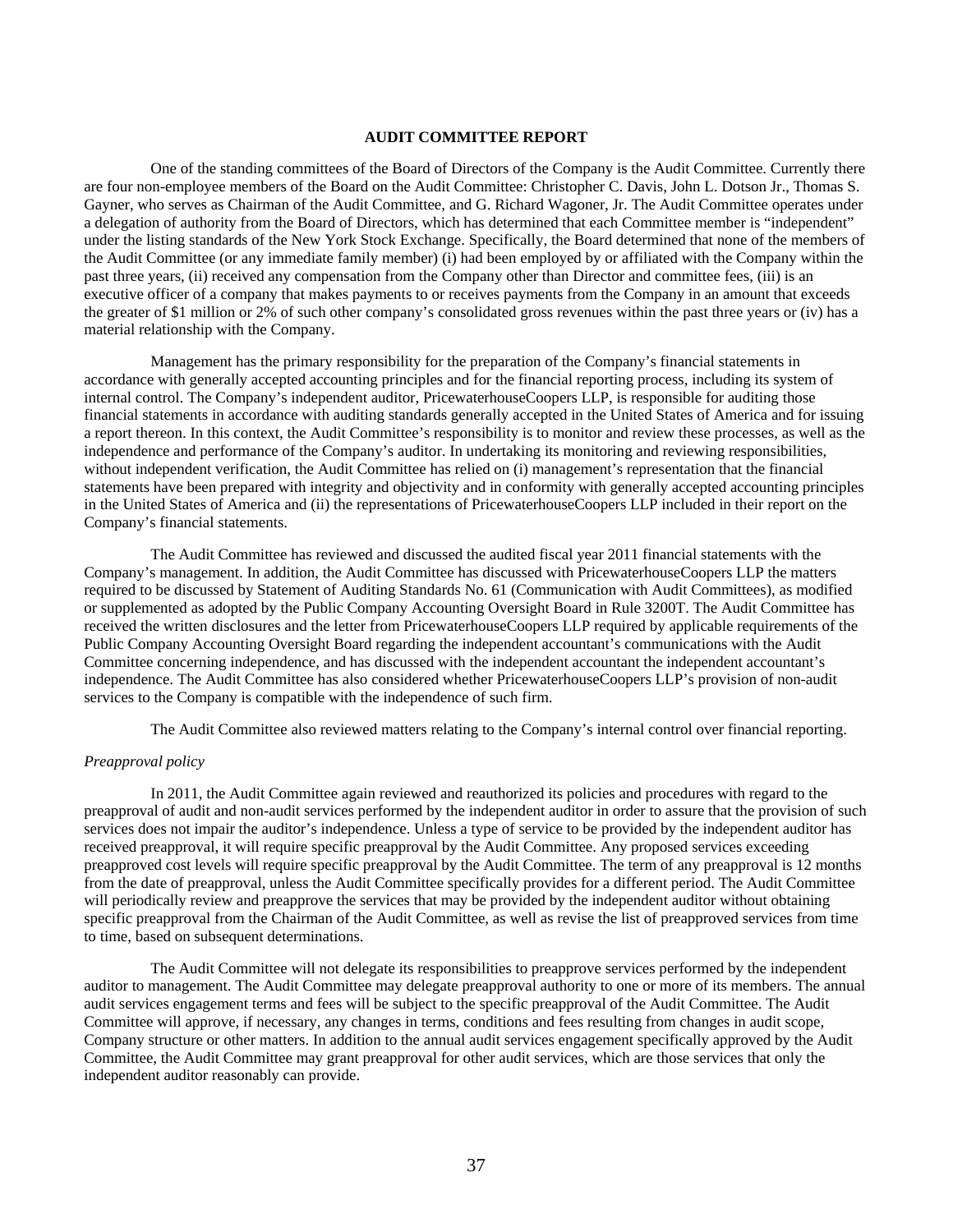## AUDIT COMMITTEE REPORT

One of the standing committees of the Board of Directors of the Company is the Audit Committee. Currently there are four non-employee members of the Board on the Audit Committee: Christopher C. Davis, John L. Dotson Jr., Thomas S. Gayner, who serves as Chairman of the Audit Committee, and G. Richard Wagoner, Jr. The Audit Committee operates under a delegation of authority from the Board of Directors, which has determined that each Committee member is "independent" under the listing standards of the New York Stock Exchange. Specifically, the Board determined that none of the members of the Audit Committee (or any immediate family member) (i) had been employed by or affiliated with the Company within the past three years, (ii) received any compensation from the Company other than Director and committee fees, (iii) is an executive officer of a company that makes payments to or receives payments from the Company in an amount that exceeds the greater of $1 million or 2% of such other company's consolidated gross revenues within the past three years or (iv) has a material relationship with the Company.

Management has the primary responsibility for the preparation of the Company's financial statements in accordance with generally accepted accounting principles and for the financial reporting process, including its system of internal control. The Company's independent auditor, PricewaterhouseCoopers LLP, is responsible for auditing those financial statements in accordance with auditing standards generally accepted in the United States of America and for issuing a report thereon. In this context, the Audit Committee's responsibility is to monitor and review these processes, as well as the independence and performance of the Company's auditor. In undertaking its monitoring and reviewing responsibilities, without independent verification, the Audit Committee has relied on (i) management's representation that the financial statements have been prepared with integrity and objectivity and in conformity with generally accepted accounting principles in the United States of America and (ii) the representations of PricewaterhouseCoopers LLP included in their report on the Company's financial statements.

The Audit Committee has reviewed and discussed the audited fiscal year 2011 financial statements with the Company's management. In addition, the Audit Committee has discussed with PricewaterhouseCoopers LLP the matters required to be discussed by Statement of Auditing Standards No. 61 (Communication with Audit Committees), as modified or supplemented as adopted by the Public Company Accounting Oversight Board in Rule 3200T. The Audit Committee has received the written disclosures and the letter from PricewaterhouseCoopers LLP required by applicable requirements of the Public Company Accounting Oversight Board regarding the independent accountant's communications with the Audit Committee concerning independence, and has discussed with the independent accountant the independent accountant's independence. The Audit Committee has also considered whether PricewaterhouseCoopers LLP's provision of non-audit services to the Company is compatible with the independence of such firm.

The Audit Committee also reviewed matters relating to the Company's internal control over financial reporting.

*Preapproval policy*

In 2011, the Audit Committee again reviewed and reauthorized its policies and procedures with regard to the preapproval of audit and non-audit services performed by the independent auditor in order to assure that the provision of such services does not impair the auditor's independence. Unless a type of service to be provided by the independent auditor has received preapproval, it will require specific preapproval by the Audit Committee. Any proposed services exceeding preapproved cost levels will require specific preapproval by the Audit Committee. The term of any preapproval is 12 months from the date of preapproval, unless the Audit Committee specifically provides for a different period. The Audit Committee will periodically review and preapprove the services that may be provided by the independent auditor without obtaining specific preapproval from the Chairman of the Audit Committee, as well as revise the list of preapproved services from time to time, based on subsequent determinations.

The Audit Committee will not delegate its responsibilities to preapprove services performed by the independent auditor to management. The Audit Committee may delegate preapproval authority to one or more of its members. The annual audit services engagement terms and fees will be subject to the specific preapproval of the Audit Committee. The Audit Committee will approve, if necessary, any changes in terms, conditions and fees resulting from changes in audit scope, Company structure or other matters. In addition to the annual audit services engagement specifically approved by the Audit Committee, the Audit Committee may grant preapproval for other audit services, which are those services that only the independent auditor reasonably can provide.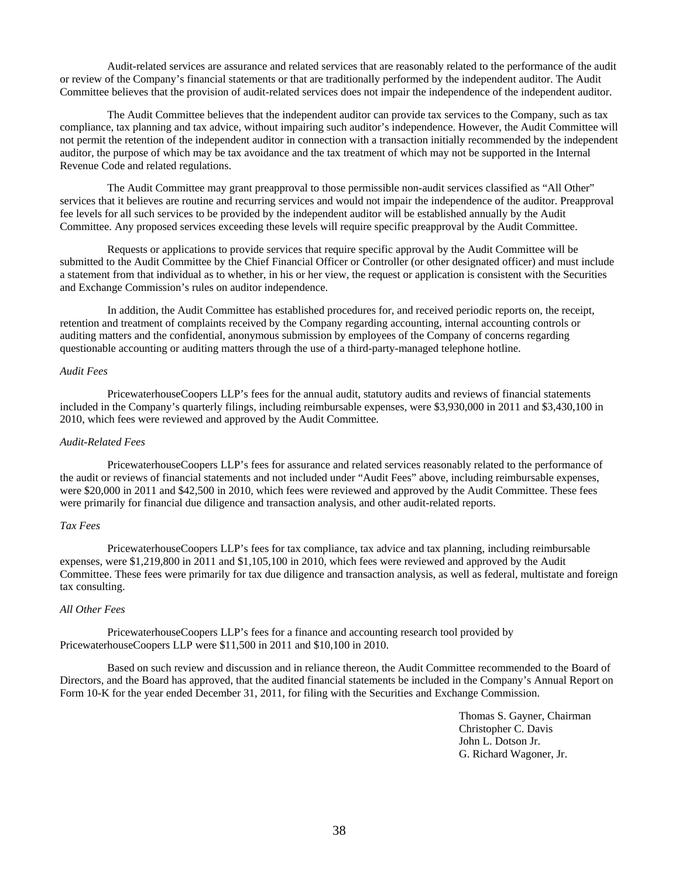Audit-related services are assurance and related services that are reasonably related to the performance of the audit or review of the Company's financial statements or that are traditionally performed by the independent auditor. The Audit Committee believes that the provision of audit-related services does not impair the independence of the independent auditor.

The Audit Committee believes that the independent auditor can provide tax services to the Company, such as tax compliance, tax planning and tax advice, without impairing such auditor's independence. However, the Audit Committee will not permit the retention of the independent auditor in connection with a transaction initially recommended by the independent auditor, the purpose of which may be tax avoidance and the tax treatment of which may not be supported in the Internal Revenue Code and related regulations.

The Audit Committee may grant preapproval to those permissible non-audit services classified as "All Other" services that it believes are routine and recurring services and would not impair the independence of the auditor. Preapproval fee levels for all such services to be provided by the independent auditor will be established annually by the Audit Committee. Any proposed services exceeding these levels will require specific preapproval by the Audit Committee.

Requests or applications to provide services that require specific approval by the Audit Committee will be submitted to the Audit Committee by the Chief Financial Officer or Controller (or other designated officer) and must include a statement from that individual as to whether, in his or her view, the request or application is consistent with the Securities and Exchange Commission's rules on auditor independence.

In addition, the Audit Committee has established procedures for, and received periodic reports on, the receipt, retention and treatment of complaints received by the Company regarding accounting, internal accounting controls or auditing matters and the confidential, anonymous submission by employees of the Company of concerns regarding questionable accounting or auditing matters through the use of a third-party-managed telephone hotline.

*Audit Fees*

PricewaterhouseCoopers LLP's fees for the annual audit, statutory audits and reviews of financial statements included in the Company's quarterly filings, including reimbursable expenses, were $3,930,000 in 2011 and $3,430,100 in 2010, which fees were reviewed and approved by the Audit Committee.

*Audit-Related Fees*

PricewaterhouseCoopers LLP's fees for assurance and related services reasonably related to the performance of the audit or reviews of financial statements and not included under "Audit Fees" above, including reimbursable expenses, were $20,000 in 2011 and $42,500 in 2010, which fees were reviewed and approved by the Audit Committee. These fees were primarily for financial due diligence and transaction analysis, and other audit-related reports.

*Tax Fees*

PricewaterhouseCoopers LLP's fees for tax compliance, tax advice and tax planning, including reimbursable expenses, were $1,219,800 in 2011 and $1,105,100 in 2010, which fees were reviewed and approved by the Audit Committee. These fees were primarily for tax due diligence and transaction analysis, as well as federal, multistate and foreign tax consulting.

*All Other Fees*

PricewaterhouseCoopers LLP's fees for a finance and accounting research tool provided by PricewaterhouseCoopers LLP were $11,500 in 2011 and $10,100 in 2010.

Based on such review and discussion and in reliance thereon, the Audit Committee recommended to the Board of Directors, and the Board has approved, that the audited financial statements be included in the Company's Annual Report on Form 10-K for the year ended December 31, 2011, for filing with the Securities and Exchange Commission.

Thomas S. Gayner, Chairman
Christopher C. Davis
John L. Dotson Jr.
G. Richard Wagoner, Jr.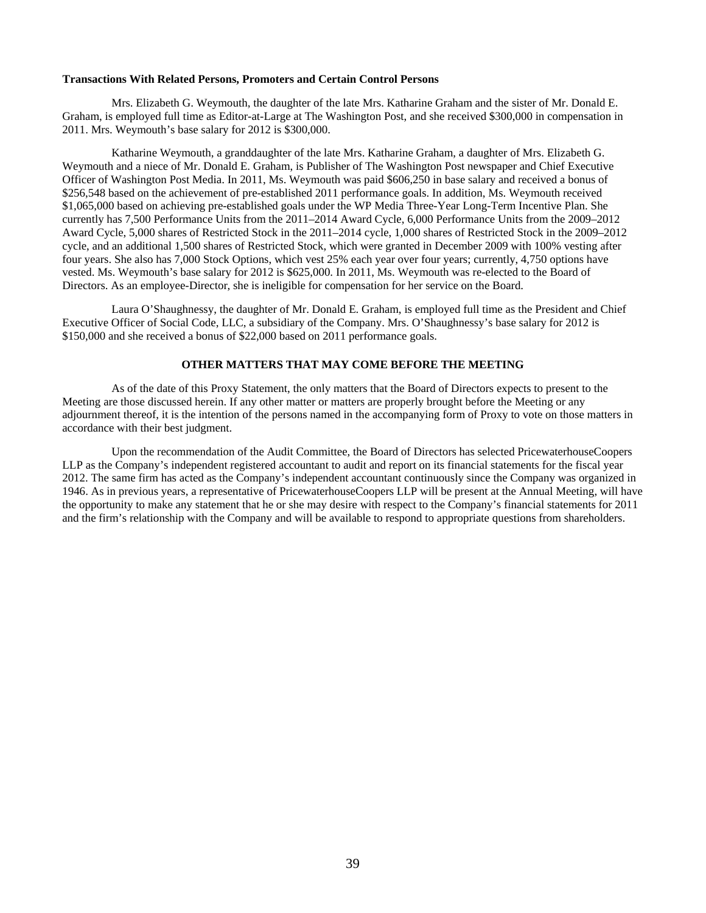**Transactions With Related Persons, Promoters and Certain Control Persons**

Mrs. Elizabeth G. Weymouth, the daughter of the late Mrs. Katharine Graham and the sister of Mr. Donald E. Graham, is employed full time as Editor-at-Large at The Washington Post, and she received $300,000 in compensation in 2011. Mrs. Weymouth's base salary for 2012 is $300,000.

Katharine Weymouth, a granddaughter of the late Mrs. Katharine Graham, a daughter of Mrs. Elizabeth G. Weymouth and a niece of Mr. Donald E. Graham, is Publisher of The Washington Post newspaper and Chief Executive Officer of Washington Post Media. In 2011, Ms. Weymouth was paid $606,250 in base salary and received a bonus of $256,548 based on the achievement of pre-established 2011 performance goals. In addition, Ms. Weymouth received $1,065,000 based on achieving pre-established goals under the WP Media Three-Year Long-Term Incentive Plan. She currently has 7,500 Performance Units from the 2011–2014 Award Cycle, 6,000 Performance Units from the 2009–2012 Award Cycle, 5,000 shares of Restricted Stock in the 2011–2014 cycle, 1,000 shares of Restricted Stock in the 2009–2012 cycle, and an additional 1,500 shares of Restricted Stock, which were granted in December 2009 with 100% vesting after four years. She also has 7,000 Stock Options, which vest 25% each year over four years; currently, 4,750 options have vested. Ms. Weymouth's base salary for 2012 is $625,000. In 2011, Ms. Weymouth was re-elected to the Board of Directors. As an employee-Director, she is ineligible for compensation for her service on the Board.

Laura O'Shaughnessy, the daughter of Mr. Donald E. Graham, is employed full time as the President and Chief Executive Officer of Social Code, LLC, a subsidiary of the Company. Mrs. O'Shaughnessy's base salary for 2012 is $150,000 and she received a bonus of $22,000 based on 2011 performance goals.

## OTHER MATTERS THAT MAY COME BEFORE THE MEETING

As of the date of this Proxy Statement, the only matters that the Board of Directors expects to present to the Meeting are those discussed herein. If any other matter or matters are properly brought before the Meeting or any adjournment thereof, it is the intention of the persons named in the accompanying form of Proxy to vote on those matters in accordance with their best judgment.

Upon the recommendation of the Audit Committee, the Board of Directors has selected PricewaterhouseCoopers LLP as the Company's independent registered accountant to audit and report on its financial statements for the fiscal year 2012. The same firm has acted as the Company's independent accountant continuously since the Company was organized in 1946. As in previous years, a representative of PricewaterhouseCoopers LLP will be present at the Annual Meeting, will have the opportunity to make any statement that he or she may desire with respect to the Company's financial statements for 2011 and the firm's relationship with the Company and will be available to respond to appropriate questions from shareholders.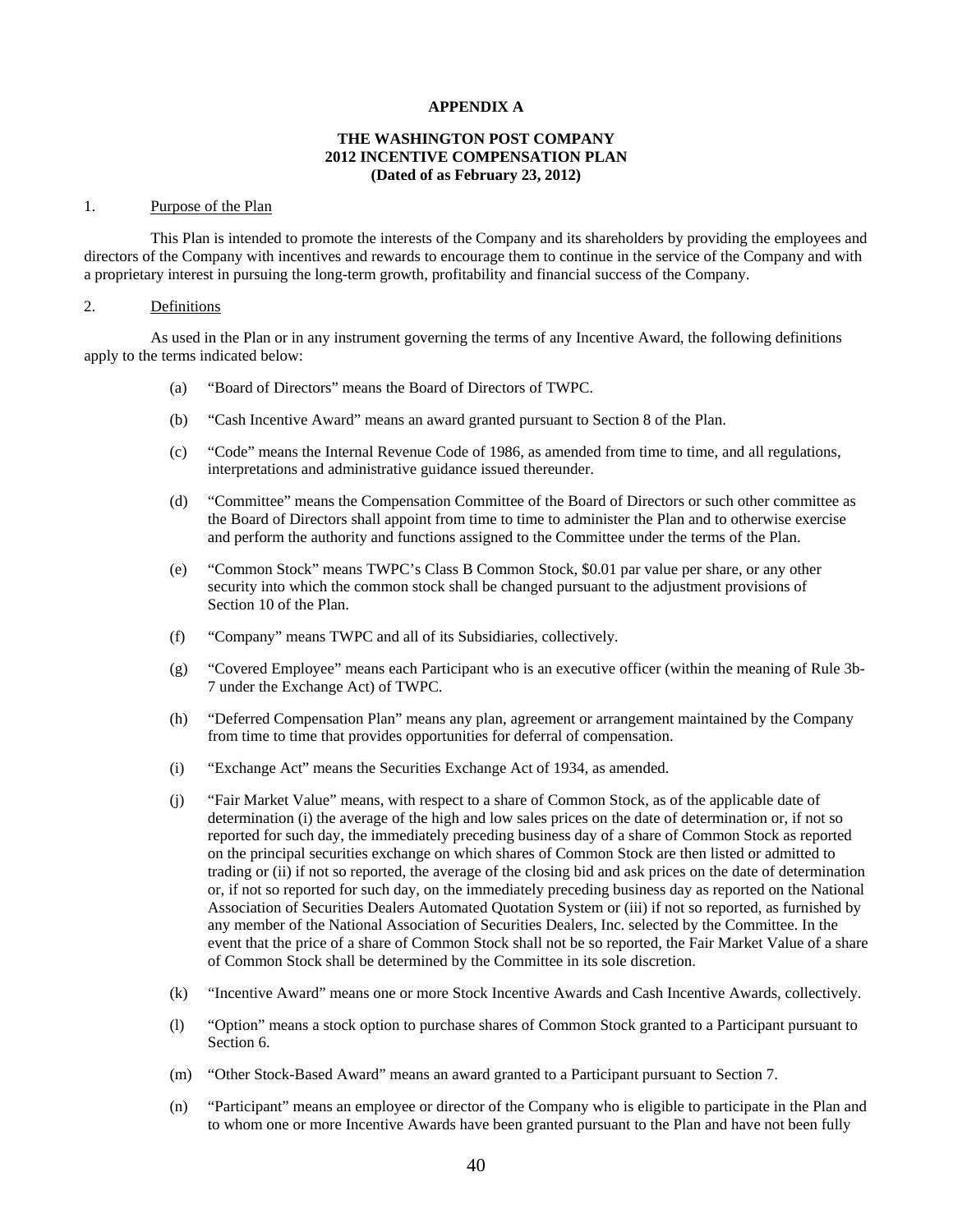**APPENDIX A**

**THE WASHINGTON POST COMPANY**
**2012 INCENTIVE COMPENSATION PLAN**
**(Dated of as February 23, 2012)**

1. Purpose of the Plan

This Plan is intended to promote the interests of the Company and its shareholders by providing the employees and directors of the Company with incentives and rewards to encourage them to continue in the service of the Company and with a proprietary interest in pursuing the long-term growth, profitability and financial success of the Company.

2. Definitions

As used in the Plan or in any instrument governing the terms of any Incentive Award, the following definitions apply to the terms indicated below:

(a) "Board of Directors" means the Board of Directors of TWPC.

(b) "Cash Incentive Award" means an award granted pursuant to Section 8 of the Plan.

(c) "Code" means the Internal Revenue Code of 1986, as amended from time to time, and all regulations, interpretations and administrative guidance issued thereunder.

(d) "Committee" means the Compensation Committee of the Board of Directors or such other committee as the Board of Directors shall appoint from time to time to administer the Plan and to otherwise exercise and perform the authority and functions assigned to the Committee under the terms of the Plan.

(e) "Common Stock" means TWPC's Class B Common Stock, $0.01 par value per share, or any other security into which the common stock shall be changed pursuant to the adjustment provisions of Section 10 of the Plan.

(f) "Company" means TWPC and all of its Subsidiaries, collectively.

(g) "Covered Employee" means each Participant who is an executive officer (within the meaning of Rule 3b-7 under the Exchange Act) of TWPC.

(h) "Deferred Compensation Plan" means any plan, agreement or arrangement maintained by the Company from time to time that provides opportunities for deferral of compensation.

(i) "Exchange Act" means the Securities Exchange Act of 1934, as amended.

(j) "Fair Market Value" means, with respect to a share of Common Stock, as of the applicable date of determination (i) the average of the high and low sales prices on the date of determination or, if not so reported for such day, the immediately preceding business day of a share of Common Stock as reported on the principal securities exchange on which shares of Common Stock are then listed or admitted to trading or (ii) if not so reported, the average of the closing bid and ask prices on the date of determination or, if not so reported for such day, on the immediately preceding business day as reported on the National Association of Securities Dealers Automated Quotation System or (iii) if not so reported, as furnished by any member of the National Association of Securities Dealers, Inc. selected by the Committee. In the event that the price of a share of Common Stock shall not be so reported, the Fair Market Value of a share of Common Stock shall be determined by the Committee in its sole discretion.

(k) "Incentive Award" means one or more Stock Incentive Awards and Cash Incentive Awards, collectively.

(l) "Option" means a stock option to purchase shares of Common Stock granted to a Participant pursuant to Section 6.

(m) "Other Stock-Based Award" means an award granted to a Participant pursuant to Section 7.

(n) "Participant" means an employee or director of the Company who is eligible to participate in the Plan and to whom one or more Incentive Awards have been granted pursuant to the Plan and have not been fully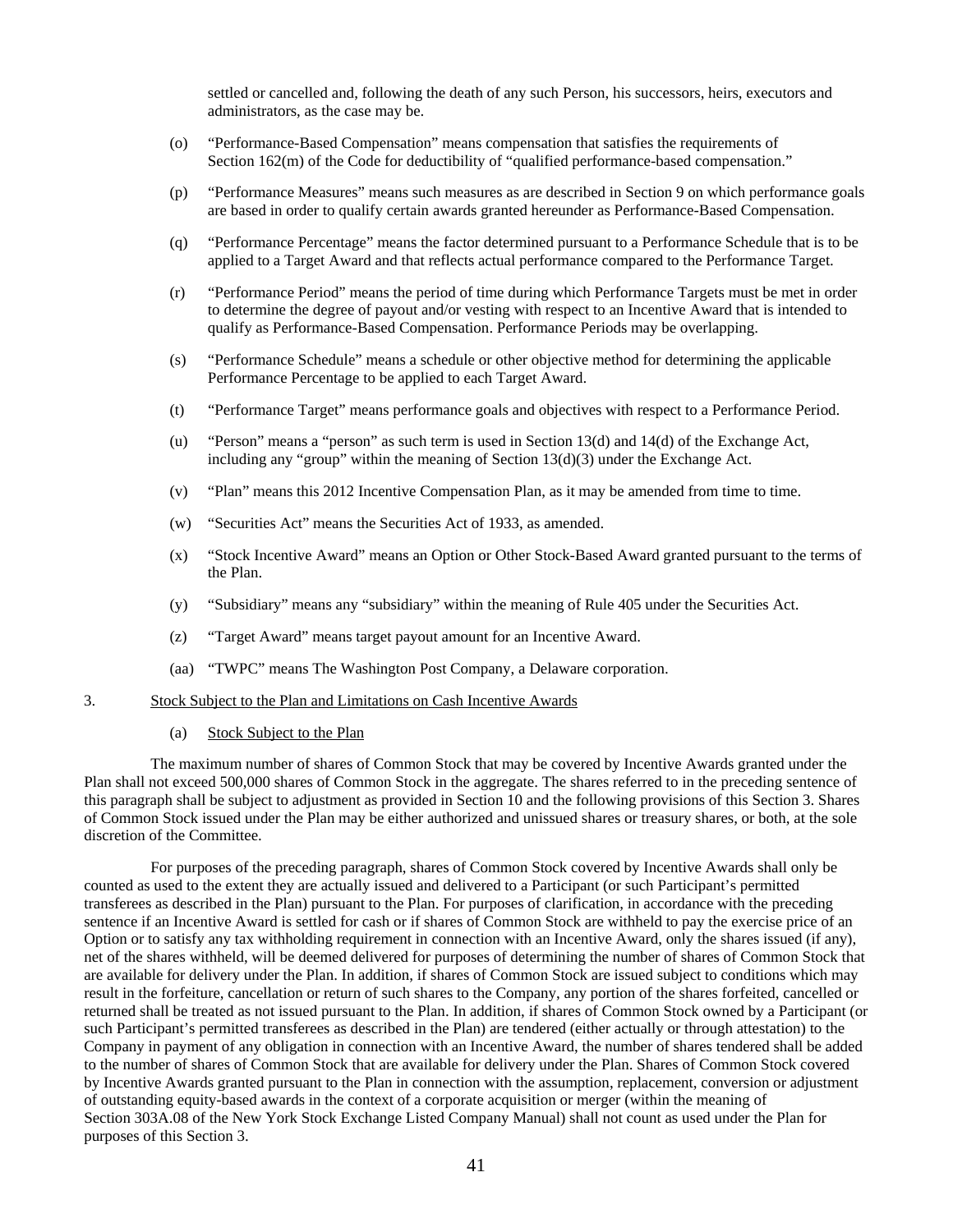settled or cancelled and, following the death of any such Person, his successors, heirs, executors and administrators, as the case may be.

(o) "Performance-Based Compensation" means compensation that satisfies the requirements of Section 162(m) of the Code for deductibility of "qualified performance-based compensation."

(p) "Performance Measures" means such measures as are described in Section 9 on which performance goals are based in order to qualify certain awards granted hereunder as Performance-Based Compensation.

(q) "Performance Percentage" means the factor determined pursuant to a Performance Schedule that is to be applied to a Target Award and that reflects actual performance compared to the Performance Target.

(r) "Performance Period" means the period of time during which Performance Targets must be met in order to determine the degree of payout and/or vesting with respect to an Incentive Award that is intended to qualify as Performance-Based Compensation. Performance Periods may be overlapping.

(s) "Performance Schedule" means a schedule or other objective method for determining the applicable Performance Percentage to be applied to each Target Award.

(t) "Performance Target" means performance goals and objectives with respect to a Performance Period.

(u) "Person" means a "person" as such term is used in Section 13(d) and 14(d) of the Exchange Act, including any "group" within the meaning of Section 13(d)(3) under the Exchange Act.

(v) "Plan" means this 2012 Incentive Compensation Plan, as it may be amended from time to time.

(w) "Securities Act" means the Securities Act of 1933, as amended.

(x) "Stock Incentive Award" means an Option or Other Stock-Based Award granted pursuant to the terms of the Plan.

(y) "Subsidiary" means any "subsidiary" within the meaning of Rule 405 under the Securities Act.

(z) "Target Award" means target payout amount for an Incentive Award.

(aa) "TWPC" means The Washington Post Company, a Delaware corporation.

3. Stock Subject to the Plan and Limitations on Cash Incentive Awards

(a) Stock Subject to the Plan

The maximum number of shares of Common Stock that may be covered by Incentive Awards granted under the Plan shall not exceed 500,000 shares of Common Stock in the aggregate. The shares referred to in the preceding sentence of this paragraph shall be subject to adjustment as provided in Section 10 and the following provisions of this Section 3. Shares of Common Stock issued under the Plan may be either authorized and unissued shares or treasury shares, or both, at the sole discretion of the Committee.

For purposes of the preceding paragraph, shares of Common Stock covered by Incentive Awards shall only be counted as used to the extent they are actually issued and delivered to a Participant (or such Participant's permitted transferees as described in the Plan) pursuant to the Plan. For purposes of clarification, in accordance with the preceding sentence if an Incentive Award is settled for cash or if shares of Common Stock are withheld to pay the exercise price of an Option or to satisfy any tax withholding requirement in connection with an Incentive Award, only the shares issued (if any), net of the shares withheld, will be deemed delivered for purposes of determining the number of shares of Common Stock that are available for delivery under the Plan. In addition, if shares of Common Stock are issued subject to conditions which may result in the forfeiture, cancellation or return of such shares to the Company, any portion of the shares forfeited, cancelled or returned shall be treated as not issued pursuant to the Plan. In addition, if shares of Common Stock owned by a Participant (or such Participant's permitted transferees as described in the Plan) are tendered (either actually or through attestation) to the Company in payment of any obligation in connection with an Incentive Award, the number of shares tendered shall be added to the number of shares of Common Stock that are available for delivery under the Plan. Shares of Common Stock covered by Incentive Awards granted pursuant to the Plan in connection with the assumption, replacement, conversion or adjustment of outstanding equity-based awards in the context of a corporate acquisition or merger (within the meaning of Section 303A.08 of the New York Stock Exchange Listed Company Manual) shall not count as used under the Plan for purposes of this Section 3.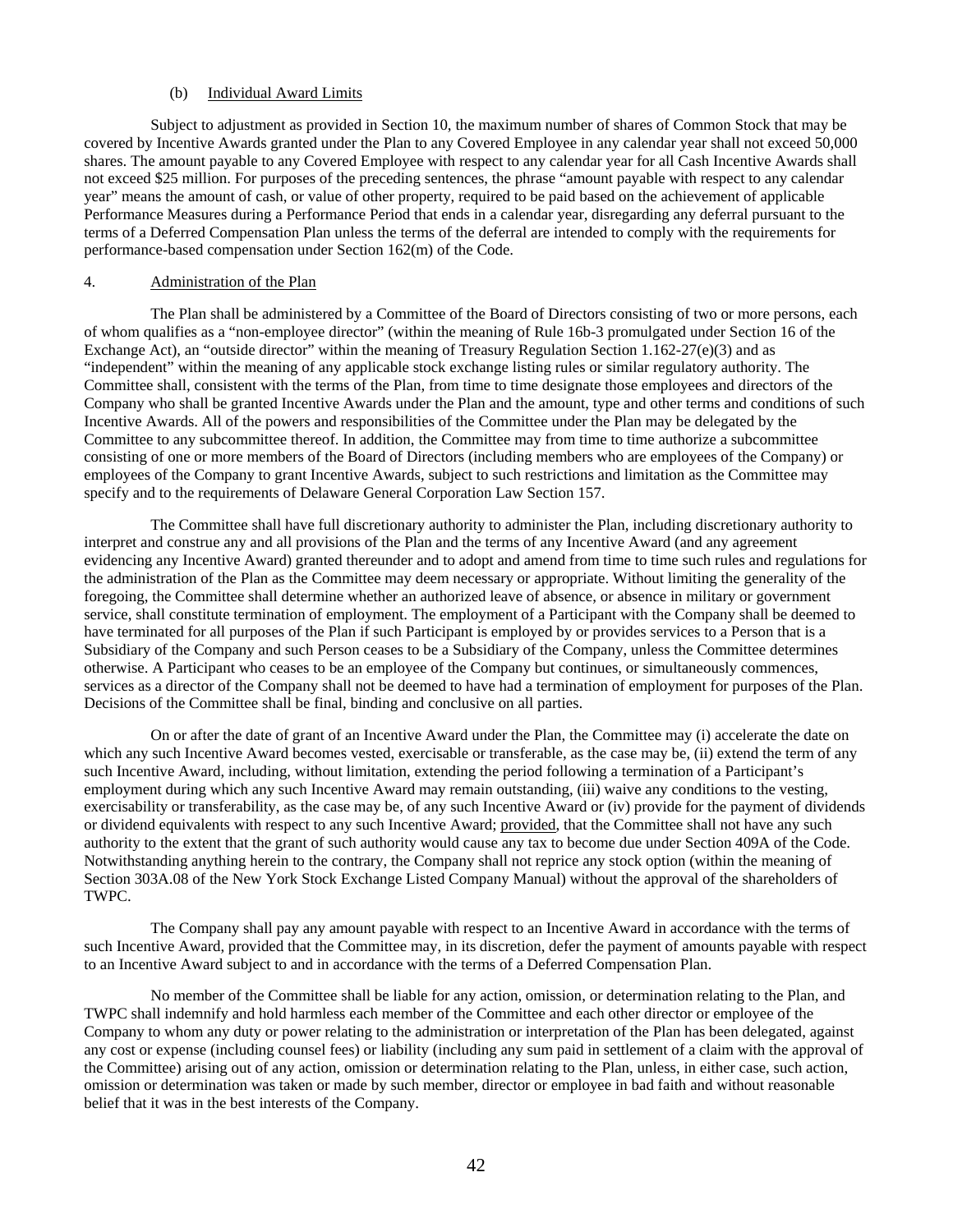(b) Individual Award Limits

Subject to adjustment as provided in Section 10, the maximum number of shares of Common Stock that may be covered by Incentive Awards granted under the Plan to any Covered Employee in any calendar year shall not exceed 50,000 shares. The amount payable to any Covered Employee with respect to any calendar year for all Cash Incentive Awards shall not exceed $25 million. For purposes of the preceding sentences, the phrase "amount payable with respect to any calendar year" means the amount of cash, or value of other property, required to be paid based on the achievement of applicable Performance Measures during a Performance Period that ends in a calendar year, disregarding any deferral pursuant to the terms of a Deferred Compensation Plan unless the terms of the deferral are intended to comply with the requirements for performance-based compensation under Section 162(m) of the Code.

4. Administration of the Plan

The Plan shall be administered by a Committee of the Board of Directors consisting of two or more persons, each of whom qualifies as a "non-employee director" (within the meaning of Rule 16b-3 promulgated under Section 16 of the Exchange Act), an "outside director" within the meaning of Treasury Regulation Section 1.162-27(e)(3) and as "independent" within the meaning of any applicable stock exchange listing rules or similar regulatory authority. The Committee shall, consistent with the terms of the Plan, from time to time designate those employees and directors of the Company who shall be granted Incentive Awards under the Plan and the amount, type and other terms and conditions of such Incentive Awards. All of the powers and responsibilities of the Committee under the Plan may be delegated by the Committee to any subcommittee thereof. In addition, the Committee may from time to time authorize a subcommittee consisting of one or more members of the Board of Directors (including members who are employees of the Company) or employees of the Company to grant Incentive Awards, subject to such restrictions and limitation as the Committee may specify and to the requirements of Delaware General Corporation Law Section 157.

The Committee shall have full discretionary authority to administer the Plan, including discretionary authority to interpret and construe any and all provisions of the Plan and the terms of any Incentive Award (and any agreement evidencing any Incentive Award) granted thereunder and to adopt and amend from time to time such rules and regulations for the administration of the Plan as the Committee may deem necessary or appropriate. Without limiting the generality of the foregoing, the Committee shall determine whether an authorized leave of absence, or absence in military or government service, shall constitute termination of employment. The employment of a Participant with the Company shall be deemed to have terminated for all purposes of the Plan if such Participant is employed by or provides services to a Person that is a Subsidiary of the Company and such Person ceases to be a Subsidiary of the Company, unless the Committee determines otherwise. A Participant who ceases to be an employee of the Company but continues, or simultaneously commences, services as a director of the Company shall not be deemed to have had a termination of employment for purposes of the Plan. Decisions of the Committee shall be final, binding and conclusive on all parties.

On or after the date of grant of an Incentive Award under the Plan, the Committee may (i) accelerate the date on which any such Incentive Award becomes vested, exercisable or transferable, as the case may be, (ii) extend the term of any such Incentive Award, including, without limitation, extending the period following a termination of a Participant's employment during which any such Incentive Award may remain outstanding, (iii) waive any conditions to the vesting, exercisability or transferability, as the case may be, of any such Incentive Award or (iv) provide for the payment of dividends or dividend equivalents with respect to any such Incentive Award; provided, that the Committee shall not have any such authority to the extent that the grant of such authority would cause any tax to become due under Section 409A of the Code. Notwithstanding anything herein to the contrary, the Company shall not reprice any stock option (within the meaning of Section 303A.08 of the New York Stock Exchange Listed Company Manual) without the approval of the shareholders of TWPC.

The Company shall pay any amount payable with respect to an Incentive Award in accordance with the terms of such Incentive Award, provided that the Committee may, in its discretion, defer the payment of amounts payable with respect to an Incentive Award subject to and in accordance with the terms of a Deferred Compensation Plan.

No member of the Committee shall be liable for any action, omission, or determination relating to the Plan, and TWPC shall indemnify and hold harmless each member of the Committee and each other director or employee of the Company to whom any duty or power relating to the administration or interpretation of the Plan has been delegated, against any cost or expense (including counsel fees) or liability (including any sum paid in settlement of a claim with the approval of the Committee) arising out of any action, omission or determination relating to the Plan, unless, in either case, such action, omission or determination was taken or made by such member, director or employee in bad faith and without reasonable belief that it was in the best interests of the Company.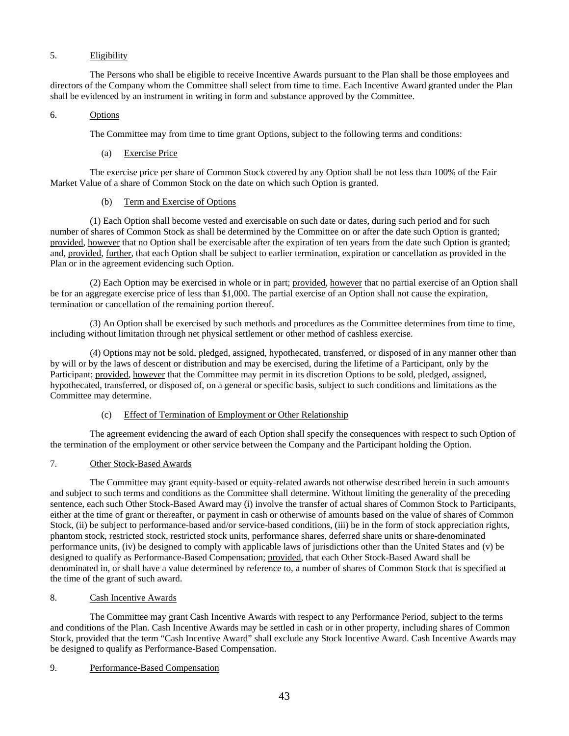5. Eligibility

The Persons who shall be eligible to receive Incentive Awards pursuant to the Plan shall be those employees and directors of the Company whom the Committee shall select from time to time. Each Incentive Award granted under the Plan shall be evidenced by an instrument in writing in form and substance approved by the Committee.

6. Options

The Committee may from time to time grant Options, subject to the following terms and conditions:

(a) Exercise Price

The exercise price per share of Common Stock covered by any Option shall be not less than 100% of the Fair Market Value of a share of Common Stock on the date on which such Option is granted.

(b) Term and Exercise of Options

(1) Each Option shall become vested and exercisable on such date or dates, during such period and for such number of shares of Common Stock as shall be determined by the Committee on or after the date such Option is granted; provided, however that no Option shall be exercisable after the expiration of ten years from the date such Option is granted; and, provided, further, that each Option shall be subject to earlier termination, expiration or cancellation as provided in the Plan or in the agreement evidencing such Option.

(2) Each Option may be exercised in whole or in part; provided, however that no partial exercise of an Option shall be for an aggregate exercise price of less than $1,000. The partial exercise of an Option shall not cause the expiration, termination or cancellation of the remaining portion thereof.

(3) An Option shall be exercised by such methods and procedures as the Committee determines from time to time, including without limitation through net physical settlement or other method of cashless exercise.

(4) Options may not be sold, pledged, assigned, hypothecated, transferred, or disposed of in any manner other than by will or by the laws of descent or distribution and may be exercised, during the lifetime of a Participant, only by the Participant; provided, however that the Committee may permit in its discretion Options to be sold, pledged, assigned, hypothecated, transferred, or disposed of, on a general or specific basis, subject to such conditions and limitations as the Committee may determine.

(c) Effect of Termination of Employment or Other Relationship

The agreement evidencing the award of each Option shall specify the consequences with respect to such Option of the termination of the employment or other service between the Company and the Participant holding the Option.

7. Other Stock-Based Awards

The Committee may grant equity-based or equity-related awards not otherwise described herein in such amounts and subject to such terms and conditions as the Committee shall determine. Without limiting the generality of the preceding sentence, each such Other Stock-Based Award may (i) involve the transfer of actual shares of Common Stock to Participants, either at the time of grant or thereafter, or payment in cash or otherwise of amounts based on the value of shares of Common Stock, (ii) be subject to performance-based and/or service-based conditions, (iii) be in the form of stock appreciation rights, phantom stock, restricted stock, restricted stock units, performance shares, deferred share units or share-denominated performance units, (iv) be designed to comply with applicable laws of jurisdictions other than the United States and (v) be designed to qualify as Performance-Based Compensation; provided, that each Other Stock-Based Award shall be denominated in, or shall have a value determined by reference to, a number of shares of Common Stock that is specified at the time of the grant of such award.

8. Cash Incentive Awards

The Committee may grant Cash Incentive Awards with respect to any Performance Period, subject to the terms and conditions of the Plan. Cash Incentive Awards may be settled in cash or in other property, including shares of Common Stock, provided that the term "Cash Incentive Award" shall exclude any Stock Incentive Award. Cash Incentive Awards may be designed to qualify as Performance-Based Compensation.

9. Performance-Based Compensation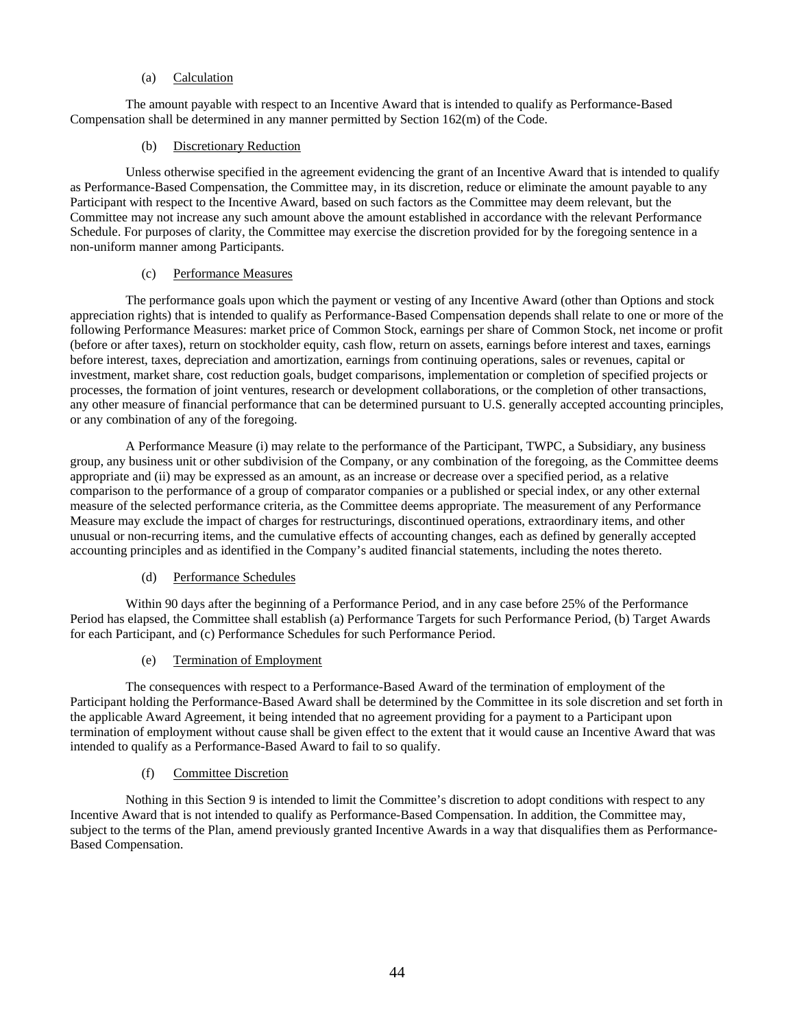(a) Calculation

The amount payable with respect to an Incentive Award that is intended to qualify as Performance-Based Compensation shall be determined in any manner permitted by Section 162(m) of the Code.

(b) Discretionary Reduction

Unless otherwise specified in the agreement evidencing the grant of an Incentive Award that is intended to qualify as Performance-Based Compensation, the Committee may, in its discretion, reduce or eliminate the amount payable to any Participant with respect to the Incentive Award, based on such factors as the Committee may deem relevant, but the Committee may not increase any such amount above the amount established in accordance with the relevant Performance Schedule. For purposes of clarity, the Committee may exercise the discretion provided for by the foregoing sentence in a non-uniform manner among Participants.

(c) Performance Measures

The performance goals upon which the payment or vesting of any Incentive Award (other than Options and stock appreciation rights) that is intended to qualify as Performance-Based Compensation depends shall relate to one or more of the following Performance Measures: market price of Common Stock, earnings per share of Common Stock, net income or profit (before or after taxes), return on stockholder equity, cash flow, return on assets, earnings before interest and taxes, earnings before interest, taxes, depreciation and amortization, earnings from continuing operations, sales or revenues, capital or investment, market share, cost reduction goals, budget comparisons, implementation or completion of specified projects or processes, the formation of joint ventures, research or development collaborations, or the completion of other transactions, any other measure of financial performance that can be determined pursuant to U.S. generally accepted accounting principles, or any combination of any of the foregoing.

A Performance Measure (i) may relate to the performance of the Participant, TWPC, a Subsidiary, any business group, any business unit or other subdivision of the Company, or any combination of the foregoing, as the Committee deems appropriate and (ii) may be expressed as an amount, as an increase or decrease over a specified period, as a relative comparison to the performance of a group of comparator companies or a published or special index, or any other external measure of the selected performance criteria, as the Committee deems appropriate. The measurement of any Performance Measure may exclude the impact of charges for restructurings, discontinued operations, extraordinary items, and other unusual or non-recurring items, and the cumulative effects of accounting changes, each as defined by generally accepted accounting principles and as identified in the Company's audited financial statements, including the notes thereto.

(d) Performance Schedules

Within 90 days after the beginning of a Performance Period, and in any case before 25% of the Performance Period has elapsed, the Committee shall establish (a) Performance Targets for such Performance Period, (b) Target Awards for each Participant, and (c) Performance Schedules for such Performance Period.

(e) Termination of Employment

The consequences with respect to a Performance-Based Award of the termination of employment of the Participant holding the Performance-Based Award shall be determined by the Committee in its sole discretion and set forth in the applicable Award Agreement, it being intended that no agreement providing for a payment to a Participant upon termination of employment without cause shall be given effect to the extent that it would cause an Incentive Award that was intended to qualify as a Performance-Based Award to fail to so qualify.

(f) Committee Discretion

Nothing in this Section 9 is intended to limit the Committee's discretion to adopt conditions with respect to any Incentive Award that is not intended to qualify as Performance-Based Compensation. In addition, the Committee may, subject to the terms of the Plan, amend previously granted Incentive Awards in a way that disqualifies them as Performance-Based Compensation.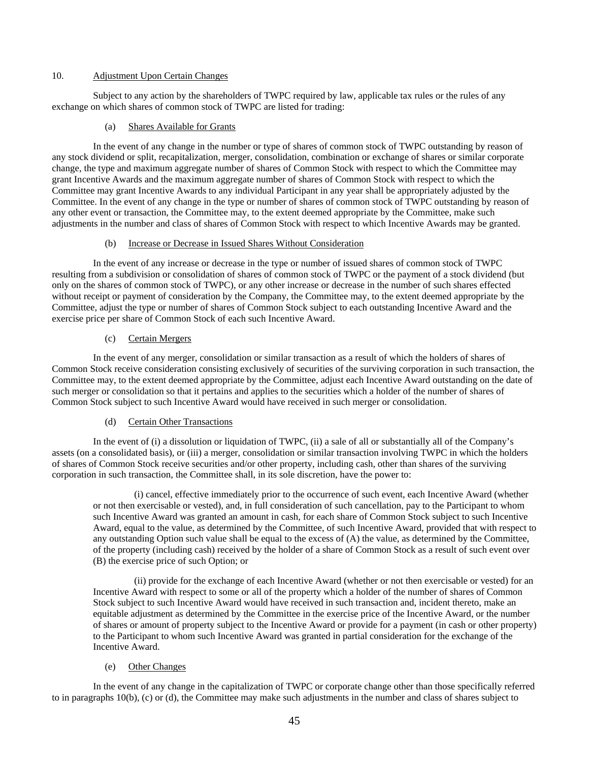## 10. Adjustment Upon Certain Changes

Subject to any action by the shareholders of TWPC required by law, applicable tax rules or the rules of any exchange on which shares of common stock of TWPC are listed for trading:

### (a) Shares Available for Grants

In the event of any change in the number or type of shares of common stock of TWPC outstanding by reason of any stock dividend or split, recapitalization, merger, consolidation, combination or exchange of shares or similar corporate change, the type and maximum aggregate number of shares of Common Stock with respect to which the Committee may grant Incentive Awards and the maximum aggregate number of shares of Common Stock with respect to which the Committee may grant Incentive Awards to any individual Participant in any year shall be appropriately adjusted by the Committee. In the event of any change in the type or number of shares of common stock of TWPC outstanding by reason of any other event or transaction, the Committee may, to the extent deemed appropriate by the Committee, make such adjustments in the number and class of shares of Common Stock with respect to which Incentive Awards may be granted.

### (b) Increase or Decrease in Issued Shares Without Consideration

In the event of any increase or decrease in the type or number of issued shares of common stock of TWPC resulting from a subdivision or consolidation of shares of common stock of TWPC or the payment of a stock dividend (but only on the shares of common stock of TWPC), or any other increase or decrease in the number of such shares effected without receipt or payment of consideration by the Company, the Committee may, to the extent deemed appropriate by the Committee, adjust the type or number of shares of Common Stock subject to each outstanding Incentive Award and the exercise price per share of Common Stock of each such Incentive Award.

### (c) Certain Mergers

In the event of any merger, consolidation or similar transaction as a result of which the holders of shares of Common Stock receive consideration consisting exclusively of securities of the surviving corporation in such transaction, the Committee may, to the extent deemed appropriate by the Committee, adjust each Incentive Award outstanding on the date of such merger or consolidation so that it pertains and applies to the securities which a holder of the number of shares of Common Stock subject to such Incentive Award would have received in such merger or consolidation.

### (d) Certain Other Transactions

In the event of (i) a dissolution or liquidation of TWPC, (ii) a sale of all or substantially all of the Company's assets (on a consolidated basis), or (iii) a merger, consolidation or similar transaction involving TWPC in which the holders of shares of Common Stock receive securities and/or other property, including cash, other than shares of the surviving corporation in such transaction, the Committee shall, in its sole discretion, have the power to:

(i) cancel, effective immediately prior to the occurrence of such event, each Incentive Award (whether or not then exercisable or vested), and, in full consideration of such cancellation, pay to the Participant to whom such Incentive Award was granted an amount in cash, for each share of Common Stock subject to such Incentive Award, equal to the value, as determined by the Committee, of such Incentive Award, provided that with respect to any outstanding Option such value shall be equal to the excess of (A) the value, as determined by the Committee, of the property (including cash) received by the holder of a share of Common Stock as a result of such event over (B) the exercise price of such Option; or

(ii) provide for the exchange of each Incentive Award (whether or not then exercisable or vested) for an Incentive Award with respect to some or all of the property which a holder of the number of shares of Common Stock subject to such Incentive Award would have received in such transaction and, incident thereto, make an equitable adjustment as determined by the Committee in the exercise price of the Incentive Award, or the number of shares or amount of property subject to the Incentive Award or provide for a payment (in cash or other property) to the Participant to whom such Incentive Award was granted in partial consideration for the exchange of the Incentive Award.

### (e) Other Changes

In the event of any change in the capitalization of TWPC or corporate change other than those specifically referred to in paragraphs 10(b), (c) or (d), the Committee may make such adjustments in the number and class of shares subject to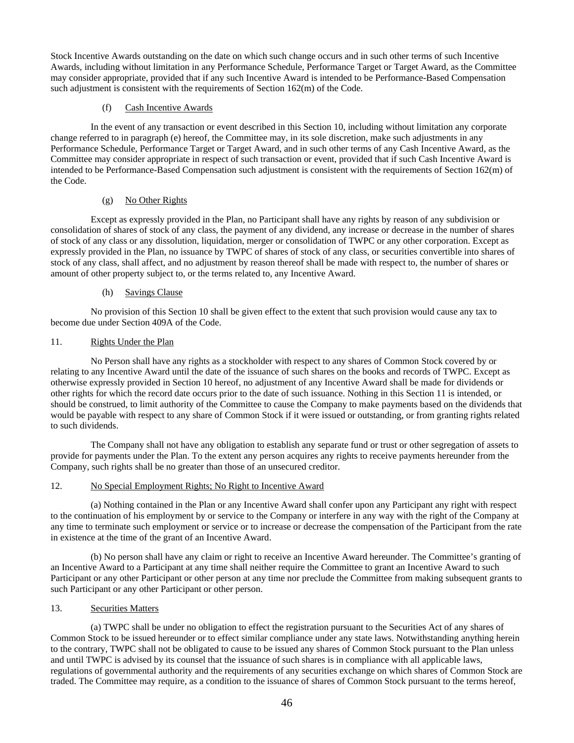Stock Incentive Awards outstanding on the date on which such change occurs and in such other terms of such Incentive Awards, including without limitation in any Performance Schedule, Performance Target or Target Award, as the Committee may consider appropriate, provided that if any such Incentive Award is intended to be Performance-Based Compensation such adjustment is consistent with the requirements of Section 162(m) of the Code.

(f) Cash Incentive Awards

In the event of any transaction or event described in this Section 10, including without limitation any corporate change referred to in paragraph (e) hereof, the Committee may, in its sole discretion, make such adjustments in any Performance Schedule, Performance Target or Target Award, and in such other terms of any Cash Incentive Award, as the Committee may consider appropriate in respect of such transaction or event, provided that if such Cash Incentive Award is intended to be Performance-Based Compensation such adjustment is consistent with the requirements of Section 162(m) of the Code.

(g) No Other Rights

Except as expressly provided in the Plan, no Participant shall have any rights by reason of any subdivision or consolidation of shares of stock of any class, the payment of any dividend, any increase or decrease in the number of shares of stock of any class or any dissolution, liquidation, merger or consolidation of TWPC or any other corporation. Except as expressly provided in the Plan, no issuance by TWPC of shares of stock of any class, or securities convertible into shares of stock of any class, shall affect, and no adjustment by reason thereof shall be made with respect to, the number of shares or amount of other property subject to, or the terms related to, any Incentive Award.

(h) Savings Clause

No provision of this Section 10 shall be given effect to the extent that such provision would cause any tax to become due under Section 409A of the Code.

11. Rights Under the Plan

No Person shall have any rights as a stockholder with respect to any shares of Common Stock covered by or relating to any Incentive Award until the date of the issuance of such shares on the books and records of TWPC. Except as otherwise expressly provided in Section 10 hereof, no adjustment of any Incentive Award shall be made for dividends or other rights for which the record date occurs prior to the date of such issuance. Nothing in this Section 11 is intended, or should be construed, to limit authority of the Committee to cause the Company to make payments based on the dividends that would be payable with respect to any share of Common Stock if it were issued or outstanding, or from granting rights related to such dividends.

The Company shall not have any obligation to establish any separate fund or trust or other segregation of assets to provide for payments under the Plan. To the extent any person acquires any rights to receive payments hereunder from the Company, such rights shall be no greater than those of an unsecured creditor.

12. No Special Employment Rights; No Right to Incentive Award

(a) Nothing contained in the Plan or any Incentive Award shall confer upon any Participant any right with respect to the continuation of his employment by or service to the Company or interfere in any way with the right of the Company at any time to terminate such employment or service or to increase or decrease the compensation of the Participant from the rate in existence at the time of the grant of an Incentive Award.

(b) No person shall have any claim or right to receive an Incentive Award hereunder. The Committee's granting of an Incentive Award to a Participant at any time shall neither require the Committee to grant an Incentive Award to such Participant or any other Participant or other person at any time nor preclude the Committee from making subsequent grants to such Participant or any other Participant or other person.

13. Securities Matters

(a) TWPC shall be under no obligation to effect the registration pursuant to the Securities Act of any shares of Common Stock to be issued hereunder or to effect similar compliance under any state laws. Notwithstanding anything herein to the contrary, TWPC shall not be obligated to cause to be issued any shares of Common Stock pursuant to the Plan unless and until TWPC is advised by its counsel that the issuance of such shares is in compliance with all applicable laws, regulations of governmental authority and the requirements of any securities exchange on which shares of Common Stock are traded. The Committee may require, as a condition to the issuance of shares of Common Stock pursuant to the terms hereof,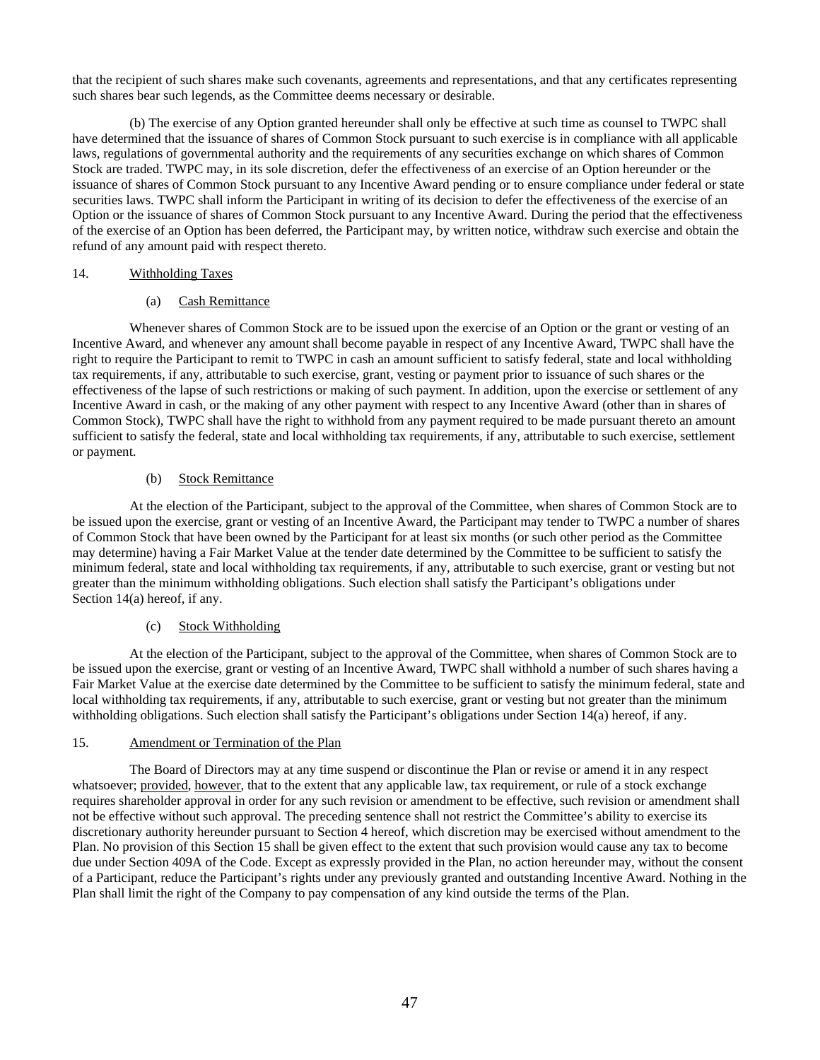that the recipient of such shares make such covenants, agreements and representations, and that any certificates representing such shares bear such legends, as the Committee deems necessary or desirable.

(b) The exercise of any Option granted hereunder shall only be effective at such time as counsel to TWPC shall have determined that the issuance of shares of Common Stock pursuant to such exercise is in compliance with all applicable laws, regulations of governmental authority and the requirements of any securities exchange on which shares of Common Stock are traded. TWPC may, in its sole discretion, defer the effectiveness of an exercise of an Option hereunder or the issuance of shares of Common Stock pursuant to any Incentive Award pending or to ensure compliance under federal or state securities laws. TWPC shall inform the Participant in writing of its decision to defer the effectiveness of the exercise of an Option or the issuance of shares of Common Stock pursuant to any Incentive Award. During the period that the effectiveness of the exercise of an Option has been deferred, the Participant may, by written notice, withdraw such exercise and obtain the refund of any amount paid with respect thereto.

14. Withholding Taxes

(a) Cash Remittance

Whenever shares of Common Stock are to be issued upon the exercise of an Option or the grant or vesting of an Incentive Award, and whenever any amount shall become payable in respect of any Incentive Award, TWPC shall have the right to require the Participant to remit to TWPC in cash an amount sufficient to satisfy federal, state and local withholding tax requirements, if any, attributable to such exercise, grant, vesting or payment prior to issuance of such shares or the effectiveness of the lapse of such restrictions or making of such payment. In addition, upon the exercise or settlement of any Incentive Award in cash, or the making of any other payment with respect to any Incentive Award (other than in shares of Common Stock), TWPC shall have the right to withhold from any payment required to be made pursuant thereto an amount sufficient to satisfy the federal, state and local withholding tax requirements, if any, attributable to such exercise, settlement or payment.

(b) Stock Remittance

At the election of the Participant, subject to the approval of the Committee, when shares of Common Stock are to be issued upon the exercise, grant or vesting of an Incentive Award, the Participant may tender to TWPC a number of shares of Common Stock that have been owned by the Participant for at least six months (or such other period as the Committee may determine) having a Fair Market Value at the tender date determined by the Committee to be sufficient to satisfy the minimum federal, state and local withholding tax requirements, if any, attributable to such exercise, grant or vesting but not greater than the minimum withholding obligations. Such election shall satisfy the Participant's obligations under Section 14(a) hereof, if any.

(c) Stock Withholding

At the election of the Participant, subject to the approval of the Committee, when shares of Common Stock are to be issued upon the exercise, grant or vesting of an Incentive Award, TWPC shall withhold a number of such shares having a Fair Market Value at the exercise date determined by the Committee to be sufficient to satisfy the minimum federal, state and local withholding tax requirements, if any, attributable to such exercise, grant or vesting but not greater than the minimum withholding obligations. Such election shall satisfy the Participant's obligations under Section 14(a) hereof, if any.

15. Amendment or Termination of the Plan

The Board of Directors may at any time suspend or discontinue the Plan or revise or amend it in any respect whatsoever; provided, however, that to the extent that any applicable law, tax requirement, or rule of a stock exchange requires shareholder approval in order for any such revision or amendment to be effective, such revision or amendment shall not be effective without such approval. The preceding sentence shall not restrict the Committee's ability to exercise its discretionary authority hereunder pursuant to Section 4 hereof, which discretion may be exercised without amendment to the Plan. No provision of this Section 15 shall be given effect to the extent that such provision would cause any tax to become due under Section 409A of the Code. Except as expressly provided in the Plan, no action hereunder may, without the consent of a Participant, reduce the Participant's rights under any previously granted and outstanding Incentive Award. Nothing in the Plan shall limit the right of the Company to pay compensation of any kind outside the terms of the Plan.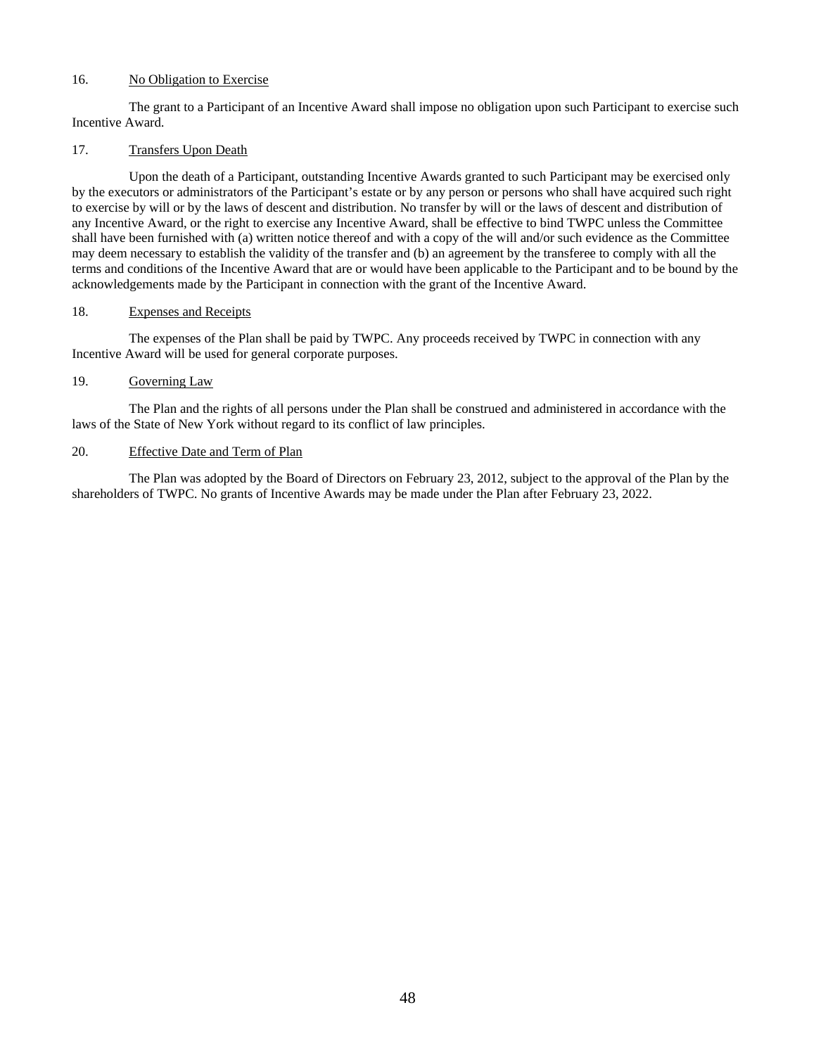16. No Obligation to Exercise

The grant to a Participant of an Incentive Award shall impose no obligation upon such Participant to exercise such Incentive Award.

17. Transfers Upon Death

Upon the death of a Participant, outstanding Incentive Awards granted to such Participant may be exercised only by the executors or administrators of the Participant's estate or by any person or persons who shall have acquired such right to exercise by will or by the laws of descent and distribution. No transfer by will or the laws of descent and distribution of any Incentive Award, or the right to exercise any Incentive Award, shall be effective to bind TWPC unless the Committee shall have been furnished with (a) written notice thereof and with a copy of the will and/or such evidence as the Committee may deem necessary to establish the validity of the transfer and (b) an agreement by the transferee to comply with all the terms and conditions of the Incentive Award that are or would have been applicable to the Participant and to be bound by the acknowledgements made by the Participant in connection with the grant of the Incentive Award.

18. Expenses and Receipts

The expenses of the Plan shall be paid by TWPC. Any proceeds received by TWPC in connection with any Incentive Award will be used for general corporate purposes.

19. Governing Law

The Plan and the rights of all persons under the Plan shall be construed and administered in accordance with the laws of the State of New York without regard to its conflict of law principles.

20. Effective Date and Term of Plan

The Plan was adopted by the Board of Directors on February 23, 2012, subject to the approval of the Plan by the shareholders of TWPC. No grants of Incentive Awards may be made under the Plan after February 23, 2022.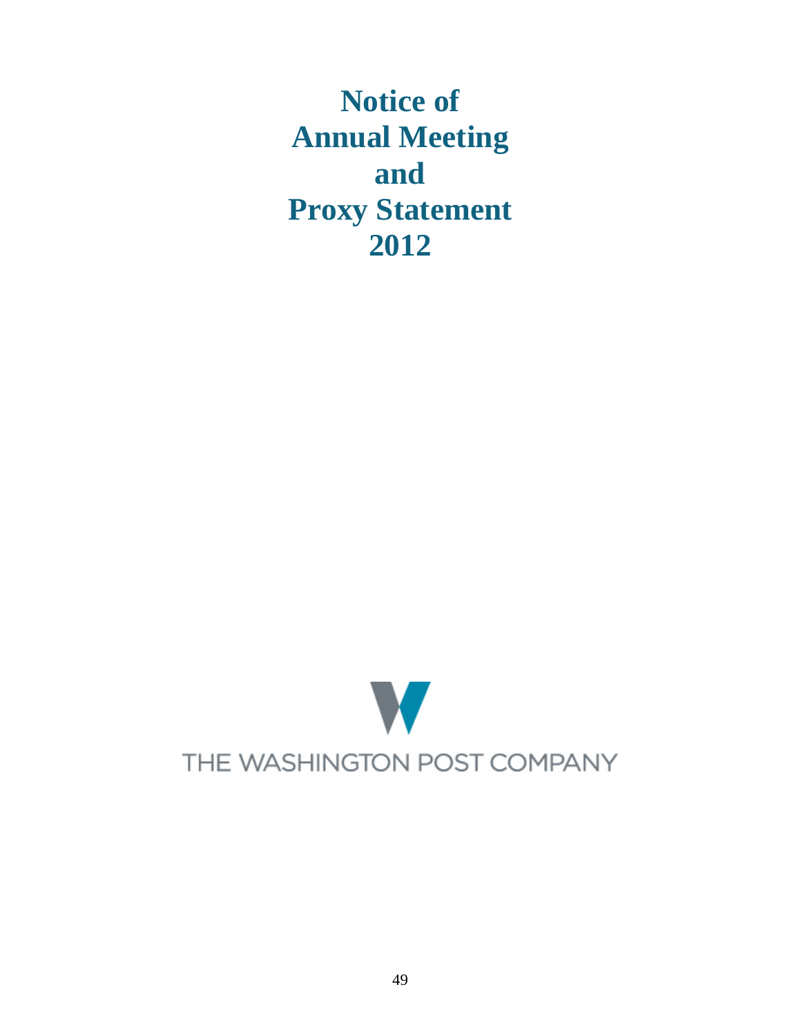# Notice of Annual Meeting and Proxy Statement 2012

THE WASHINGTON POST COMPANY